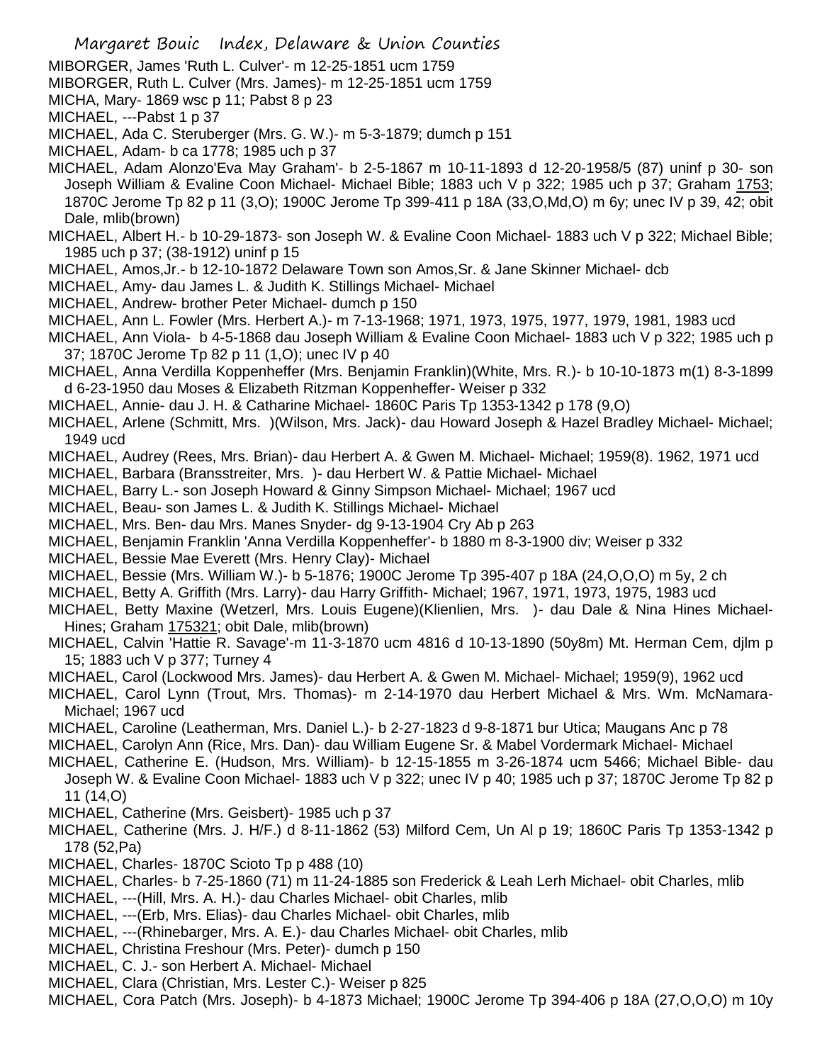# Margaret Bouic Index, Delaware & Union Counties

MIBORGER, James 'Ruth L. Culver'- m 12-25-1851 ucm 1759

MIBORGER, Ruth L. Culver (Mrs. James)- m 12-25-1851 ucm 1759

MICHA, Mary- 1869 wsc p 11; Pabst 8 p 23

MICHAEL, ---Pabst 1 p 37

MICHAEL, Ada C. Steruberger (Mrs. G. W.)- m 5-3-1879; dumch p 151

MICHAEL, Adam- b ca 1778; 1985 uch p 37

MICHAEL, Adam Alonzo'Eva May Graham'- b 2-5-1867 m 10-11-1893 d 12-20-1958/5 (87) uninf p 30- son Joseph William & Evaline Coon Michael- Michael Bible; 1883 uch V p 322; 1985 uch p 37; Graham 1753; 1870C Jerome Tp 82 p 11 (3,O); 1900C Jerome Tp 399-411 p 18A (33,O,Md,O) m 6y; unec IV p 39, 42; obit Dale, mlib(brown)

MICHAEL, Albert H.- b 10-29-1873- son Joseph W. & Evaline Coon Michael- 1883 uch V p 322; Michael Bible; 1985 uch p 37; (38-1912) uninf p 15

MICHAEL, Amos,Jr.- b 12-10-1872 Delaware Town son Amos,Sr. & Jane Skinner Michael- dcb

MICHAEL, Amy- dau James L. & Judith K. Stillings Michael- Michael

MICHAEL, Andrew- brother Peter Michael- dumch p 150

MICHAEL, Ann L. Fowler (Mrs. Herbert A.)- m 7-13-1968; 1971, 1973, 1975, 1977, 1979, 1981, 1983 ucd

MICHAEL, Ann Viola- b 4-5-1868 dau Joseph William & Evaline Coon Michael- 1883 uch V p 322; 1985 uch p 37; 1870C Jerome Tp 82 p 11 (1,O); unec IV p 40

MICHAEL, Anna Verdilla Koppenheffer (Mrs. Benjamin Franklin)(White, Mrs. R.)- b 10-10-1873 m(1) 8-3-1899 d 6-23-1950 dau Moses & Elizabeth Ritzman Koppenheffer- Weiser p 332

MICHAEL, Annie- dau J. H. & Catharine Michael- 1860C Paris Tp 1353-1342 p 178 (9,O)

MICHAEL, Arlene (Schmitt, Mrs. )(Wilson, Mrs. Jack)- dau Howard Joseph & Hazel Bradley Michael- Michael; 1949 ucd

MICHAEL, Audrey (Rees, Mrs. Brian)- dau Herbert A. & Gwen M. Michael- Michael; 1959(8). 1962, 1971 ucd

MICHAEL, Barbara (Bransstreiter, Mrs. )- dau Herbert W. & Pattie Michael- Michael

MICHAEL, Barry L.- son Joseph Howard & Ginny Simpson Michael- Michael; 1967 ucd

MICHAEL, Beau- son James L. & Judith K. Stillings Michael- Michael

MICHAEL, Mrs. Ben- dau Mrs. Manes Snyder- dg 9-13-1904 Cry Ab p 263

MICHAEL, Benjamin Franklin 'Anna Verdilla Koppenheffer'- b 1880 m 8-3-1900 div; Weiser p 332

MICHAEL, Bessie Mae Everett (Mrs. Henry Clay)- Michael

MICHAEL, Bessie (Mrs. William W.)- b 5-1876; 1900C Jerome Tp 395-407 p 18A (24,O,O,O) m 5y, 2 ch

MICHAEL, Betty A. Griffith (Mrs. Larry)- dau Harry Griffith- Michael; 1967, 1971, 1973, 1975, 1983 ucd

MICHAEL, Betty Maxine (Wetzerl, Mrs. Louis Eugene)(Klienlien, Mrs. )- dau Dale & Nina Hines Michael- Hines; Graham 175321; obit Dale, mlib(brown)

MICHAEL, Calvin 'Hattie R. Savage'-m 11-3-1870 ucm 4816 d 10-13-1890 (50y8m) Mt. Herman Cem, djlm p 15; 1883 uch V p 377; Turney 4

MICHAEL, Carol (Lockwood Mrs. James)- dau Herbert A. & Gwen M. Michael- Michael; 1959(9), 1962 ucd

MICHAEL, Carol Lynn (Trout, Mrs. Thomas)- m 2-14-1970 dau Herbert Michael & Mrs. Wm. McNamara- Michael; 1967 ucd

MICHAEL, Caroline (Leatherman, Mrs. Daniel L.)- b 2-27-1823 d 9-8-1871 bur Utica; Maugans Anc p 78

MICHAEL, Carolyn Ann (Rice, Mrs. Dan)- dau William Eugene Sr. & Mabel Vordermark Michael- Michael

MICHAEL, Catherine E. (Hudson, Mrs. William)- b 12-15-1855 m 3-26-1874 ucm 5466; Michael Bible- dau Joseph W. & Evaline Coon Michael- 1883 uch V p 322; unec IV p 40; 1985 uch p 37; 1870C Jerome Tp 82 p 11 (14,O)

MICHAEL, Catherine (Mrs. Geisbert)- 1985 uch p 37

MICHAEL, Catherine (Mrs. J. H/F.) d 8-11-1862 (53) Milford Cem, Un Al p 19; 1860C Paris Tp 1353-1342 p 178 (52,Pa)

MICHAEL, Charles- 1870C Scioto Tp p 488 (10)

MICHAEL, Charles- b 7-25-1860 (71) m 11-24-1885 son Frederick & Leah Lerh Michael- obit Charles, mlib

MICHAEL, ---(Hill, Mrs. A. H.)- dau Charles Michael- obit Charles, mlib

MICHAEL, ---(Erb, Mrs. Elias)- dau Charles Michael- obit Charles, mlib

MICHAEL, ---(Rhinebarger, Mrs. A. E.)- dau Charles Michael- obit Charles, mlib

MICHAEL, Christina Freshour (Mrs. Peter)- dumch p 150

MICHAEL, C. J.- son Herbert A. Michael- Michael

MICHAEL, Clara (Christian, Mrs. Lester C.)- Weiser p 825

MICHAEL, Cora Patch (Mrs. Joseph)- b 4-1873 Michael; 1900C Jerome Tp 394-406 p 18A (27,O,O,O) m 10y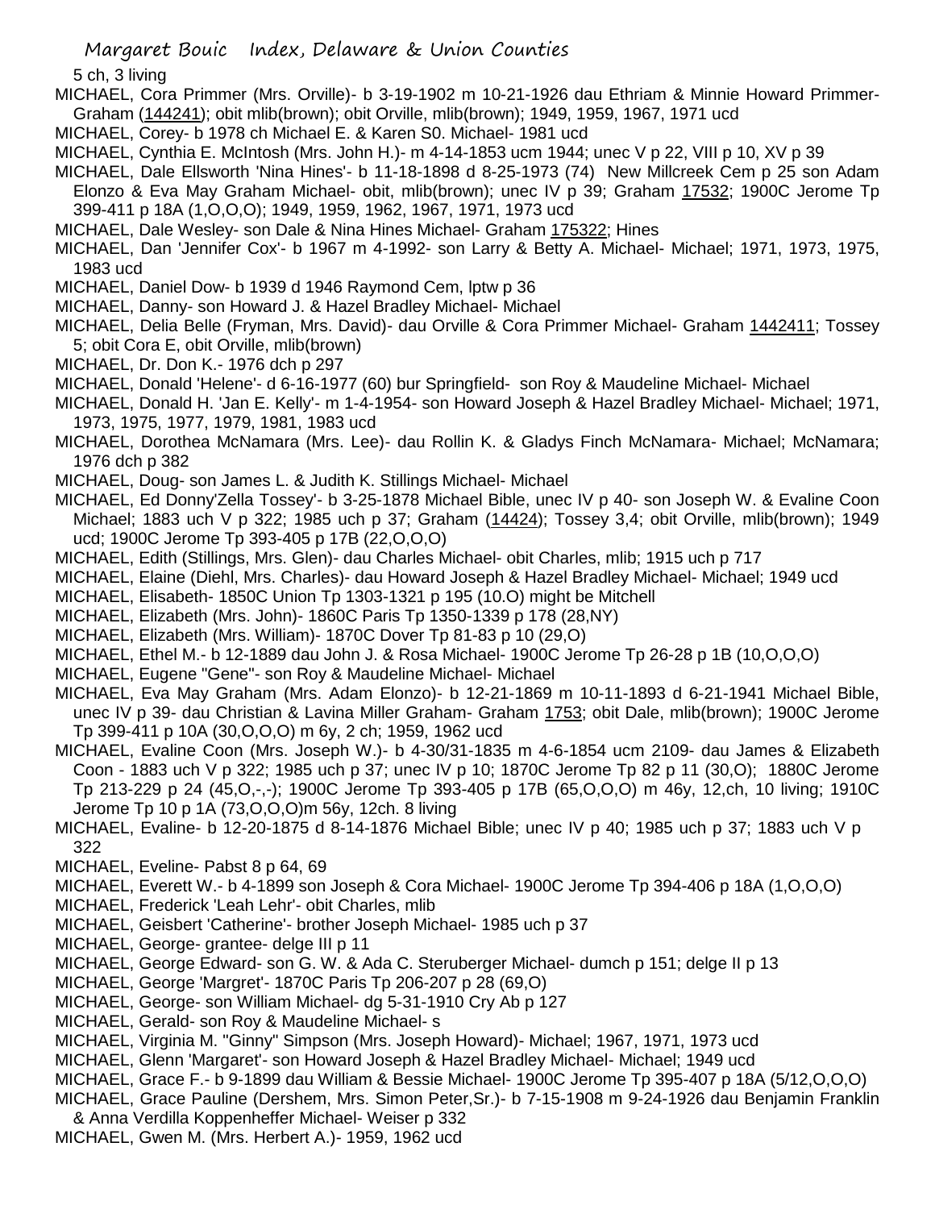5 ch, 3 living

MICHAEL, Cora Primmer (Mrs. Orville)- b 3-19-1902 m 10-21-1926 dau Ethriam & Minnie Howard Primmer- Graham (144241); obit mlib(brown); obit Orville, mlib(brown); 1949, 1959, 1967, 1971 ucd

MICHAEL, Corey- b 1978 ch Michael E. & Karen S0. Michael- 1981 ucd

MICHAEL, Cynthia E. McIntosh (Mrs. John H.)- m 4-14-1853 ucm 1944; unec V p 22, VIII p 10, XV p 39

MICHAEL, Dale Ellsworth 'Nina Hines'- b 11-18-1898 d 8-25-1973 (74) New Millcreek Cem p 25 son Adam Elonzo & Eva May Graham Michael- obit, mlib(brown); unec IV p 39; Graham 17532; 1900C Jerome Tp 399-411 p 18A (1,O,O,O); 1949, 1959, 1962, 1967, 1971, 1973 ucd

MICHAEL, Dale Wesley- son Dale & Nina Hines Michael- Graham 175322; Hines

MICHAEL, Dan 'Jennifer Cox'- b 1967 m 4-1992- son Larry & Betty A. Michael- Michael; 1971, 1973, 1975, 1983 ucd

MICHAEL, Daniel Dow- b 1939 d 1946 Raymond Cem, lptw p 36

MICHAEL, Danny- son Howard J. & Hazel Bradley Michael- Michael

MICHAEL, Delia Belle (Fryman, Mrs. David)- dau Orville & Cora Primmer Michael- Graham 1442411; Tossey 5; obit Cora E, obit Orville, mlib(brown)

MICHAEL, Dr. Don K.- 1976 dch p 297

MICHAEL, Donald 'Helene'- d 6-16-1977 (60) bur Springfield- son Roy & Maudeline Michael- Michael

MICHAEL, Donald H. 'Jan E. Kelly'- m 1-4-1954- son Howard Joseph & Hazel Bradley Michael- Michael; 1971, 1973, 1975, 1977, 1979, 1981, 1983 ucd

MICHAEL, Dorothea McNamara (Mrs. Lee)- dau Rollin K. & Gladys Finch McNamara- Michael; McNamara; 1976 dch p 382

MICHAEL, Doug- son James L. & Judith K. Stillings Michael- Michael

MICHAEL, Ed Donny'Zella Tossey'- b 3-25-1878 Michael Bible, unec IV p 40- son Joseph W. & Evaline Coon Michael; 1883 uch V p 322; 1985 uch p 37; Graham (14424); Tossey 3,4; obit Orville, mlib(brown); 1949 ucd; 1900C Jerome Tp 393-405 p 17B (22,O,O,O)

MICHAEL, Edith (Stillings, Mrs. Glen)- dau Charles Michael- obit Charles, mlib; 1915 uch p 717

MICHAEL, Elaine (Diehl, Mrs. Charles)- dau Howard Joseph & Hazel Bradley Michael- Michael; 1949 ucd

MICHAEL, Elisabeth- 1850C Union Tp 1303-1321 p 195 (10.O) might be Mitchell

MICHAEL, Elizabeth (Mrs. John)- 1860C Paris Tp 1350-1339 p 178 (28,NY)

MICHAEL, Elizabeth (Mrs. William)- 1870C Dover Tp 81-83 p 10 (29,O)

MICHAEL, Ethel M.- b 12-1889 dau John J. & Rosa Michael- 1900C Jerome Tp 26-28 p 1B (10,O,O,O)

MICHAEL, Eugene "Gene"- son Roy & Maudeline Michael- Michael

MICHAEL, Eva May Graham (Mrs. Adam Elonzo)- b 12-21-1869 m 10-11-1893 d 6-21-1941 Michael Bible, unec IV p 39- dau Christian & Lavina Miller Graham- Graham 1753; obit Dale, mlib(brown); 1900C Jerome Tp 399-411 p 10A (30,O,O,O) m 6y, 2 ch; 1959, 1962 ucd

MICHAEL, Evaline Coon (Mrs. Joseph W.)- b 4-30/31-1835 m 4-6-1854 ucm 2109- dau James & Elizabeth Coon - 1883 uch V p 322; 1985 uch p 37; unec IV p 10; 1870C Jerome Tp 82 p 11 (30,O); 1880C Jerome Tp 213-229 p 24 (45,O,-,-); 1900C Jerome Tp 393-405 p 17B (65,O,O,O) m 46y, 12,ch, 10 living; 1910C Jerome Tp 10 p 1A (73,O,O,O)m 56y, 12ch. 8 living

MICHAEL, Evaline- b 12-20-1875 d 8-14-1876 Michael Bible; unec IV p 40; 1985 uch p 37; 1883 uch V p 322

MICHAEL, Eveline- Pabst 8 p 64, 69

MICHAEL, Everett W.- b 4-1899 son Joseph & Cora Michael- 1900C Jerome Tp 394-406 p 18A (1,O,O,O)

MICHAEL, Frederick 'Leah Lehr'- obit Charles, mlib

MICHAEL, Geisbert 'Catherine'- brother Joseph Michael- 1985 uch p 37

MICHAEL, George- grantee- delge III p 11

MICHAEL, George Edward- son G. W. & Ada C. Steruberger Michael- dumch p 151; delge II p 13

MICHAEL, George 'Margret'- 1870C Paris Tp 206-207 p 28 (69,O)

MICHAEL, George- son William Michael- dg 5-31-1910 Cry Ab p 127

MICHAEL, Gerald- son Roy & Maudeline Michael- s

MICHAEL, Virginia M. "Ginny" Simpson (Mrs. Joseph Howard)- Michael; 1967, 1971, 1973 ucd

MICHAEL, Glenn 'Margaret'- son Howard Joseph & Hazel Bradley Michael- Michael; 1949 ucd

MICHAEL, Grace F.- b 9-1899 dau William & Bessie Michael- 1900C Jerome Tp 395-407 p 18A (5/12,O,O,O)

MICHAEL, Grace Pauline (Dershem, Mrs. Simon Peter,Sr.)- b 7-15-1908 m 9-24-1926 dau Benjamin Franklin & Anna Verdilla Koppenheffer Michael- Weiser p 332

MICHAEL, Gwen M. (Mrs. Herbert A.)- 1959, 1962 ucd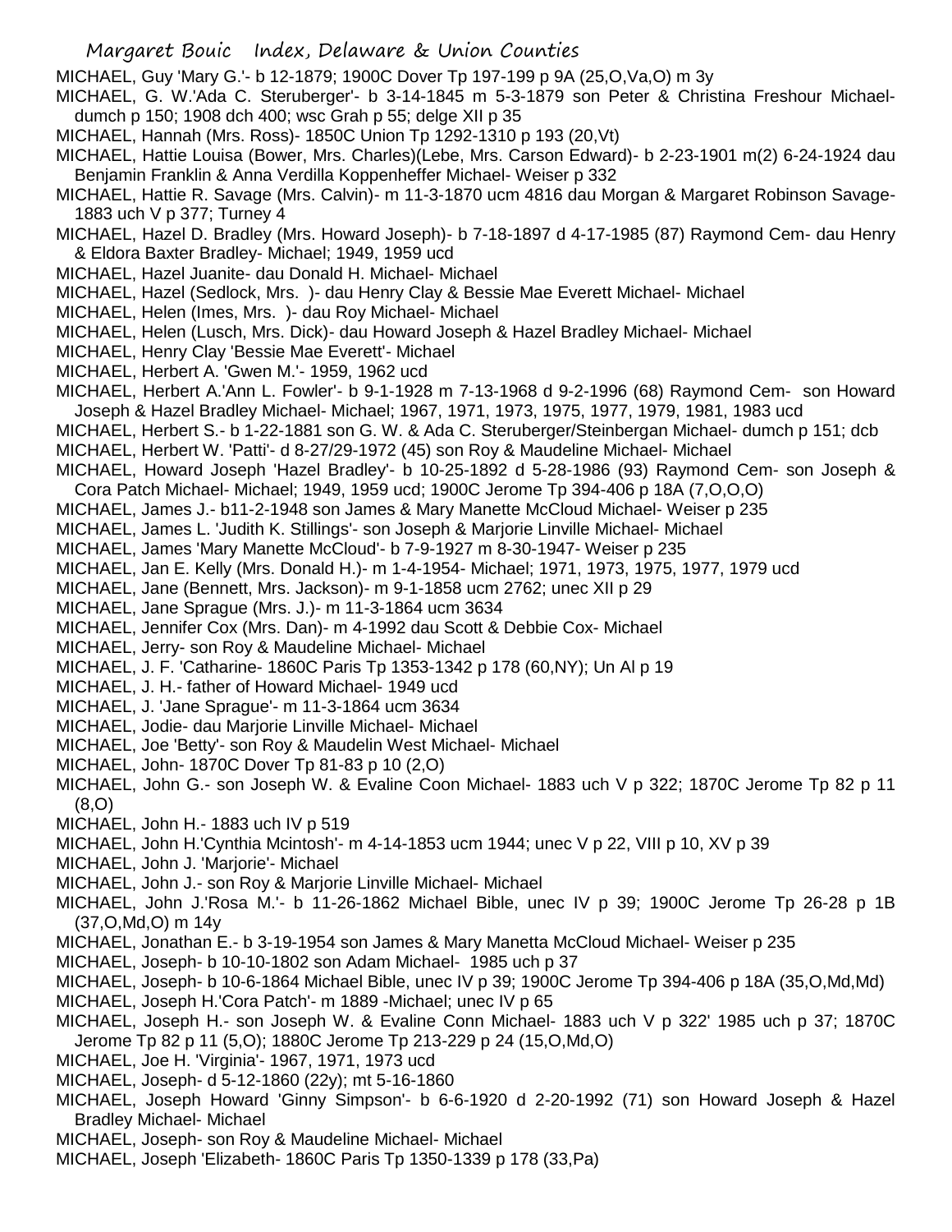MICHAEL, Guy 'Mary G.'- b 12-1879; 1900C Dover Tp 197-199 p 9A (25,O,Va,O) m 3y

MICHAEL, G. W.'Ada C. Steruberger'- b 3-14-1845 m 5-3-1879 son Peter & Christina Freshour Michael- dumch p 150; 1908 dch 400; wsc Grah p 55; delge XII p 35

MICHAEL, Hannah (Mrs. Ross)- 1850C Union Tp 1292-1310 p 193 (20,Vt)

MICHAEL, Hattie Louisa (Bower, Mrs. Charles)(Lebe, Mrs. Carson Edward)- b 2-23-1901 m(2) 6-24-1924 dau Benjamin Franklin & Anna Verdilla Koppenheffer Michael- Weiser p 332

MICHAEL, Hattie R. Savage (Mrs. Calvin)- m 11-3-1870 ucm 4816 dau Morgan & Margaret Robinson Savage- 1883 uch V p 377; Turney 4

MICHAEL, Hazel D. Bradley (Mrs. Howard Joseph)- b 7-18-1897 d 4-17-1985 (87) Raymond Cem- dau Henry & Eldora Baxter Bradley- Michael; 1949, 1959 ucd

MICHAEL, Hazel Juanite- dau Donald H. Michael- Michael

MICHAEL, Hazel (Sedlock, Mrs. )- dau Henry Clay & Bessie Mae Everett Michael- Michael

MICHAEL, Helen (Imes, Mrs. )- dau Roy Michael- Michael

MICHAEL, Helen (Lusch, Mrs. Dick)- dau Howard Joseph & Hazel Bradley Michael- Michael

MICHAEL, Henry Clay 'Bessie Mae Everett'- Michael

MICHAEL, Herbert A. 'Gwen M.'- 1959, 1962 ucd

MICHAEL, Herbert A.'Ann L. Fowler'- b 9-1-1928 m 7-13-1968 d 9-2-1996 (68) Raymond Cem- son Howard Joseph & Hazel Bradley Michael- Michael; 1967, 1971, 1973, 1975, 1977, 1979, 1981, 1983 ucd

MICHAEL, Herbert S.- b 1-22-1881 son G. W. & Ada C. Steruberger/Steinbergan Michael- dumch p 151; dcb

MICHAEL, Herbert W. 'Patti'- d 8-27/29-1972 (45) son Roy & Maudeline Michael- Michael

MICHAEL, Howard Joseph 'Hazel Bradley'- b 10-25-1892 d 5-28-1986 (93) Raymond Cem- son Joseph & Cora Patch Michael- Michael; 1949, 1959 ucd; 1900C Jerome Tp 394-406 p 18A (7,O,O,O)

MICHAEL, James J.- b11-2-1948 son James & Mary Manette McCloud Michael- Weiser p 235

MICHAEL, James L. 'Judith K. Stillings'- son Joseph & Marjorie Linville Michael- Michael

MICHAEL, James 'Mary Manette McCloud'- b 7-9-1927 m 8-30-1947- Weiser p 235

MICHAEL, Jan E. Kelly (Mrs. Donald H.)- m 1-4-1954- Michael; 1971, 1973, 1975, 1977, 1979 ucd

MICHAEL, Jane (Bennett, Mrs. Jackson)- m 9-1-1858 ucm 2762; unec XII p 29

MICHAEL, Jane Sprague (Mrs. J.)- m 11-3-1864 ucm 3634

MICHAEL, Jennifer Cox (Mrs. Dan)- m 4-1992 dau Scott & Debbie Cox- Michael

MICHAEL, Jerry- son Roy & Maudeline Michael- Michael

MICHAEL, J. F. 'Catharine- 1860C Paris Tp 1353-1342 p 178 (60,NY); Un Al p 19

MICHAEL, J. H.- father of Howard Michael- 1949 ucd

MICHAEL, J. 'Jane Sprague'- m 11-3-1864 ucm 3634

MICHAEL, Jodie- dau Marjorie Linville Michael- Michael

MICHAEL, Joe 'Betty'- son Roy & Maudelin West Michael- Michael

MICHAEL, John- 1870C Dover Tp 81-83 p 10 (2,O)

MICHAEL, John G.- son Joseph W. & Evaline Coon Michael- 1883 uch V p 322; 1870C Jerome Tp 82 p 11 (8,O)

MICHAEL, John H.- 1883 uch IV p 519

MICHAEL, John H.'Cynthia Mcintosh'- m 4-14-1853 ucm 1944; unec V p 22, VIII p 10, XV p 39

MICHAEL, John J. 'Marjorie'- Michael

MICHAEL, John J.- son Roy & Marjorie Linville Michael- Michael

MICHAEL, John J.'Rosa M.'- b 11-26-1862 Michael Bible, unec IV p 39; 1900C Jerome Tp 26-28 p 1B (37,O,Md,O) m 14y

MICHAEL, Jonathan E.- b 3-19-1954 son James & Mary Manetta McCloud Michael- Weiser p 235

MICHAEL, Joseph- b 10-10-1802 son Adam Michael- 1985 uch p 37

MICHAEL, Joseph- b 10-6-1864 Michael Bible, unec IV p 39; 1900C Jerome Tp 394-406 p 18A (35,O,Md,Md)

MICHAEL, Joseph H.'Cora Patch'- m 1889 -Michael; unec IV p 65

MICHAEL, Joseph H.- son Joseph W. & Evaline Conn Michael- 1883 uch V p 322' 1985 uch p 37; 1870C Jerome Tp 82 p 11 (5,O); 1880C Jerome Tp 213-229 p 24 (15,O,Md,O)

MICHAEL, Joe H. 'Virginia'- 1967, 1971, 1973 ucd

MICHAEL, Joseph- d 5-12-1860 (22y); mt 5-16-1860

MICHAEL, Joseph Howard 'Ginny Simpson'- b 6-6-1920 d 2-20-1992 (71) son Howard Joseph & Hazel Bradley Michael- Michael

MICHAEL, Joseph- son Roy & Maudeline Michael- Michael

MICHAEL, Joseph 'Elizabeth- 1860C Paris Tp 1350-1339 p 178 (33,Pa)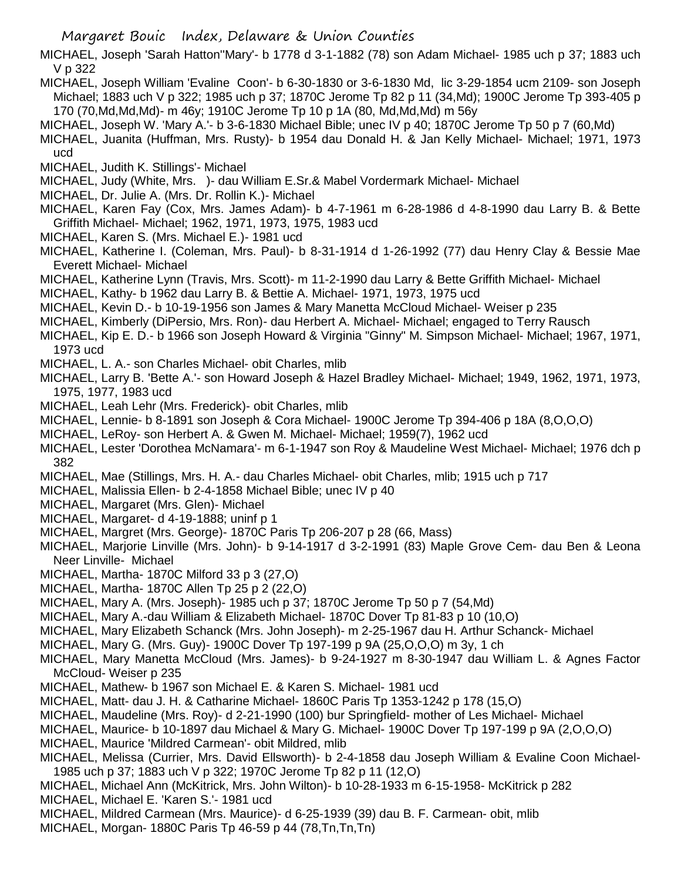MICHAEL, Joseph 'Sarah Hatton''Mary'- b 1778 d 3-1-1882 (78) son Adam Michael- 1985 uch p 37; 1883 uch V p 322

MICHAEL, Joseph William 'Evaline Coon'- b 6-30-1830 or 3-6-1830 Md, lic 3-29-1854 ucm 2109- son Joseph Michael; 1883 uch V p 322; 1985 uch p 37; 1870C Jerome Tp 82 p 11 (34,Md); 1900C Jerome Tp 393-405 p 170 (70,Md,Md,Md)- m 46y; 1910C Jerome Tp 10 p 1A (80, Md,Md,Md) m 56y

MICHAEL, Joseph W. 'Mary A.'- b 3-6-1830 Michael Bible; unec IV p 40; 1870C Jerome Tp 50 p 7 (60,Md)

MICHAEL, Juanita (Huffman, Mrs. Rusty)- b 1954 dau Donald H. & Jan Kelly Michael- Michael; 1971, 1973 ucd

MICHAEL, Judith K. Stillings'- Michael

MICHAEL, Judy (White, Mrs. )- dau William E.Sr.& Mabel Vordermark Michael- Michael

MICHAEL, Dr. Julie A. (Mrs. Dr. Rollin K.)- Michael

MICHAEL, Karen Fay (Cox, Mrs. James Adam)- b 4-7-1961 m 6-28-1986 d 4-8-1990 dau Larry B. & Bette Griffith Michael- Michael; 1962, 1971, 1973, 1975, 1983 ucd

MICHAEL, Karen S. (Mrs. Michael E.)- 1981 ucd

MICHAEL, Katherine I. (Coleman, Mrs. Paul)- b 8-31-1914 d 1-26-1992 (77) dau Henry Clay & Bessie Mae Everett Michael- Michael

MICHAEL, Katherine Lynn (Travis, Mrs. Scott)- m 11-2-1990 dau Larry & Bette Griffith Michael- Michael

MICHAEL, Kathy- b 1962 dau Larry B. & Bettie A. Michael- 1971, 1973, 1975 ucd

MICHAEL, Kevin D.- b 10-19-1956 son James & Mary Manetta McCloud Michael- Weiser p 235

MICHAEL, Kimberly (DiPersio, Mrs. Ron)- dau Herbert A. Michael- Michael; engaged to Terry Rausch

MICHAEL, Kip E. D.- b 1966 son Joseph Howard & Virginia "Ginny" M. Simpson Michael- Michael; 1967, 1971, 1973 ucd

MICHAEL, L. A.- son Charles Michael- obit Charles, mlib

MICHAEL, Larry B. 'Bette A.'- son Howard Joseph & Hazel Bradley Michael- Michael; 1949, 1962, 1971, 1973, 1975, 1977, 1983 ucd

MICHAEL, Leah Lehr (Mrs. Frederick)- obit Charles, mlib

MICHAEL, Lennie- b 8-1891 son Joseph & Cora Michael- 1900C Jerome Tp 394-406 p 18A (8,O,O,O)

MICHAEL, LeRoy- son Herbert A. & Gwen M. Michael- Michael; 1959(7), 1962 ucd

MICHAEL, Lester 'Dorothea McNamara'- m 6-1-1947 son Roy & Maudeline West Michael- Michael; 1976 dch p 382

MICHAEL, Mae (Stillings, Mrs. H. A.- dau Charles Michael- obit Charles, mlib; 1915 uch p 717

MICHAEL, Malissia Ellen- b 2-4-1858 Michael Bible; unec IV p 40

MICHAEL, Margaret (Mrs. Glen)- Michael

MICHAEL, Margaret- d 4-19-1888; uninf p 1

MICHAEL, Margret (Mrs. George)- 1870C Paris Tp 206-207 p 28 (66, Mass)

MICHAEL, Marjorie Linville (Mrs. John)- b 9-14-1917 d 3-2-1991 (83) Maple Grove Cem- dau Ben & Leona Neer Linville- Michael

MICHAEL, Martha- 1870C Milford 33 p 3 (27,O)

MICHAEL, Martha- 1870C Allen Tp 25 p 2 (22,O)

MICHAEL, Mary A. (Mrs. Joseph)- 1985 uch p 37; 1870C Jerome Tp 50 p 7 (54,Md)

MICHAEL, Mary A.-dau William & Elizabeth Michael- 1870C Dover Tp 81-83 p 10 (10,O)

MICHAEL, Mary Elizabeth Schanck (Mrs. John Joseph)- m 2-25-1967 dau H. Arthur Schanck- Michael

MICHAEL, Mary G. (Mrs. Guy)- 1900C Dover Tp 197-199 p 9A (25,O,O,O) m 3y, 1 ch

MICHAEL, Mary Manetta McCloud (Mrs. James)- b 9-24-1927 m 8-30-1947 dau William L. & Agnes Factor McCloud- Weiser p 235

MICHAEL, Mathew- b 1967 son Michael E. & Karen S. Michael- 1981 ucd

MICHAEL, Matt- dau J. H. & Catharine Michael- 1860C Paris Tp 1353-1242 p 178 (15,O)

MICHAEL, Maudeline (Mrs. Roy)- d 2-21-1990 (100) bur Springfield- mother of Les Michael- Michael

MICHAEL, Maurice- b 10-1897 dau Michael & Mary G. Michael- 1900C Dover Tp 197-199 p 9A (2,O,O,O)

MICHAEL, Maurice 'Mildred Carmean'- obit Mildred, mlib

MICHAEL, Melissa (Currier, Mrs. David Ellsworth)- b 2-4-1858 dau Joseph William & Evaline Coon Michael- 1985 uch p 37; 1883 uch V p 322; 1970C Jerome Tp 82 p 11 (12,O)

MICHAEL, Michael Ann (McKitrick, Mrs. John Wilton)- b 10-28-1933 m 6-15-1958- McKitrick p 282

MICHAEL, Michael E. 'Karen S.'- 1981 ucd

MICHAEL, Mildred Carmean (Mrs. Maurice)- d 6-25-1939 (39) dau B. F. Carmean- obit, mlib

MICHAEL, Morgan- 1880C Paris Tp 46-59 p 44 (78,Tn,Tn,Tn)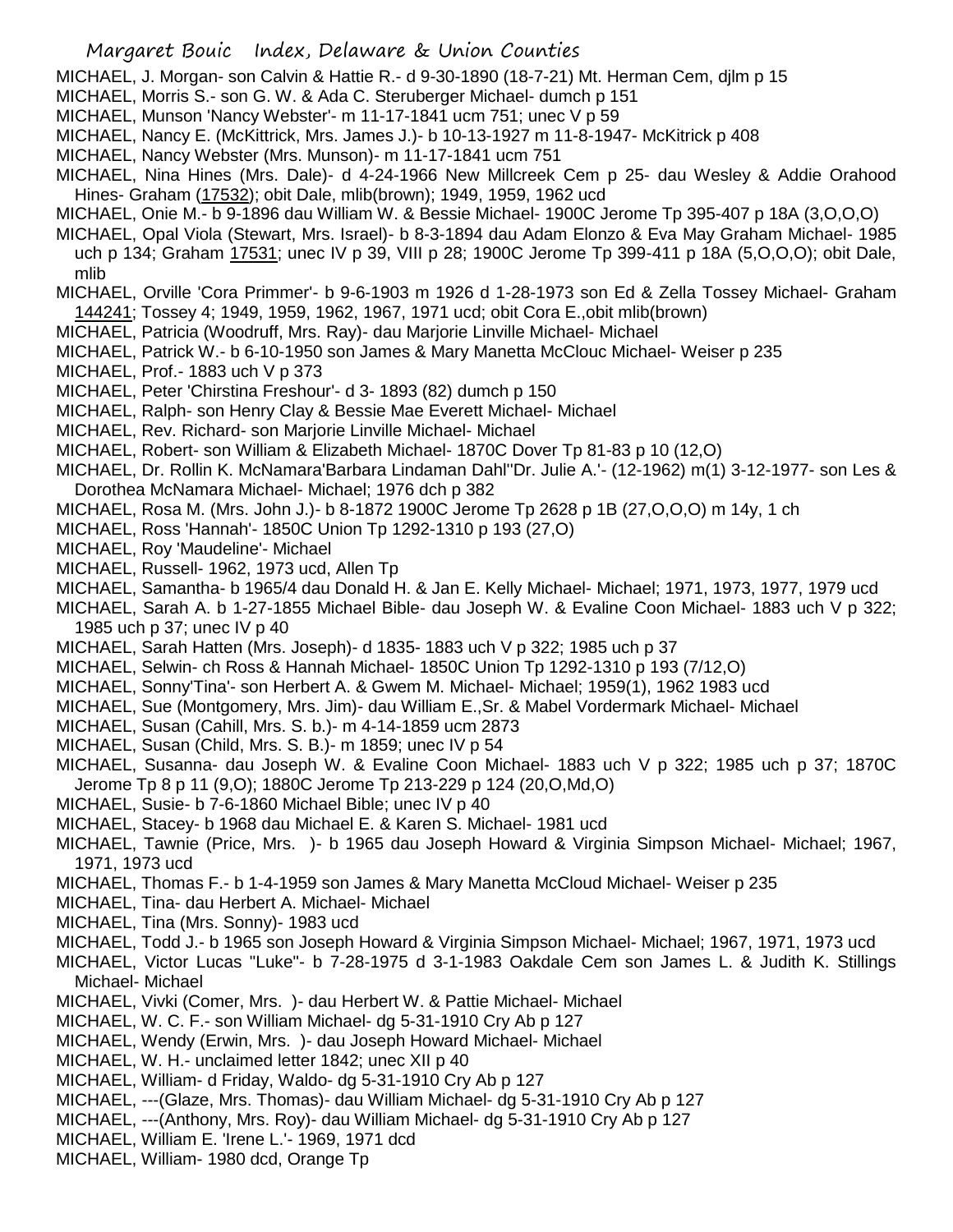MICHAEL, J. Morgan- son Calvin & Hattie R.- d 9-30-1890 (18-7-21) Mt. Herman Cem, djlm p 15

MICHAEL, Morris S.- son G. W. & Ada C. Steruberger Michael- dumch p 151

MICHAEL, Munson 'Nancy Webster'- m 11-17-1841 ucm 751; unec V p 59

MICHAEL, Nancy E. (McKittrick, Mrs. James J.)- b 10-13-1927 m 11-8-1947- McKitrick p 408

MICHAEL, Nancy Webster (Mrs. Munson)- m 11-17-1841 ucm 751

MICHAEL, Nina Hines (Mrs. Dale)- d 4-24-1966 New Millcreek Cem p 25- dau Wesley & Addie Orahood Hines- Graham (17532); obit Dale, mlib(brown); 1949, 1959, 1962 ucd

MICHAEL, Onie M.- b 9-1896 dau William W. & Bessie Michael- 1900C Jerome Tp 395-407 p 18A (3,O,O,O)

MICHAEL, Opal Viola (Stewart, Mrs. Israel)- b 8-3-1894 dau Adam Elonzo & Eva May Graham Michael- 1985 uch p 134; Graham 17531; unec IV p 39, VIII p 28; 1900C Jerome Tp 399-411 p 18A (5,O,O,O); obit Dale, mlib

MICHAEL, Orville 'Cora Primmer'- b 9-6-1903 m 1926 d 1-28-1973 son Ed & Zella Tossey Michael- Graham 144241; Tossey 4; 1949, 1959, 1962, 1967, 1971 ucd; obit Cora E.,obit mlib(brown)

MICHAEL, Patricia (Woodruff, Mrs. Ray)- dau Marjorie Linville Michael- Michael

MICHAEL, Patrick W.- b 6-10-1950 son James & Mary Manetta McClouc Michael- Weiser p 235

MICHAEL, Prof.- 1883 uch V p 373

MICHAEL, Peter 'Chirstina Freshour'- d 3- 1893 (82) dumch p 150

MICHAEL, Ralph- son Henry Clay & Bessie Mae Everett Michael- Michael

MICHAEL, Rev. Richard- son Marjorie Linville Michael- Michael

MICHAEL, Robert- son William & Elizabeth Michael- 1870C Dover Tp 81-83 p 10 (12,O)

MICHAEL, Dr. Rollin K. McNamara'Barbara Lindaman Dahl''Dr. Julie A.'- (12-1962) m(1) 3-12-1977- son Les & Dorothea McNamara Michael- Michael; 1976 dch p 382

MICHAEL, Rosa M. (Mrs. John J.)- b 8-1872 1900C Jerome Tp 2628 p 1B (27,O,O,O) m 14y, 1 ch

MICHAEL, Ross 'Hannah'- 1850C Union Tp 1292-1310 p 193 (27,O)

MICHAEL, Roy 'Maudeline'- Michael

MICHAEL, Russell- 1962, 1973 ucd, Allen Tp

MICHAEL, Samantha- b 1965/4 dau Donald H. & Jan E. Kelly Michael- Michael; 1971, 1973, 1977, 1979 ucd

MICHAEL, Sarah A. b 1-27-1855 Michael Bible- dau Joseph W. & Evaline Coon Michael- 1883 uch V p 322; 1985 uch p 37; unec IV p 40

MICHAEL, Sarah Hatten (Mrs. Joseph)- d 1835- 1883 uch V p 322; 1985 uch p 37

MICHAEL, Selwin- ch Ross & Hannah Michael- 1850C Union Tp 1292-1310 p 193 (7/12,O)

MICHAEL, Sonny'Tina'- son Herbert A. & Gwem M. Michael- Michael; 1959(1), 1962 1983 ucd

MICHAEL, Sue (Montgomery, Mrs. Jim)- dau William E.,Sr. & Mabel Vordermark Michael- Michael

MICHAEL, Susan (Cahill, Mrs. S. b.)- m 4-14-1859 ucm 2873

MICHAEL, Susan (Child, Mrs. S. B.)- m 1859; unec IV p 54

MICHAEL, Susanna- dau Joseph W. & Evaline Coon Michael- 1883 uch V p 322; 1985 uch p 37; 1870C Jerome Tp 8 p 11 (9,O); 1880C Jerome Tp 213-229 p 124 (20,O,Md,O)

MICHAEL, Susie- b 7-6-1860 Michael Bible; unec IV p 40

MICHAEL, Stacey- b 1968 dau Michael E. & Karen S. Michael- 1981 ucd

MICHAEL, Tawnie (Price, Mrs. )- b 1965 dau Joseph Howard & Virginia Simpson Michael- Michael; 1967, 1971, 1973 ucd

MICHAEL, Thomas F.- b 1-4-1959 son James & Mary Manetta McCloud Michael- Weiser p 235

MICHAEL, Tina- dau Herbert A. Michael- Michael

MICHAEL, Tina (Mrs. Sonny)- 1983 ucd

MICHAEL, Todd J.- b 1965 son Joseph Howard & Virginia Simpson Michael- Michael; 1967, 1971, 1973 ucd

MICHAEL, Victor Lucas "Luke"- b 7-28-1975 d 3-1-1983 Oakdale Cem son James L. & Judith K. Stillings Michael- Michael

MICHAEL, Vivki (Comer, Mrs. )- dau Herbert W. & Pattie Michael- Michael

MICHAEL, W. C. F.- son William Michael- dg 5-31-1910 Cry Ab p 127

MICHAEL, Wendy (Erwin, Mrs. )- dau Joseph Howard Michael- Michael

MICHAEL, W. H.- unclaimed letter 1842; unec XII p 40

MICHAEL, William- d Friday, Waldo- dg 5-31-1910 Cry Ab p 127

MICHAEL, ---(Glaze, Mrs. Thomas)- dau William Michael- dg 5-31-1910 Cry Ab p 127

MICHAEL, ---(Anthony, Mrs. Roy)- dau William Michael- dg 5-31-1910 Cry Ab p 127

MICHAEL, William E. 'Irene L.'- 1969, 1971 dcd

MICHAEL, William- 1980 dcd, Orange Tp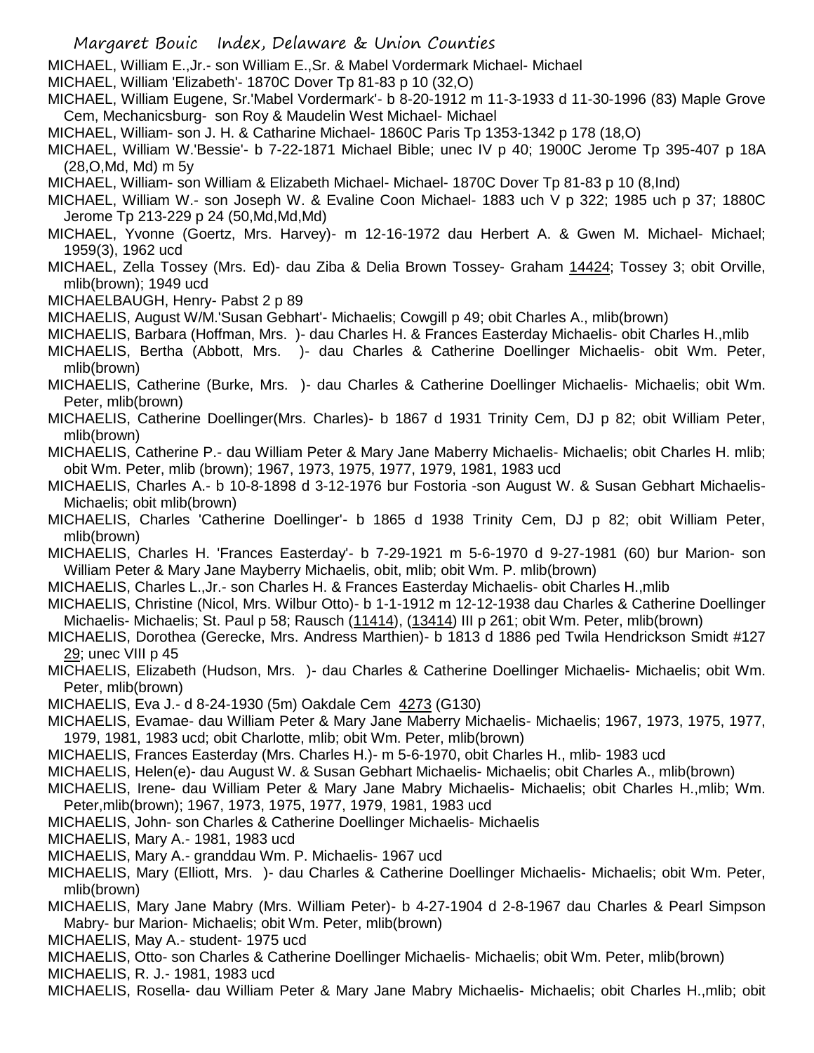MICHAEL, William E.,Jr.- son William E.,Sr. & Mabel Vordermark Michael- Michael

MICHAEL, William 'Elizabeth'- 1870C Dover Tp 81-83 p 10 (32,O)

MICHAEL, William Eugene, Sr.'Mabel Vordermark'- b 8-20-1912 m 11-3-1933 d 11-30-1996 (83) Maple Grove Cem, Mechanicsburg- son Roy & Maudelin West Michael- Michael

MICHAEL, William- son J. H. & Catharine Michael- 1860C Paris Tp 1353-1342 p 178 (18,O)

MICHAEL, William W.'Bessie'- b 7-22-1871 Michael Bible; unec IV p 40; 1900C Jerome Tp 395-407 p 18A (28,O,Md, Md) m 5y

MICHAEL, William- son William & Elizabeth Michael- Michael- 1870C Dover Tp 81-83 p 10 (8,Ind)

MICHAEL, William W.- son Joseph W. & Evaline Coon Michael- 1883 uch V p 322; 1985 uch p 37; 1880C Jerome Tp 213-229 p 24 (50,Md,Md,Md)

MICHAEL, Yvonne (Goertz, Mrs. Harvey)- m 12-16-1972 dau Herbert A. & Gwen M. Michael- Michael; 1959(3), 1962 ucd

MICHAEL, Zella Tossey (Mrs. Ed)- dau Ziba & Delia Brown Tossey- Graham 14424; Tossey 3; obit Orville, mlib(brown); 1949 ucd

MICHAELBAUGH, Henry- Pabst 2 p 89

MICHAELIS, August W/M.'Susan Gebhart'- Michaelis; Cowgill p 49; obit Charles A., mlib(brown)

MICHAELIS, Barbara (Hoffman, Mrs. )- dau Charles H. & Frances Easterday Michaelis- obit Charles H.,mlib

MICHAELIS, Bertha (Abbott, Mrs. )- dau Charles & Catherine Doellinger Michaelis- obit Wm. Peter, mlib(brown)

MICHAELIS, Catherine (Burke, Mrs. )- dau Charles & Catherine Doellinger Michaelis- Michaelis; obit Wm. Peter, mlib(brown)

MICHAELIS, Catherine Doellinger(Mrs. Charles)- b 1867 d 1931 Trinity Cem, DJ p 82; obit William Peter, mlib(brown)

MICHAELIS, Catherine P.- dau William Peter & Mary Jane Maberry Michaelis- Michaelis; obit Charles H. mlib; obit Wm. Peter, mlib (brown); 1967, 1973, 1975, 1977, 1979, 1981, 1983 ucd

MICHAELIS, Charles A.- b 10-8-1898 d 3-12-1976 bur Fostoria -son August W. & Susan Gebhart Michaelis- Michaelis; obit mlib(brown)

MICHAELIS, Charles 'Catherine Doellinger'- b 1865 d 1938 Trinity Cem, DJ p 82; obit William Peter, mlib(brown)

MICHAELIS, Charles H. 'Frances Easterday'- b 7-29-1921 m 5-6-1970 d 9-27-1981 (60) bur Marion- son William Peter & Mary Jane Mayberry Michaelis, obit, mlib; obit Wm. P. mlib(brown)

MICHAELIS, Charles L.,Jr.- son Charles H. & Frances Easterday Michaelis- obit Charles H.,mlib

MICHAELIS, Christine (Nicol, Mrs. Wilbur Otto)- b 1-1-1912 m 12-12-1938 dau Charles & Catherine Doellinger Michaelis- Michaelis; St. Paul p 58; Rausch (11414), (13414) III p 261; obit Wm. Peter, mlib(brown)

MICHAELIS, Dorothea (Gerecke, Mrs. Andress Marthien)- b 1813 d 1886 ped Twila Hendrickson Smidt #127 29; unec VIII p 45

MICHAELIS, Elizabeth (Hudson, Mrs. )- dau Charles & Catherine Doellinger Michaelis- Michaelis; obit Wm. Peter, mlib(brown)

MICHAELIS, Eva J.- d 8-24-1930 (5m) Oakdale Cem 4273 (G130)

MICHAELIS, Evamae- dau William Peter & Mary Jane Maberry Michaelis- Michaelis; 1967, 1973, 1975, 1977, 1979, 1981, 1983 ucd; obit Charlotte, mlib; obit Wm. Peter, mlib(brown)

MICHAELIS, Frances Easterday (Mrs. Charles H.)- m 5-6-1970, obit Charles H., mlib- 1983 ucd

MICHAELIS, Helen(e)- dau August W. & Susan Gebhart Michaelis- Michaelis; obit Charles A., mlib(brown)

MICHAELIS, Irene- dau William Peter & Mary Jane Mabry Michaelis- Michaelis; obit Charles H.,mlib; Wm. Peter,mlib(brown); 1967, 1973, 1975, 1977, 1979, 1981, 1983 ucd

MICHAELIS, John- son Charles & Catherine Doellinger Michaelis- Michaelis

MICHAELIS, Mary A.- 1981, 1983 ucd

MICHAELIS, Mary A.- granddau Wm. P. Michaelis- 1967 ucd

MICHAELIS, Mary (Elliott, Mrs. )- dau Charles & Catherine Doellinger Michaelis- Michaelis; obit Wm. Peter, mlib(brown)

MICHAELIS, Mary Jane Mabry (Mrs. William Peter)- b 4-27-1904 d 2-8-1967 dau Charles & Pearl Simpson Mabry- bur Marion- Michaelis; obit Wm. Peter, mlib(brown)

MICHAELIS, May A.- student- 1975 ucd

MICHAELIS, Otto- son Charles & Catherine Doellinger Michaelis- Michaelis; obit Wm. Peter, mlib(brown)

MICHAELIS, R. J.- 1981, 1983 ucd

MICHAELIS, Rosella- dau William Peter & Mary Jane Mabry Michaelis- Michaelis; obit Charles H.,mlib; obit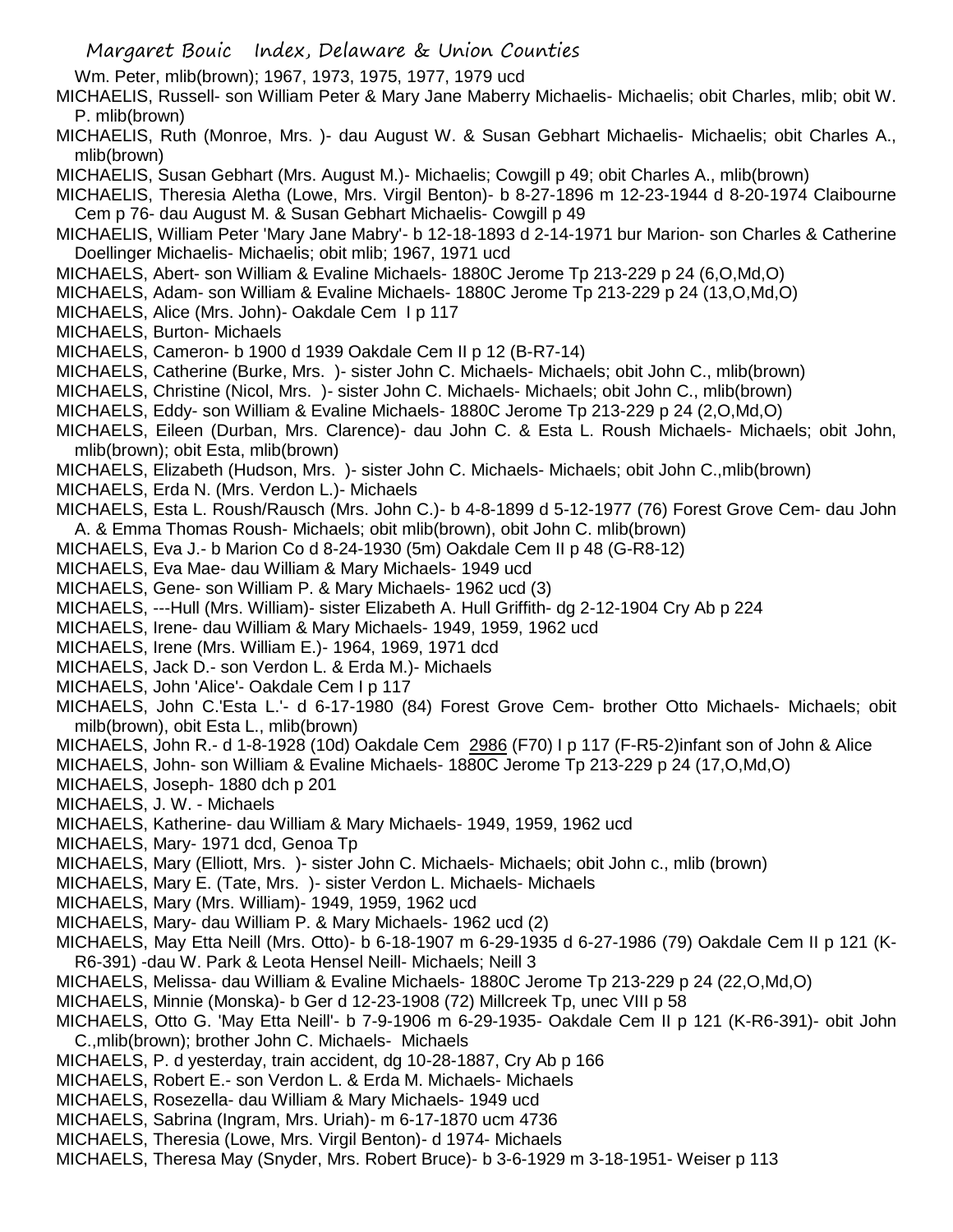Wm. Peter, mlib(brown); 1967, 1973, 1975, 1977, 1979 ucd

MICHAELIS, Russell- son William Peter & Mary Jane Maberry Michaelis- Michaelis; obit Charles, mlib; obit W. P. mlib(brown)

MICHAELIS, Ruth (Monroe, Mrs. )- dau August W. & Susan Gebhart Michaelis- Michaelis; obit Charles A., mlib(brown)

MICHAELIS, Susan Gebhart (Mrs. August M.)- Michaelis; Cowgill p 49; obit Charles A., mlib(brown)

MICHAELIS, Theresia Aletha (Lowe, Mrs. Virgil Benton)- b 8-27-1896 m 12-23-1944 d 8-20-1974 Claibourne Cem p 76- dau August M. & Susan Gebhart Michaelis- Cowgill p 49

MICHAELIS, William Peter 'Mary Jane Mabry'- b 12-18-1893 d 2-14-1971 bur Marion- son Charles & Catherine Doellinger Michaelis- Michaelis; obit mlib; 1967, 1971 ucd

MICHAELS, Abert- son William & Evaline Michaels- 1880C Jerome Tp 213-229 p 24 (6,O,Md,O)

MICHAELS, Adam- son William & Evaline Michaels- 1880C Jerome Tp 213-229 p 24 (13,O,Md,O)

MICHAELS, Alice (Mrs. John)- Oakdale Cem I p 117

MICHAELS, Burton- Michaels

MICHAELS, Cameron- b 1900 d 1939 Oakdale Cem II p 12 (B-R7-14)

MICHAELS, Catherine (Burke, Mrs. )- sister John C. Michaels- Michaels; obit John C., mlib(brown)

MICHAELS, Christine (Nicol, Mrs. )- sister John C. Michaels- Michaels; obit John C., mlib(brown)

MICHAELS, Eddy- son William & Evaline Michaels- 1880C Jerome Tp 213-229 p 24 (2,O,Md,O)

MICHAELS, Eileen (Durban, Mrs. Clarence)- dau John C. & Esta L. Roush Michaels- Michaels; obit John, mlib(brown); obit Esta, mlib(brown)

MICHAELS, Elizabeth (Hudson, Mrs. )- sister John C. Michaels- Michaels; obit John C.,mlib(brown)

MICHAELS, Erda N. (Mrs. Verdon L.)- Michaels

MICHAELS, Esta L. Roush/Rausch (Mrs. John C.)- b 4-8-1899 d 5-12-1977 (76) Forest Grove Cem- dau John A. & Emma Thomas Roush- Michaels; obit mlib(brown), obit John C. mlib(brown)

MICHAELS, Eva J.- b Marion Co d 8-24-1930 (5m) Oakdale Cem II p 48 (G-R8-12)

MICHAELS, Eva Mae- dau William & Mary Michaels- 1949 ucd

MICHAELS, Gene- son William P. & Mary Michaels- 1962 ucd (3)

MICHAELS, ---Hull (Mrs. William)- sister Elizabeth A. Hull Griffith- dg 2-12-1904 Cry Ab p 224

MICHAELS, Irene- dau William & Mary Michaels- 1949, 1959, 1962 ucd

MICHAELS, Irene (Mrs. William E.)- 1964, 1969, 1971 dcd

MICHAELS, Jack D.- son Verdon L. & Erda M.)- Michaels

MICHAELS, John 'Alice'- Oakdale Cem I p 117

MICHAELS, John C.'Esta L.'- d 6-17-1980 (84) Forest Grove Cem- brother Otto Michaels- Michaels; obit milb(brown), obit Esta L., mlib(brown)

MICHAELS, John R.- d 1-8-1928 (10d) Oakdale Cem 2986 (F70) I p 117 (F-R5-2)infant son of John & Alice

MICHAELS, John- son William & Evaline Michaels- 1880C Jerome Tp 213-229 p 24 (17,O,Md,O)

MICHAELS, Joseph- 1880 dch p 201

MICHAELS, J. W. - Michaels

MICHAELS, Katherine- dau William & Mary Michaels- 1949, 1959, 1962 ucd

MICHAELS, Mary- 1971 dcd, Genoa Tp

MICHAELS, Mary (Elliott, Mrs. )- sister John C. Michaels- Michaels; obit John c., mlib (brown)

MICHAELS, Mary E. (Tate, Mrs. )- sister Verdon L. Michaels- Michaels

MICHAELS, Mary (Mrs. William)- 1949, 1959, 1962 ucd

MICHAELS, Mary- dau William P. & Mary Michaels- 1962 ucd (2)

MICHAELS, May Etta Neill (Mrs. Otto)- b 6-18-1907 m 6-29-1935 d 6-27-1986 (79) Oakdale Cem II p 121 (K-R6-391) -dau W. Park & Leota Hensel Neill- Michaels; Neill 3

MICHAELS, Melissa- dau William & Evaline Michaels- 1880C Jerome Tp 213-229 p 24 (22,O,Md,O)

MICHAELS, Minnie (Monska)- b Ger d 12-23-1908 (72) Millcreek Tp, unec VIII p 58

MICHAELS, Otto G. 'May Etta Neill'- b 7-9-1906 m 6-29-1935- Oakdale Cem II p 121 (K-R6-391)- obit John C.,mlib(brown); brother John C. Michaels- Michaels

MICHAELS, P. d yesterday, train accident, dg 10-28-1887, Cry Ab p 166

MICHAELS, Robert E.- son Verdon L. & Erda M. Michaels- Michaels

MICHAELS, Rosezella- dau William & Mary Michaels- 1949 ucd

MICHAELS, Sabrina (Ingram, Mrs. Uriah)- m 6-17-1870 ucm 4736

MICHAELS, Theresia (Lowe, Mrs. Virgil Benton)- d 1974- Michaels

MICHAELS, Theresa May (Snyder, Mrs. Robert Bruce)- b 3-6-1929 m 3-18-1951- Weiser p 113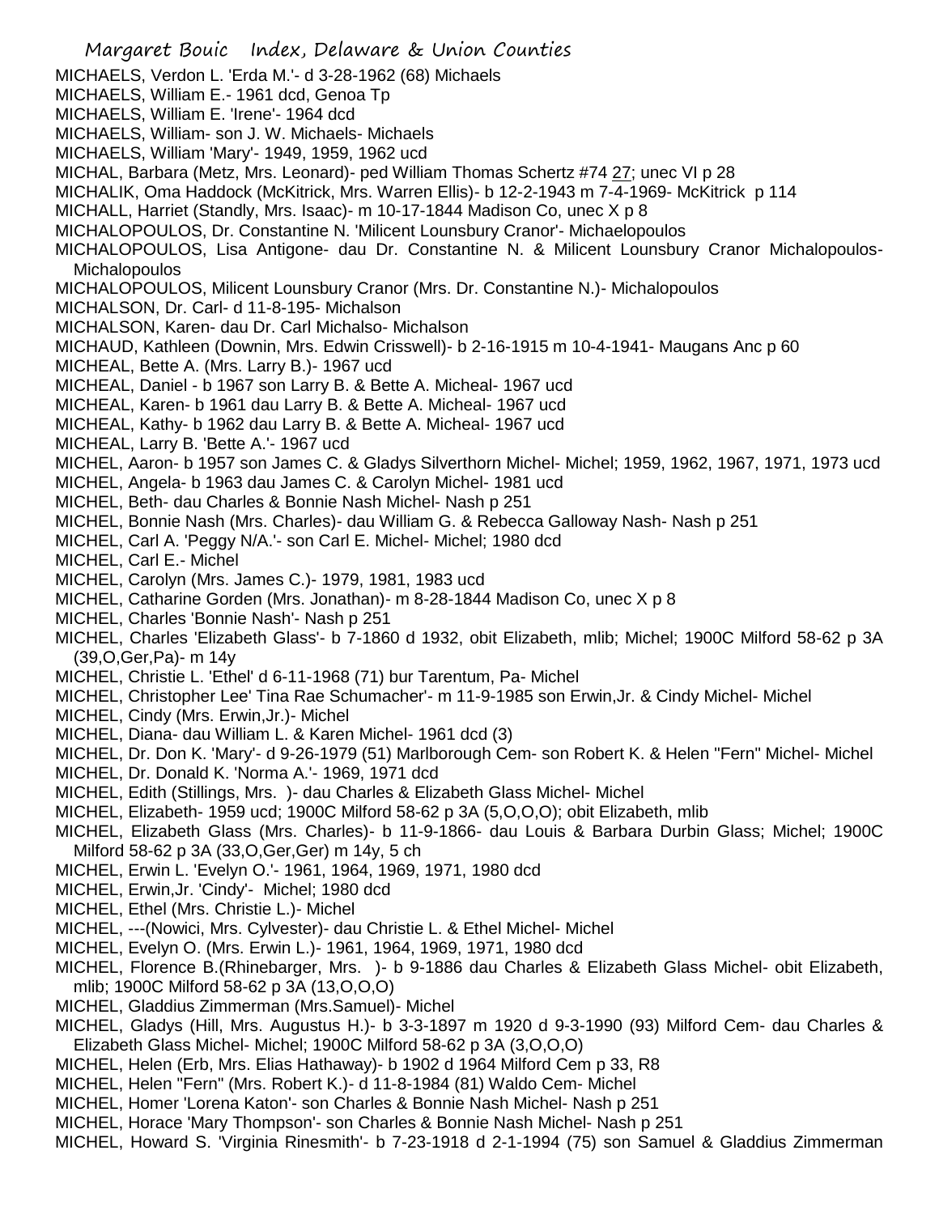MICHAELS, Verdon L. 'Erda M.'- d 3-28-1962 (68) Michaels
MICHAELS, William E.- 1961 dcd, Genoa Tp
MICHAELS, William E. 'Irene'- 1964 dcd
MICHAELS, William- son J. W. Michaels- Michaels
MICHAELS, William 'Mary'- 1949, 1959, 1962 ucd
MICHAL, Barbara (Metz, Mrs. Leonard)- ped William Thomas Schertz #74 27; unec VI p 28
MICHALIK, Oma Haddock (McKitrick, Mrs. Warren Ellis)- b 12-2-1943 m 7-4-1969- McKitrick p 114
MICHALL, Harriet (Standly, Mrs. Isaac)- m 10-17-1844 Madison Co, unec X p 8
MICHALOPOULOS, Dr. Constantine N. 'Milicent Lounsbury Cranor'- Michaelopoulos
MICHALOPOULOS, Lisa Antigone- dau Dr. Constantine N. & Milicent Lounsbury Cranor Michalopoulos- Michalopoulos
MICHALOPOULOS, Milicent Lounsbury Cranor (Mrs. Dr. Constantine N.)- Michalopoulos
MICHALSON, Dr. Carl- d 11-8-195- Michalson
MICHALSON, Karen- dau Dr. Carl Michalso- Michalson
MICHAUD, Kathleen (Downin, Mrs. Edwin Crisswell)- b 2-16-1915 m 10-4-1941- Maugans Anc p 60
MICHEAL, Bette A. (Mrs. Larry B.)- 1967 ucd
MICHEAL, Daniel - b 1967 son Larry B. & Bette A. Micheal- 1967 ucd
MICHEAL, Karen- b 1961 dau Larry B. & Bette A. Micheal- 1967 ucd
MICHEAL, Kathy- b 1962 dau Larry B. & Bette A. Micheal- 1967 ucd
MICHEAL, Larry B. 'Bette A.'- 1967 ucd
MICHEL, Aaron- b 1957 son James C. & Gladys Silverthorn Michel- Michel; 1959, 1962, 1967, 1971, 1973 ucd
MICHEL, Angela- b 1963 dau James C. & Carolyn Michel- 1981 ucd
MICHEL, Beth- dau Charles & Bonnie Nash Michel- Nash p 251
MICHEL, Bonnie Nash (Mrs. Charles)- dau William G. & Rebecca Galloway Nash- Nash p 251
MICHEL, Carl A. 'Peggy N/A.'- son Carl E. Michel- Michel; 1980 dcd
MICHEL, Carl E.- Michel
MICHEL, Carolyn (Mrs. James C.)- 1979, 1981, 1983 ucd
MICHEL, Catharine Gorden (Mrs. Jonathan)- m 8-28-1844 Madison Co, unec X p 8
MICHEL, Charles 'Bonnie Nash'- Nash p 251
MICHEL, Charles 'Elizabeth Glass'- b 7-1860 d 1932, obit Elizabeth, mlib; Michel; 1900C Milford 58-62 p 3A (39,O,Ger,Pa)- m 14y
MICHEL, Christie L. 'Ethel' d 6-11-1968 (71) bur Tarentum, Pa- Michel
MICHEL, Christopher Lee' Tina Rae Schumacher'- m 11-9-1985 son Erwin,Jr. & Cindy Michel- Michel
MICHEL, Cindy (Mrs. Erwin,Jr.)- Michel
MICHEL, Diana- dau William L. & Karen Michel- 1961 dcd (3)
MICHEL, Dr. Don K. 'Mary'- d 9-26-1979 (51) Marlborough Cem- son Robert K. & Helen "Fern" Michel- Michel
MICHEL, Dr. Donald K. 'Norma A.'- 1969, 1971 dcd
MICHEL, Edith (Stillings, Mrs. )- dau Charles & Elizabeth Glass Michel- Michel
MICHEL, Elizabeth- 1959 ucd; 1900C Milford 58-62 p 3A (5,O,O,O); obit Elizabeth, mlib
MICHEL, Elizabeth Glass (Mrs. Charles)- b 11-9-1866- dau Louis & Barbara Durbin Glass; Michel; 1900C Milford 58-62 p 3A (33,O,Ger,Ger) m 14y, 5 ch
MICHEL, Erwin L. 'Evelyn O.'- 1961, 1964, 1969, 1971, 1980 dcd
MICHEL, Erwin,Jr. 'Cindy'- Michel; 1980 dcd
MICHEL, Ethel (Mrs. Christie L.)- Michel
MICHEL, ---(Nowici, Mrs. Cylvester)- dau Christie L. & Ethel Michel- Michel
MICHEL, Evelyn O. (Mrs. Erwin L.)- 1961, 1964, 1969, 1971, 1980 dcd
MICHEL, Florence B.(Rhinebarger, Mrs. )- b 9-1886 dau Charles & Elizabeth Glass Michel- obit Elizabeth, mlib; 1900C Milford 58-62 p 3A (13,O,O,O)
MICHEL, Gladdius Zimmerman (Mrs.Samuel)- Michel
MICHEL, Gladys (Hill, Mrs. Augustus H.)- b 3-3-1897 m 1920 d 9-3-1990 (93) Milford Cem- dau Charles & Elizabeth Glass Michel- Michel; 1900C Milford 58-62 p 3A (3,O,O,O)
MICHEL, Helen (Erb, Mrs. Elias Hathaway)- b 1902 d 1964 Milford Cem p 33, R8
MICHEL, Helen "Fern" (Mrs. Robert K.)- d 11-8-1984 (81) Waldo Cem- Michel
MICHEL, Homer 'Lorena Katon'- son Charles & Bonnie Nash Michel- Nash p 251
MICHEL, Horace 'Mary Thompson'- son Charles & Bonnie Nash Michel- Nash p 251
MICHEL, Howard S. 'Virginia Rinesmith'- b 7-23-1918 d 2-1-1994 (75) son Samuel & Gladdius Zimmerman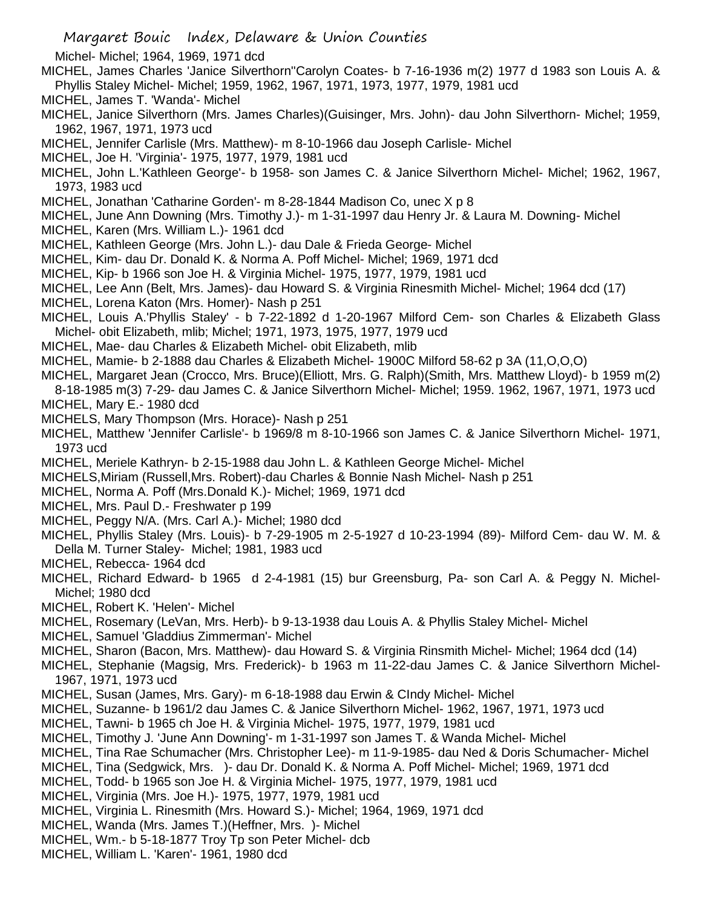Michel- Michel; 1964, 1969, 1971 dcd

MICHEL, James Charles 'Janice Silverthorn''Carolyn Coates- b 7-16-1936 m(2) 1977 d 1983 son Louis A. & Phyllis Staley Michel- Michel; 1959, 1962, 1967, 1971, 1973, 1977, 1979, 1981 ucd

MICHEL, James T. 'Wanda'- Michel

MICHEL, Janice Silverthorn (Mrs. James Charles)(Guisinger, Mrs. John)- dau John Silverthorn- Michel; 1959, 1962, 1967, 1971, 1973 ucd

MICHEL, Jennifer Carlisle (Mrs. Matthew)- m 8-10-1966 dau Joseph Carlisle- Michel

MICHEL, Joe H. 'Virginia'- 1975, 1977, 1979, 1981 ucd

MICHEL, John L.'Kathleen George'- b 1958- son James C. & Janice Silverthorn Michel- Michel; 1962, 1967, 1973, 1983 ucd

MICHEL, Jonathan 'Catharine Gorden'- m 8-28-1844 Madison Co, unec X p 8

MICHEL, June Ann Downing (Mrs. Timothy J.)- m 1-31-1997 dau Henry Jr. & Laura M. Downing- Michel

MICHEL, Karen (Mrs. William L.)- 1961 dcd

MICHEL, Kathleen George (Mrs. John L.)- dau Dale & Frieda George- Michel

MICHEL, Kim- dau Dr. Donald K. & Norma A. Poff Michel- Michel; 1969, 1971 dcd

MICHEL, Kip- b 1966 son Joe H. & Virginia Michel- 1975, 1977, 1979, 1981 ucd

MICHEL, Lee Ann (Belt, Mrs. James)- dau Howard S. & Virginia Rinesmith Michel- Michel; 1964 dcd (17)

MICHEL, Lorena Katon (Mrs. Homer)- Nash p 251

MICHEL, Louis A.'Phyllis Staley' - b 7-22-1892 d 1-20-1967 Milford Cem- son Charles & Elizabeth Glass Michel- obit Elizabeth, mlib; Michel; 1971, 1973, 1975, 1977, 1979 ucd

MICHEL, Mae- dau Charles & Elizabeth Michel- obit Elizabeth, mlib

MICHEL, Mamie- b 2-1888 dau Charles & Elizabeth Michel- 1900C Milford 58-62 p 3A (11,O,O,O)

MICHEL, Margaret Jean (Crocco, Mrs. Bruce)(Elliott, Mrs. G. Ralph)(Smith, Mrs. Matthew Lloyd)- b 1959 m(2) 8-18-1985 m(3) 7-29- dau James C. & Janice Silverthorn Michel- Michel; 1959. 1962, 1967, 1971, 1973 ucd

MICHEL, Mary E.- 1980 dcd

MICHELS, Mary Thompson (Mrs. Horace)- Nash p 251

MICHEL, Matthew 'Jennifer Carlisle'- b 1969/8 m 8-10-1966 son James C. & Janice Silverthorn Michel- 1971, 1973 ucd

MICHEL, Meriele Kathryn- b 2-15-1988 dau John L. & Kathleen George Michel- Michel

MICHELS,Miriam (Russell,Mrs. Robert)-dau Charles & Bonnie Nash Michel- Nash p 251

MICHEL, Norma A. Poff (Mrs.Donald K.)- Michel; 1969, 1971 dcd

MICHEL, Mrs. Paul D.- Freshwater p 199

MICHEL, Peggy N/A. (Mrs. Carl A.)- Michel; 1980 dcd

MICHEL, Phyllis Staley (Mrs. Louis)- b 7-29-1905 m 2-5-1927 d 10-23-1994 (89)- Milford Cem- dau W. M. & Della M. Turner Staley- Michel; 1981, 1983 ucd

MICHEL, Rebecca- 1964 dcd

MICHEL, Richard Edward- b 1965 d 2-4-1981 (15) bur Greensburg, Pa- son Carl A. & Peggy N. Michel- Michel; 1980 dcd

MICHEL, Robert K. 'Helen'- Michel

MICHEL, Rosemary (LeVan, Mrs. Herb)- b 9-13-1938 dau Louis A. & Phyllis Staley Michel- Michel

MICHEL, Samuel 'Gladdius Zimmerman'- Michel

MICHEL, Sharon (Bacon, Mrs. Matthew)- dau Howard S. & Virginia Rinsmith Michel- Michel; 1964 dcd (14)

MICHEL, Stephanie (Magsig, Mrs. Frederick)- b 1963 m 11-22-dau James C. & Janice Silverthorn Michel- 1967, 1971, 1973 ucd

MICHEL, Susan (James, Mrs. Gary)- m 6-18-1988 dau Erwin & CIndy Michel- Michel

MICHEL, Suzanne- b 1961/2 dau James C. & Janice Silverthorn Michel- 1962, 1967, 1971, 1973 ucd

MICHEL, Tawni- b 1965 ch Joe H. & Virginia Michel- 1975, 1977, 1979, 1981 ucd

MICHEL, Timothy J. 'June Ann Downing'- m 1-31-1997 son James T. & Wanda Michel- Michel

MICHEL, Tina Rae Schumacher (Mrs. Christopher Lee)- m 11-9-1985- dau Ned & Doris Schumacher- Michel

MICHEL, Tina (Sedgwick, Mrs. )- dau Dr. Donald K. & Norma A. Poff Michel- Michel; 1969, 1971 dcd

MICHEL, Todd- b 1965 son Joe H. & Virginia Michel- 1975, 1977, 1979, 1981 ucd

MICHEL, Virginia (Mrs. Joe H.)- 1975, 1977, 1979, 1981 ucd

MICHEL, Virginia L. Rinesmith (Mrs. Howard S.)- Michel; 1964, 1969, 1971 dcd

MICHEL, Wanda (Mrs. James T.)(Heffner, Mrs. )- Michel

MICHEL, Wm.- b 5-18-1877 Troy Tp son Peter Michel- dcb

MICHEL, William L. 'Karen'- 1961, 1980 dcd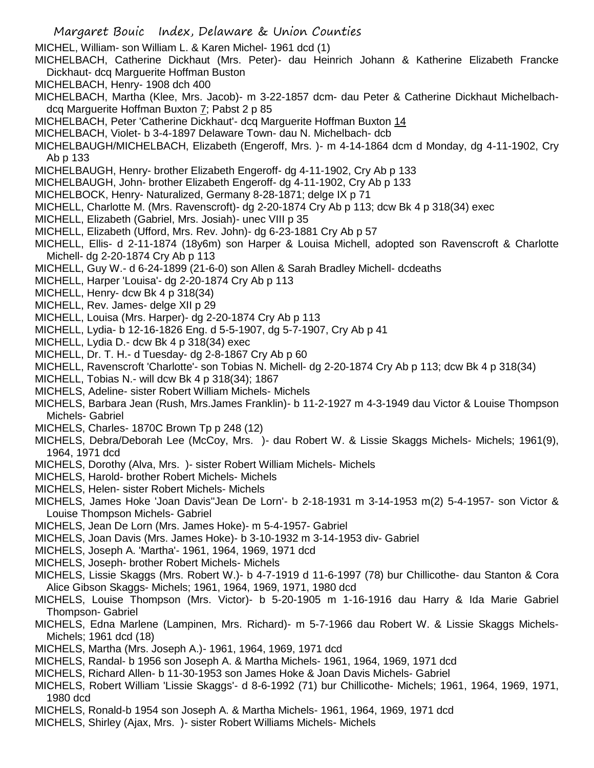MICHEL, William- son William L. & Karen Michel- 1961 dcd (1)

MICHELBACH, Catherine Dickhaut (Mrs. Peter)- dau Heinrich Johann & Katherine Elizabeth Francke Dickhaut- dcq Marguerite Hoffman Buston

MICHELBACH, Henry- 1908 dch 400

MICHELBACH, Martha (Klee, Mrs. Jacob)- m 3-22-1857 dcm- dau Peter & Catherine Dickhaut Michelbach- dcq Marguerite Hoffman Buxton 7; Pabst 2 p 85

MICHELBACH, Peter 'Catherine Dickhaut'- dcq Marguerite Hoffman Buxton 14

MICHELBACH, Violet- b 3-4-1897 Delaware Town- dau N. Michelbach- dcb

MICHELBAUGH/MICHELBACH, Elizabeth (Engeroff, Mrs. )- m 4-14-1864 dcm d Monday, dg 4-11-1902, Cry Ab p 133

MICHELBAUGH, Henry- brother Elizabeth Engeroff- dg 4-11-1902, Cry Ab p 133

MICHELBAUGH, John- brother Elizabeth Engeroff- dg 4-11-1902, Cry Ab p 133

MICHELBOCK, Henry- Naturalized, Germany 8-28-1871; delge IX p 71

MICHELL, Charlotte M. (Mrs. Ravenscroft)- dg 2-20-1874 Cry Ab p 113; dcw Bk 4 p 318(34) exec

MICHELL, Elizabeth (Gabriel, Mrs. Josiah)- unec VIII p 35

MICHELL, Elizabeth (Ufford, Mrs. Rev. John)- dg 6-23-1881 Cry Ab p 57

MICHELL, Ellis- d 2-11-1874 (18y6m) son Harper & Louisa Michell, adopted son Ravenscroft & Charlotte Michell- dg 2-20-1874 Cry Ab p 113

MICHELL, Guy W.- d 6-24-1899 (21-6-0) son Allen & Sarah Bradley Michell- dcdeaths

MICHELL, Harper 'Louisa'- dg 2-20-1874 Cry Ab p 113

MICHELL, Henry- dcw Bk 4 p 318(34)

MICHELL, Rev. James- delge XII p 29

MICHELL, Louisa (Mrs. Harper)- dg 2-20-1874 Cry Ab p 113

MICHELL, Lydia- b 12-16-1826 Eng. d 5-5-1907, dg 5-7-1907, Cry Ab p 41

MICHELL, Lydia D.- dcw Bk 4 p 318(34) exec

MICHELL, Dr. T. H.- d Tuesday- dg 2-8-1867 Cry Ab p 60

MICHELL, Ravenscroft 'Charlotte'- son Tobias N. Michell- dg 2-20-1874 Cry Ab p 113; dcw Bk 4 p 318(34)

MICHELL, Tobias N.- will dcw Bk 4 p 318(34); 1867

MICHELS, Adeline- sister Robert William Michels- Michels

MICHELS, Barbara Jean (Rush, Mrs.James Franklin)- b 11-2-1927 m 4-3-1949 dau Victor & Louise Thompson Michels- Gabriel

MICHELS, Charles- 1870C Brown Tp p 248 (12)

MICHELS, Debra/Deborah Lee (McCoy, Mrs. )- dau Robert W. & Lissie Skaggs Michels- Michels; 1961(9), 1964, 1971 dcd

MICHELS, Dorothy (Alva, Mrs. )- sister Robert William Michels- Michels

MICHELS, Harold- brother Robert Michels- Michels

MICHELS, Helen- sister Robert Michels- Michels

MICHELS, James Hoke 'Joan Davis''Jean De Lorn'- b 2-18-1931 m 3-14-1953 m(2) 5-4-1957- son Victor & Louise Thompson Michels- Gabriel

MICHELS, Jean De Lorn (Mrs. James Hoke)- m 5-4-1957- Gabriel

MICHELS, Joan Davis (Mrs. James Hoke)- b 3-10-1932 m 3-14-1953 div- Gabriel

MICHELS, Joseph A. 'Martha'- 1961, 1964, 1969, 1971 dcd

MICHELS, Joseph- brother Robert Michels- Michels

MICHELS, Lissie Skaggs (Mrs. Robert W.)- b 4-7-1919 d 11-6-1997 (78) bur Chillicothe- dau Stanton & Cora Alice Gibson Skaggs- Michels; 1961, 1964, 1969, 1971, 1980 dcd

MICHELS, Louise Thompson (Mrs. Victor)- b 5-20-1905 m 1-16-1916 dau Harry & Ida Marie Gabriel Thompson- Gabriel

MICHELS, Edna Marlene (Lampinen, Mrs. Richard)- m 5-7-1966 dau Robert W. & Lissie Skaggs Michels- Michels; 1961 dcd (18)

MICHELS, Martha (Mrs. Joseph A.)- 1961, 1964, 1969, 1971 dcd

MICHELS, Randal- b 1956 son Joseph A. & Martha Michels- 1961, 1964, 1969, 1971 dcd

MICHELS, Richard Allen- b 11-30-1953 son James Hoke & Joan Davis Michels- Gabriel

MICHELS, Robert William 'Lissie Skaggs'- d 8-6-1992 (71) bur Chillicothe- Michels; 1961, 1964, 1969, 1971, 1980 dcd

MICHELS, Ronald-b 1954 son Joseph A. & Martha Michels- 1961, 1964, 1969, 1971 dcd

MICHELS, Shirley (Ajax, Mrs. )- sister Robert Williams Michels- Michels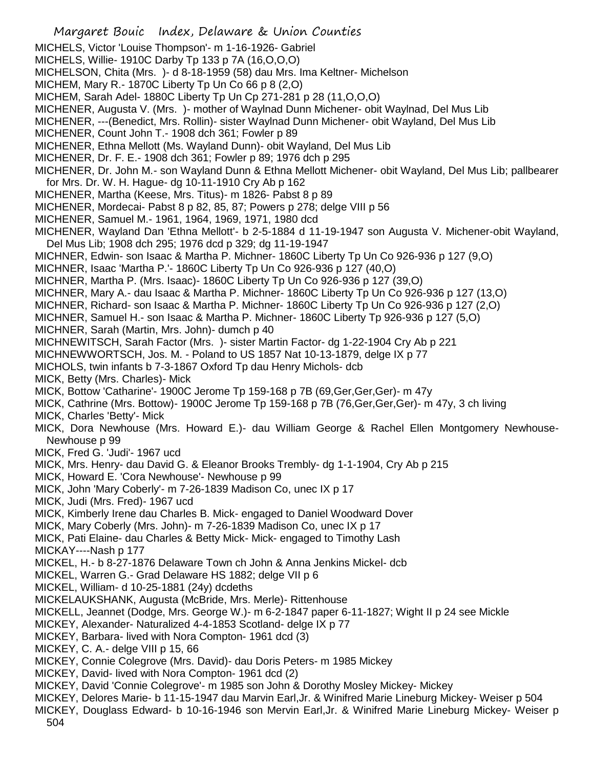MICHELS, Victor 'Louise Thompson'- m 1-16-1926- Gabriel
MICHELS, Willie- 1910C Darby Tp 133 p 7A (16,O,O,O)
MICHELSON, Chita (Mrs. )- d 8-18-1959 (58) dau Mrs. Ima Keltner- Michelson
MICHEM, Mary R.- 1870C Liberty Tp Un Co 66 p 8 (2,O)
MICHEM, Sarah Adel- 1880C Liberty Tp Un Cp 271-281 p 28 (11,O,O,O)
MICHENER, Augusta V. (Mrs. )- mother of Waylnad Dunn Michener- obit Waylnad, Del Mus Lib
MICHENER, ---(Benedict, Mrs. Rollin)- sister Waylnad Dunn Michener- obit Wayland, Del Mus Lib
MICHENER, Count John T.- 1908 dch 361; Fowler p 89
MICHENER, Ethna Mellott (Ms. Wayland Dunn)- obit Wayland, Del Mus Lib
MICHENER, Dr. F. E.- 1908 dch 361; Fowler p 89; 1976 dch p 295
MICHENER, Dr. John M.- son Wayland Dunn & Ethna Mellott Michener- obit Wayland, Del Mus Lib; pallbearer for Mrs. Dr. W. H. Hague- dg 10-11-1910 Cry Ab p 162
MICHENER, Martha (Keese, Mrs. Titus)- m 1826- Pabst 8 p 89
MICHENER, Mordecai- Pabst 8 p 82, 85, 87; Powers p 278; delge VIII p 56
MICHENER, Samuel M.- 1961, 1964, 1969, 1971, 1980 dcd
MICHENER, Wayland Dan 'Ethna Mellott'- b 2-5-1884 d 11-19-1947 son Augusta V. Michener-obit Wayland, Del Mus Lib; 1908 dch 295; 1976 dcd p 329; dg 11-19-1947
MICHNER, Edwin- son Isaac & Martha P. Michner- 1860C Liberty Tp Un Co 926-936 p 127 (9,O)
MICHNER, Isaac 'Martha P.'- 1860C Liberty Tp Un Co 926-936 p 127 (40,O)
MICHNER, Martha P. (Mrs. Isaac)- 1860C Liberty Tp Un Co 926-936 p 127 (39,O)
MICHNER, Mary A.- dau Isaac & Martha P. Michner- 1860C Liberty Tp Un Co 926-936 p 127 (13,O)
MICHNER, Richard- son Isaac & Martha P. Michner- 1860C Liberty Tp Un Co 926-936 p 127 (2,O)
MICHNER, Samuel H.- son Isaac & Martha P. Michner- 1860C Liberty Tp 926-936 p 127 (5,O)
MICHNER, Sarah (Martin, Mrs. John)- dumch p 40
MICHNEWITSCH, Sarah Factor (Mrs. )- sister Martin Factor- dg 1-22-1904 Cry Ab p 221
MICHNEWWORTSCH, Jos. M. - Poland to US 1857 Nat 10-13-1879, delge IX p 77
MICHOLS, twin infants b 7-3-1867 Oxford Tp dau Henry Michols- dcb
MICK, Betty (Mrs. Charles)- Mick
MICK, Bottow 'Catharine'- 1900C Jerome Tp 159-168 p 7B (69,Ger,Ger,Ger)- m 47y
MICK, Cathrine (Mrs. Bottow)- 1900C Jerome Tp 159-168 p 7B (76,Ger,Ger,Ger)- m 47y, 3 ch living
MICK, Charles 'Betty'- Mick
MICK, Dora Newhouse (Mrs. Howard E.)- dau William George & Rachel Ellen Montgomery Newhouse- Newhouse p 99
MICK, Fred G. 'Judi'- 1967 ucd
MICK, Mrs. Henry- dau David G. & Eleanor Brooks Trembly- dg 1-1-1904, Cry Ab p 215
MICK, Howard E. 'Cora Newhouse'- Newhouse p 99
MICK, John 'Mary Coberly'- m 7-26-1839 Madison Co, unec IX p 17
MICK, Judi (Mrs. Fred)- 1967 ucd
MICK, Kimberly Irene dau Charles B. Mick- engaged to Daniel Woodward Dover
MICK, Mary Coberly (Mrs. John)- m 7-26-1839 Madison Co, unec IX p 17
MICK, Pati Elaine- dau Charles & Betty Mick- Mick- engaged to Timothy Lash
MICKAY----Nash p 177
MICKEL, H.- b 8-27-1876 Delaware Town ch John & Anna Jenkins Mickel- dcb
MICKEL, Warren G.- Grad Delaware HS 1882; delge VII p 6
MICKEL, William- d 10-25-1881 (24y) dcdeths
MICKELAUKSHANK, Augusta (McBride, Mrs. Merle)- Rittenhouse
MICKELL, Jeannet (Dodge, Mrs. George W.)- m 6-2-1847 paper 6-11-1827; Wight II p 24 see Mickle
MICKEY, Alexander- Naturalized 4-4-1853 Scotland- delge IX p 77
MICKEY, Barbara- lived with Nora Compton- 1961 dcd (3)
MICKEY, C. A.- delge VIII p 15, 66
MICKEY, Connie Colegrove (Mrs. David)- dau Doris Peters- m 1985 Mickey
MICKEY, David- lived with Nora Compton- 1961 dcd (2)
MICKEY, David 'Connie Colegrove'- m 1985 son John & Dorothy Mosley Mickey- Mickey
MICKEY, Delores Marie- b 11-15-1947 dau Marvin Earl,Jr. & Winifred Marie Lineburg Mickey- Weiser p 504
MICKEY, Douglass Edward- b 10-16-1946 son Mervin Earl,Jr. & Winifred Marie Lineburg Mickey- Weiser p 504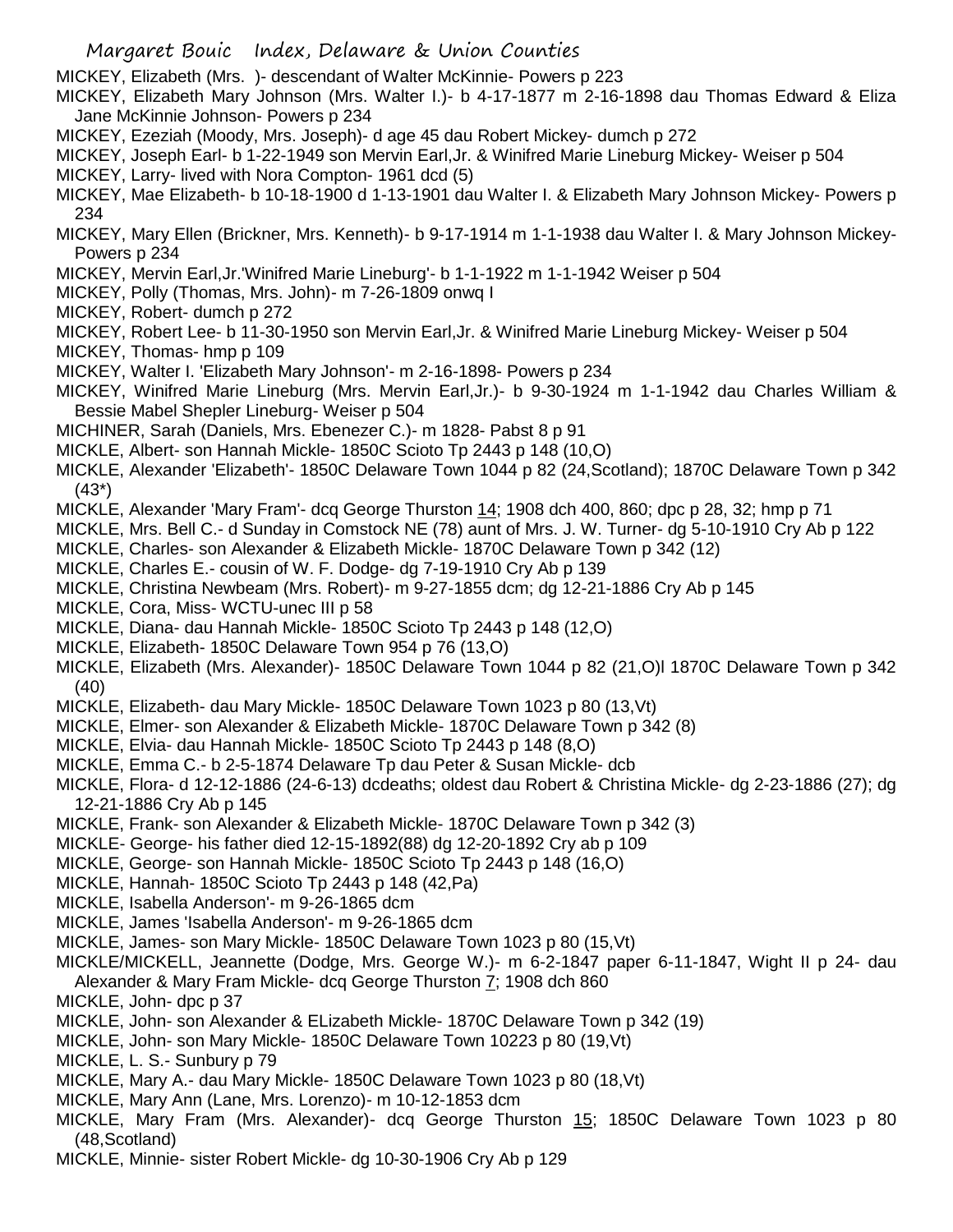MICKEY, Elizabeth (Mrs. )- descendant of Walter McKinnie- Powers p 223
MICKEY, Elizabeth Mary Johnson (Mrs. Walter I.)- b 4-17-1877 m 2-16-1898 dau Thomas Edward & Eliza Jane McKinnie Johnson- Powers p 234
MICKEY, Ezeziah (Moody, Mrs. Joseph)- d age 45 dau Robert Mickey- dumch p 272
MICKEY, Joseph Earl- b 1-22-1949 son Mervin Earl,Jr. & Winifred Marie Lineburg Mickey- Weiser p 504
MICKEY, Larry- lived with Nora Compton- 1961 dcd (5)
MICKEY, Mae Elizabeth- b 10-18-1900 d 1-13-1901 dau Walter I. & Elizabeth Mary Johnson Mickey- Powers p 234
MICKEY, Mary Ellen (Brickner, Mrs. Kenneth)- b 9-17-1914 m 1-1-1938 dau Walter I. & Mary Johnson Mickey- Powers p 234
MICKEY, Mervin Earl,Jr.'Winifred Marie Lineburg'- b 1-1-1922 m 1-1-1942 Weiser p 504
MICKEY, Polly (Thomas, Mrs. John)- m 7-26-1809 onwq I
MICKEY, Robert- dumch p 272
MICKEY, Robert Lee- b 11-30-1950 son Mervin Earl,Jr. & Winifred Marie Lineburg Mickey- Weiser p 504
MICKEY, Thomas- hmp p 109
MICKEY, Walter I. 'Elizabeth Mary Johnson'- m 2-16-1898- Powers p 234
MICKEY, Winifred Marie Lineburg (Mrs. Mervin Earl,Jr.)- b 9-30-1924 m 1-1-1942 dau Charles William & Bessie Mabel Shepler Lineburg- Weiser p 504
MICHINER, Sarah (Daniels, Mrs. Ebenezer C.)- m 1828- Pabst 8 p 91
MICKLE, Albert- son Hannah Mickle- 1850C Scioto Tp 2443 p 148 (10,O)
MICKLE, Alexander 'Elizabeth'- 1850C Delaware Town 1044 p 82 (24,Scotland); 1870C Delaware Town p 342 (43*)
MICKLE, Alexander 'Mary Fram'- dcq George Thurston 14; 1908 dch 400, 860; dpc p 28, 32; hmp p 71
MICKLE, Mrs. Bell C.- d Sunday in Comstock NE (78) aunt of Mrs. J. W. Turner- dg 5-10-1910 Cry Ab p 122
MICKLE, Charles- son Alexander & Elizabeth Mickle- 1870C Delaware Town p 342 (12)
MICKLE, Charles E.- cousin of W. F. Dodge- dg 7-19-1910 Cry Ab p 139
MICKLE, Christina Newbeam (Mrs. Robert)- m 9-27-1855 dcm; dg 12-21-1886 Cry Ab p 145
MICKLE, Cora, Miss- WCTU-unec III p 58
MICKLE, Diana- dau Hannah Mickle- 1850C Scioto Tp 2443 p 148 (12,O)
MICKLE, Elizabeth- 1850C Delaware Town 954 p 76 (13,O)
MICKLE, Elizabeth (Mrs. Alexander)- 1850C Delaware Town 1044 p 82 (21,O)l 1870C Delaware Town p 342 (40)
MICKLE, Elizabeth- dau Mary Mickle- 1850C Delaware Town 1023 p 80 (13,Vt)
MICKLE, Elmer- son Alexander & Elizabeth Mickle- 1870C Delaware Town p 342 (8)
MICKLE, Elvia- dau Hannah Mickle- 1850C Scioto Tp 2443 p 148 (8,O)
MICKLE, Emma C.- b 2-5-1874 Delaware Tp dau Peter & Susan Mickle- dcb
MICKLE, Flora- d 12-12-1886 (24-6-13) dcdeaths; oldest dau Robert & Christina Mickle- dg 2-23-1886 (27); dg 12-21-1886 Cry Ab p 145
MICKLE, Frank- son Alexander & Elizabeth Mickle- 1870C Delaware Town p 342 (3)
MICKLE- George- his father died 12-15-1892(88) dg 12-20-1892 Cry ab p 109
MICKLE, George- son Hannah Mickle- 1850C Scioto Tp 2443 p 148 (16,O)
MICKLE, Hannah- 1850C Scioto Tp 2443 p 148 (42,Pa)
MICKLE, Isabella Anderson'- m 9-26-1865 dcm
MICKLE, James 'Isabella Anderson'- m 9-26-1865 dcm
MICKLE, James- son Mary Mickle- 1850C Delaware Town 1023 p 80 (15,Vt)
MICKLE/MICKELL, Jeannette (Dodge, Mrs. George W.)- m 6-2-1847 paper 6-11-1847, Wight II p 24- dau Alexander & Mary Fram Mickle- dcq George Thurston 7; 1908 dch 860
MICKLE, John- dpc p 37
MICKLE, John- son Alexander & ELizabeth Mickle- 1870C Delaware Town p 342 (19)
MICKLE, John- son Mary Mickle- 1850C Delaware Town 10223 p 80 (19,Vt)
MICKLE, L. S.- Sunbury p 79
MICKLE, Mary A.- dau Mary Mickle- 1850C Delaware Town 1023 p 80 (18,Vt)
MICKLE, Mary Ann (Lane, Mrs. Lorenzo)- m 10-12-1853 dcm
MICKLE, Mary Fram (Mrs. Alexander)- dcq George Thurston 15; 1850C Delaware Town 1023 p 80 (48,Scotland)
MICKLE, Minnie- sister Robert Mickle- dg 10-30-1906 Cry Ab p 129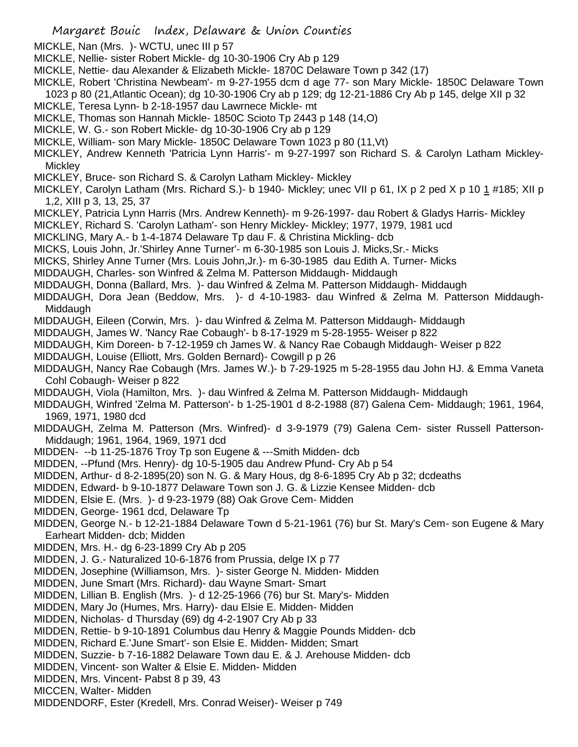MICKLE, Nan (Mrs. )- WCTU, unec III p 57

MICKLE, Nellie- sister Robert Mickle- dg 10-30-1906 Cry Ab p 129

MICKLE, Nettie- dau Alexander & Elizabeth Mickle- 1870C Delaware Town p 342 (17)

MICKLE, Robert 'Christina Newbeam'- m 9-27-1955 dcm d age 77- son Mary Mickle- 1850C Delaware Town 1023 p 80 (21,Atlantic Ocean); dg 10-30-1906 Cry ab p 129; dg 12-21-1886 Cry Ab p 145, delge XII p 32

MICKLE, Teresa Lynn- b 2-18-1957 dau Lawrnece Mickle- mt

MICKLE, Thomas son Hannah Mickle- 1850C Scioto Tp 2443 p 148 (14,O)

MICKLE, W. G.- son Robert Mickle- dg 10-30-1906 Cry ab p 129

MICKLE, William- son Mary Mickle- 1850C Delaware Town 1023 p 80 (11,Vt)

MICKLEY, Andrew Kenneth 'Patricia Lynn Harris'- m 9-27-1997 son Richard S. & Carolyn Latham Mickley-Mickley

MICKLEY, Bruce- son Richard S. & Carolyn Latham Mickley- Mickley

MICKLEY, Carolyn Latham (Mrs. Richard S.)- b 1940- Mickley; unec VII p 61, IX p 2 ped X p 10 1 #185; XII p 1,2, XIII p 3, 13, 25, 37

MICKLEY, Patricia Lynn Harris (Mrs. Andrew Kenneth)- m 9-26-1997- dau Robert & Gladys Harris- Mickley

MICKLEY, Richard S. 'Carolyn Latham'- son Henry Mickley- Mickley; 1977, 1979, 1981 ucd

MICKLING, Mary A.- b 1-4-1874 Delaware Tp dau F. & Christina Mickling- dcb

MICKS, Louis John, Jr.'Shirley Anne Turner'- m 6-30-1985 son Louis J. Micks,Sr.- Micks

MICKS, Shirley Anne Turner (Mrs. Louis John,Jr.)- m 6-30-1985 dau Edith A. Turner- Micks

MIDDAUGH, Charles- son Winfred & Zelma M. Patterson Middaugh- Middaugh

MIDDAUGH, Donna (Ballard, Mrs. )- dau Winfred & Zelma M. Patterson Middaugh- Middaugh

MIDDAUGH, Dora Jean (Beddow, Mrs. )- d 4-10-1983- dau Winfred & Zelma M. Patterson Middaugh-Middaugh

MIDDAUGH, Eileen (Corwin, Mrs. )- dau Winfred & Zelma M. Patterson Middaugh- Middaugh

MIDDAUGH, James W. 'Nancy Rae Cobaugh'- b 8-17-1929 m 5-28-1955- Weiser p 822

MIDDAUGH, Kim Doreen- b 7-12-1959 ch James W. & Nancy Rae Cobaugh Middaugh- Weiser p 822

MIDDAUGH, Louise (Elliott, Mrs. Golden Bernard)- Cowgill p p 26

MIDDAUGH, Nancy Rae Cobaugh (Mrs. James W.)- b 7-29-1925 m 5-28-1955 dau John HJ. & Emma Vaneta Cohl Cobaugh- Weiser p 822

MIDDAUGH, Viola (Hamilton, Mrs. )- dau Winfred & Zelma M. Patterson Middaugh- Middaugh

MIDDAUGH, Winfred 'Zelma M. Patterson'- b 1-25-1901 d 8-2-1988 (87) Galena Cem- Middaugh; 1961, 1964, 1969, 1971, 1980 dcd

MIDDAUGH, Zelma M. Patterson (Mrs. Winfred)- d 3-9-1979 (79) Galena Cem- sister Russell Patterson-Middaugh; 1961, 1964, 1969, 1971 dcd

MIDDEN- --b 11-25-1876 Troy Tp son Eugene & ---Smith Midden- dcb

MIDDEN, --Pfund (Mrs. Henry)- dg 10-5-1905 dau Andrew Pfund- Cry Ab p 54

MIDDEN, Arthur- d 8-2-1895(20) son N. G. & Mary Hous, dg 8-6-1895 Cry Ab p 32; dcdeaths

MIDDEN, Edward- b 9-10-1877 Delaware Town son J. G. & Lizzie Kensee Midden- dcb

MIDDEN, Elsie E. (Mrs. )- d 9-23-1979 (88) Oak Grove Cem- Midden

MIDDEN, George- 1961 dcd, Delaware Tp

MIDDEN, George N.- b 12-21-1884 Delaware Town d 5-21-1961 (76) bur St. Mary's Cem- son Eugene & Mary Earheart Midden- dcb; Midden

MIDDEN, Mrs. H.- dg 6-23-1899 Cry Ab p 205

MIDDEN, J. G.- Naturalized 10-6-1876 from Prussia, delge IX p 77

MIDDEN, Josephine (Williamson, Mrs. )- sister George N. Midden- Midden

MIDDEN, June Smart (Mrs. Richard)- dau Wayne Smart- Smart

MIDDEN, Lillian B. English (Mrs. )- d 12-25-1966 (76) bur St. Mary's- Midden

MIDDEN, Mary Jo (Humes, Mrs. Harry)- dau Elsie E. Midden- Midden

MIDDEN, Nicholas- d Thursday (69) dg 4-2-1907 Cry Ab p 33

MIDDEN, Rettie- b 9-10-1891 Columbus dau Henry & Maggie Pounds Midden- dcb

MIDDEN, Richard E.'June Smart'- son Elsie E. Midden- Midden; Smart

MIDDEN, Suzzie- b 7-16-1882 Delaware Town dau E. & J. Arehouse Midden- dcb

MIDDEN, Vincent- son Walter & Elsie E. Midden- Midden

MIDDEN, Mrs. Vincent- Pabst 8 p 39, 43

MICCEN, Walter- Midden

MIDDENDORF, Ester (Kredell, Mrs. Conrad Weiser)- Weiser p 749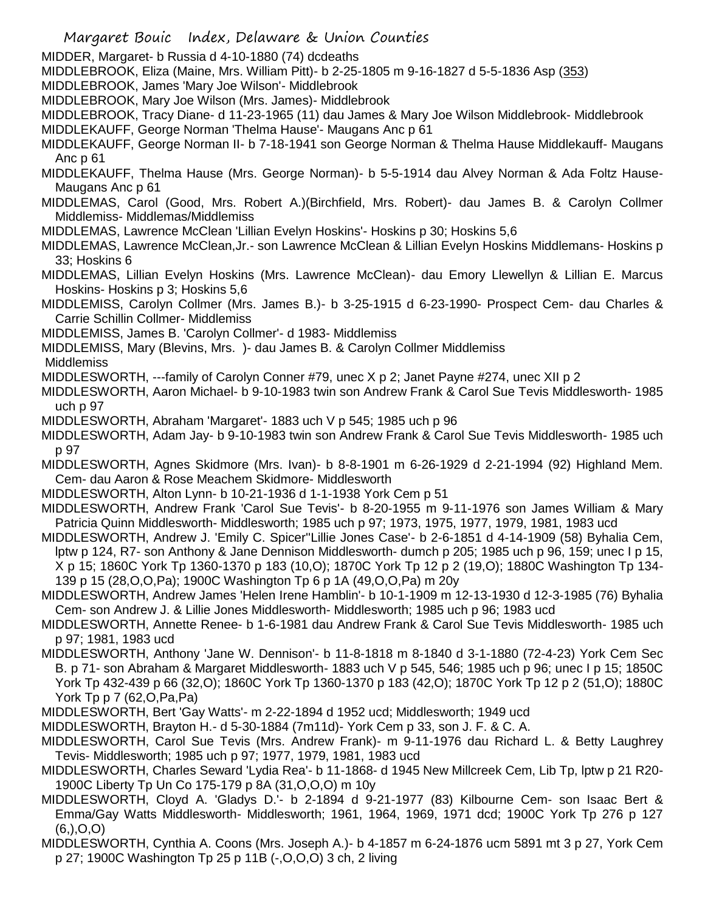MIDDER, Margaret- b Russia d 4-10-1880 (74) dcdeaths

MIDDLEBROOK, Eliza (Maine, Mrs. William Pitt)- b 2-25-1805 m 9-16-1827 d 5-5-1836 Asp (353)

MIDDLEBROOK, James 'Mary Joe Wilson'- Middlebrook

MIDDLEBROOK, Mary Joe Wilson (Mrs. James)- Middlebrook

MIDDLEBROOK, Tracy Diane- d 11-23-1965 (11) dau James & Mary Joe Wilson Middlebrook- Middlebrook

MIDDLEKAUFF, George Norman 'Thelma Hause'- Maugans Anc p 61

MIDDLEKAUFF, George Norman II- b 7-18-1941 son George Norman & Thelma Hause Middlekauff- Maugans Anc p 61

MIDDLEKAUFF, Thelma Hause (Mrs. George Norman)- b 5-5-1914 dau Alvey Norman & Ada Foltz Hause- Maugans Anc p 61

MIDDLEMAS, Carol (Good, Mrs. Robert A.)(Birchfield, Mrs. Robert)- dau James B. & Carolyn Collmer Middlemiss- Middlemas/Middlemiss

MIDDLEMAS, Lawrence McClean 'Lillian Evelyn Hoskins'- Hoskins p 30; Hoskins 5,6

MIDDLEMAS, Lawrence McClean,Jr.- son Lawrence McClean & Lillian Evelyn Hoskins Middlemans- Hoskins p 33; Hoskins 6

MIDDLEMAS, Lillian Evelyn Hoskins (Mrs. Lawrence McClean)- dau Emory Llewellyn & Lillian E. Marcus Hoskins- Hoskins p 3; Hoskins 5,6

MIDDLEMISS, Carolyn Collmer (Mrs. James B.)- b 3-25-1915 d 6-23-1990- Prospect Cem- dau Charles & Carrie Schillin Collmer- Middlemiss

MIDDLEMISS, James B. 'Carolyn Collmer'- d 1983- Middlemiss

MIDDLEMISS, Mary (Blevins, Mrs. )- dau James B. & Carolyn Collmer Middlemiss Middlemiss

MIDDLESWORTH, ---family of Carolyn Conner #79, unec X p 2; Janet Payne #274, unec XII p 2

MIDDLESWORTH, Aaron Michael- b 9-10-1983 twin son Andrew Frank & Carol Sue Tevis Middlesworth- 1985 uch p 97

MIDDLESWORTH, Abraham 'Margaret'- 1883 uch V p 545; 1985 uch p 96

MIDDLESWORTH, Adam Jay- b 9-10-1983 twin son Andrew Frank & Carol Sue Tevis Middlesworth- 1985 uch p 97

MIDDLESWORTH, Agnes Skidmore (Mrs. Ivan)- b 8-8-1901 m 6-26-1929 d 2-21-1994 (92) Highland Mem. Cem- dau Aaron & Rose Meachem Skidmore- Middlesworth

MIDDLESWORTH, Alton Lynn- b 10-21-1936 d 1-1-1938 York Cem p 51

MIDDLESWORTH, Andrew Frank 'Carol Sue Tevis'- b 8-20-1955 m 9-11-1976 son James William & Mary Patricia Quinn Middlesworth- Middlesworth; 1985 uch p 97; 1973, 1975, 1977, 1979, 1981, 1983 ucd

MIDDLESWORTH, Andrew J. 'Emily C. Spicer''Lillie Jones Case'- b 2-6-1851 d 4-14-1909 (58) Byhalia Cem, lptw p 124, R7- son Anthony & Jane Dennison Middlesworth- dumch p 205; 1985 uch p 96, 159; unec I p 15, X p 15; 1860C York Tp 1360-1370 p 183 (10,O); 1870C York Tp 12 p 2 (19,O); 1880C Washington Tp 134-139 p 15 (28,O,O,Pa); 1900C Washington Tp 6 p 1A (49,O,O,Pa) m 20y

MIDDLESWORTH, Andrew James 'Helen Irene Hamblin'- b 10-1-1909 m 12-13-1930 d 12-3-1985 (76) Byhalia Cem- son Andrew J. & Lillie Jones Middlesworth- Middlesworth; 1985 uch p 96; 1983 ucd

MIDDLESWORTH, Annette Renee- b 1-6-1981 dau Andrew Frank & Carol Sue Tevis Middlesworth- 1985 uch p 97; 1981, 1983 ucd

MIDDLESWORTH, Anthony 'Jane W. Dennison'- b 11-8-1818 m 8-1840 d 3-1-1880 (72-4-23) York Cem Sec B. p 71- son Abraham & Margaret Middlesworth- 1883 uch V p 545, 546; 1985 uch p 96; unec I p 15; 1850C York Tp 432-439 p 66 (32,O); 1860C York Tp 1360-1370 p 183 (42,O); 1870C York Tp 12 p 2 (51,O); 1880C York Tp p 7 (62,O,Pa,Pa)

MIDDLESWORTH, Bert 'Gay Watts'- m 2-22-1894 d 1952 ucd; Middlesworth; 1949 ucd

MIDDLESWORTH, Brayton H.- d 5-30-1884 (7m11d)- York Cem p 33, son J. F. & C. A.

MIDDLESWORTH, Carol Sue Tevis (Mrs. Andrew Frank)- m 9-11-1976 dau Richard L. & Betty Laughrey Tevis- Middlesworth; 1985 uch p 97; 1977, 1979, 1981, 1983 ucd

MIDDLESWORTH, Charles Seward 'Lydia Rea'- b 11-1868- d 1945 New Millcreek Cem, Lib Tp, lptw p 21 R20- 1900C Liberty Tp Un Co 175-179 p 8A (31,O,O,O) m 10y

MIDDLESWORTH, Cloyd A. 'Gladys D.'- b 2-1894 d 9-21-1977 (83) Kilbourne Cem- son Isaac Bert & Emma/Gay Watts Middlesworth- Middlesworth; 1961, 1964, 1969, 1971 dcd; 1900C York Tp 276 p 127 (6,),O,O)

MIDDLESWORTH, Cynthia A. Coons (Mrs. Joseph A.)- b 4-1857 m 6-24-1876 ucm 5891 mt 3 p 27, York Cem p 27; 1900C Washington Tp 25 p 11B (-,O,O,O) 3 ch, 2 living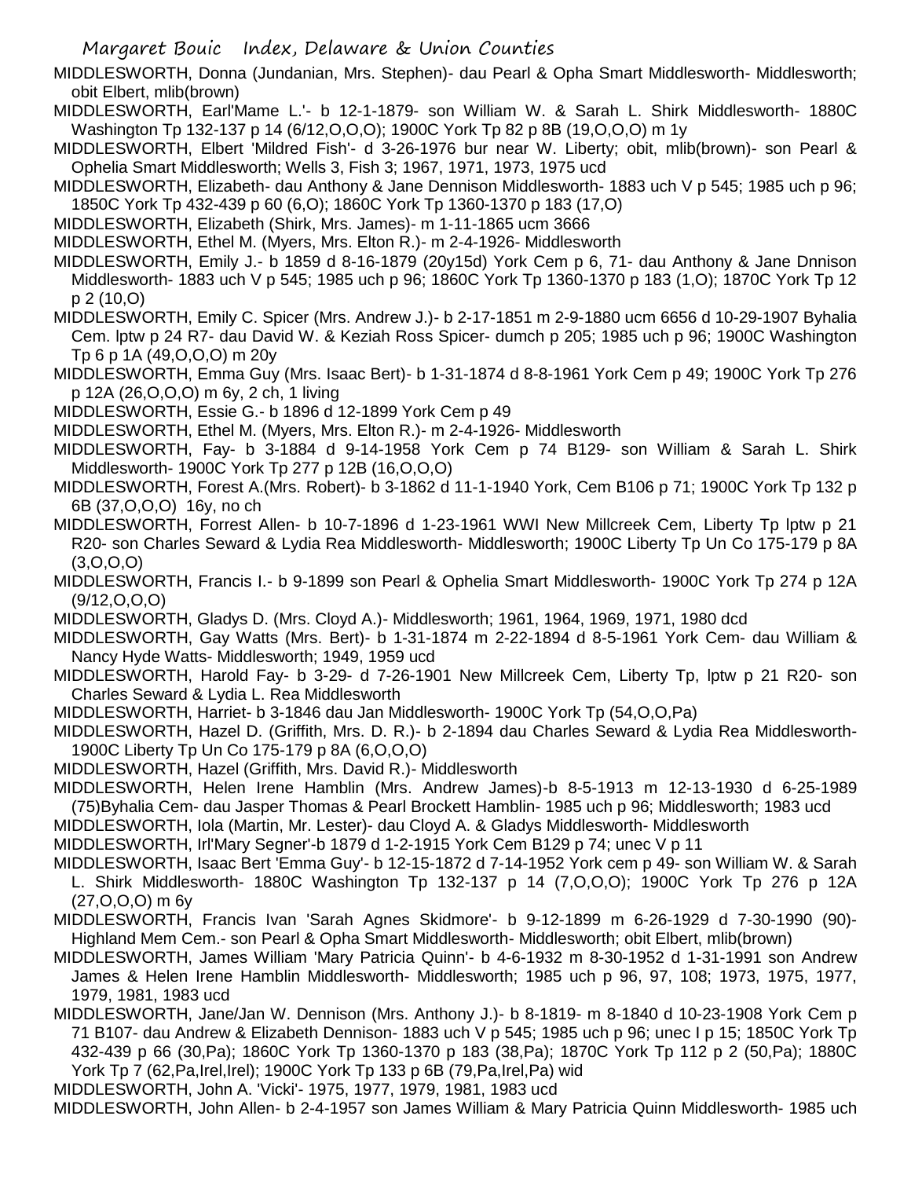MIDDLESWORTH, Donna (Jundanian, Mrs. Stephen)- dau Pearl & Opha Smart Middlesworth- Middlesworth; obit Elbert, mlib(brown)

MIDDLESWORTH, Earl'Mame L.'- b 12-1-1879- son William W. & Sarah L. Shirk Middlesworth- 1880C Washington Tp 132-137 p 14 (6/12,O,O,O); 1900C York Tp 82 p 8B (19,O,O,O) m 1y

MIDDLESWORTH, Elbert 'Mildred Fish'- d 3-26-1976 bur near W. Liberty; obit, mlib(brown)- son Pearl & Ophelia Smart Middlesworth; Wells 3, Fish 3; 1967, 1971, 1973, 1975 ucd

MIDDLESWORTH, Elizabeth- dau Anthony & Jane Dennison Middlesworth- 1883 uch V p 545; 1985 uch p 96; 1850C York Tp 432-439 p 60 (6,O); 1860C York Tp 1360-1370 p 183 (17,O)

MIDDLESWORTH, Elizabeth (Shirk, Mrs. James)- m 1-11-1865 ucm 3666

MIDDLESWORTH, Ethel M. (Myers, Mrs. Elton R.)- m 2-4-1926- Middlesworth

MIDDLESWORTH, Emily J.- b 1859 d 8-16-1879 (20y15d) York Cem p 6, 71- dau Anthony & Jane Dnnison Middlesworth- 1883 uch V p 545; 1985 uch p 96; 1860C York Tp 1360-1370 p 183 (1,O); 1870C York Tp 12 p 2 (10,O)

MIDDLESWORTH, Emily C. Spicer (Mrs. Andrew J.)- b 2-17-1851 m 2-9-1880 ucm 6656 d 10-29-1907 Byhalia Cem. lptw p 24 R7- dau David W. & Keziah Ross Spicer- dumch p 205; 1985 uch p 96; 1900C Washington Tp 6 p 1A (49,O,O,O) m 20y

MIDDLESWORTH, Emma Guy (Mrs. Isaac Bert)- b 1-31-1874 d 8-8-1961 York Cem p 49; 1900C York Tp 276 p 12A (26,O,O,O) m 6y, 2 ch, 1 living

MIDDLESWORTH, Essie G.- b 1896 d 12-1899 York Cem p 49

MIDDLESWORTH, Ethel M. (Myers, Mrs. Elton R.)- m 2-4-1926- Middlesworth

MIDDLESWORTH, Fay- b 3-1884 d 9-14-1958 York Cem p 74 B129- son William & Sarah L. Shirk Middlesworth- 1900C York Tp 277 p 12B (16,O,O,O)

MIDDLESWORTH, Forest A.(Mrs. Robert)- b 3-1862 d 11-1-1940 York, Cem B106 p 71; 1900C York Tp 132 p 6B (37,O,O,O) 16y, no ch

MIDDLESWORTH, Forrest Allen- b 10-7-1896 d 1-23-1961 WWI New Millcreek Cem, Liberty Tp lptw p 21 R20- son Charles Seward & Lydia Rea Middlesworth- Middlesworth; 1900C Liberty Tp Un Co 175-179 p 8A (3,O,O,O)

MIDDLESWORTH, Francis I.- b 9-1899 son Pearl & Ophelia Smart Middlesworth- 1900C York Tp 274 p 12A (9/12,O,O,O)

MIDDLESWORTH, Gladys D. (Mrs. Cloyd A.)- Middlesworth; 1961, 1964, 1969, 1971, 1980 dcd

MIDDLESWORTH, Gay Watts (Mrs. Bert)- b 1-31-1874 m 2-22-1894 d 8-5-1961 York Cem- dau William & Nancy Hyde Watts- Middlesworth; 1949, 1959 ucd

MIDDLESWORTH, Harold Fay- b 3-29- d 7-26-1901 New Millcreek Cem, Liberty Tp, lptw p 21 R20- son Charles Seward & Lydia L. Rea Middlesworth

MIDDLESWORTH, Harriet- b 3-1846 dau Jan Middlesworth- 1900C York Tp (54,O,O,Pa)

MIDDLESWORTH, Hazel D. (Griffith, Mrs. D. R.)- b 2-1894 dau Charles Seward & Lydia Rea Middlesworth- 1900C Liberty Tp Un Co 175-179 p 8A (6,O,O,O)

MIDDLESWORTH, Hazel (Griffith, Mrs. David R.)- Middlesworth

MIDDLESWORTH, Helen Irene Hamblin (Mrs. Andrew James)-b 8-5-1913 m 12-13-1930 d 6-25-1989 (75)Byhalia Cem- dau Jasper Thomas & Pearl Brockett Hamblin- 1985 uch p 96; Middlesworth; 1983 ucd

MIDDLESWORTH, Iola (Martin, Mr. Lester)- dau Cloyd A. & Gladys Middlesworth- Middlesworth

MIDDLESWORTH, Irl'Mary Segner'-b 1879 d 1-2-1915 York Cem B129 p 74; unec V p 11

MIDDLESWORTH, Isaac Bert 'Emma Guy'- b 12-15-1872 d 7-14-1952 York cem p 49- son William W. & Sarah L. Shirk Middlesworth- 1880C Washington Tp 132-137 p 14 (7,O,O,O); 1900C York Tp 276 p 12A (27,O,O,O) m 6y

MIDDLESWORTH, Francis Ivan 'Sarah Agnes Skidmore'- b 9-12-1899 m 6-26-1929 d 7-30-1990 (90)- Highland Mem Cem.- son Pearl & Opha Smart Middlesworth- Middlesworth; obit Elbert, mlib(brown)

MIDDLESWORTH, James William 'Mary Patricia Quinn'- b 4-6-1932 m 8-30-1952 d 1-31-1991 son Andrew James & Helen Irene Hamblin Middlesworth- Middlesworth; 1985 uch p 96, 97, 108; 1973, 1975, 1977, 1979, 1981, 1983 ucd

MIDDLESWORTH, Jane/Jan W. Dennison (Mrs. Anthony J.)- b 8-1819- m 8-1840 d 10-23-1908 York Cem p 71 B107- dau Andrew & Elizabeth Dennison- 1883 uch V p 545; 1985 uch p 96; unec I p 15; 1850C York Tp 432-439 p 66 (30,Pa); 1860C York Tp 1360-1370 p 183 (38,Pa); 1870C York Tp 112 p 2 (50,Pa); 1880C York Tp 7 (62,Pa,Irel,Irel); 1900C York Tp 133 p 6B (79,Pa,Irel,Pa) wid

MIDDLESWORTH, John A. 'Vicki'- 1975, 1977, 1979, 1981, 1983 ucd

MIDDLESWORTH, John Allen- b 2-4-1957 son James William & Mary Patricia Quinn Middlesworth- 1985 uch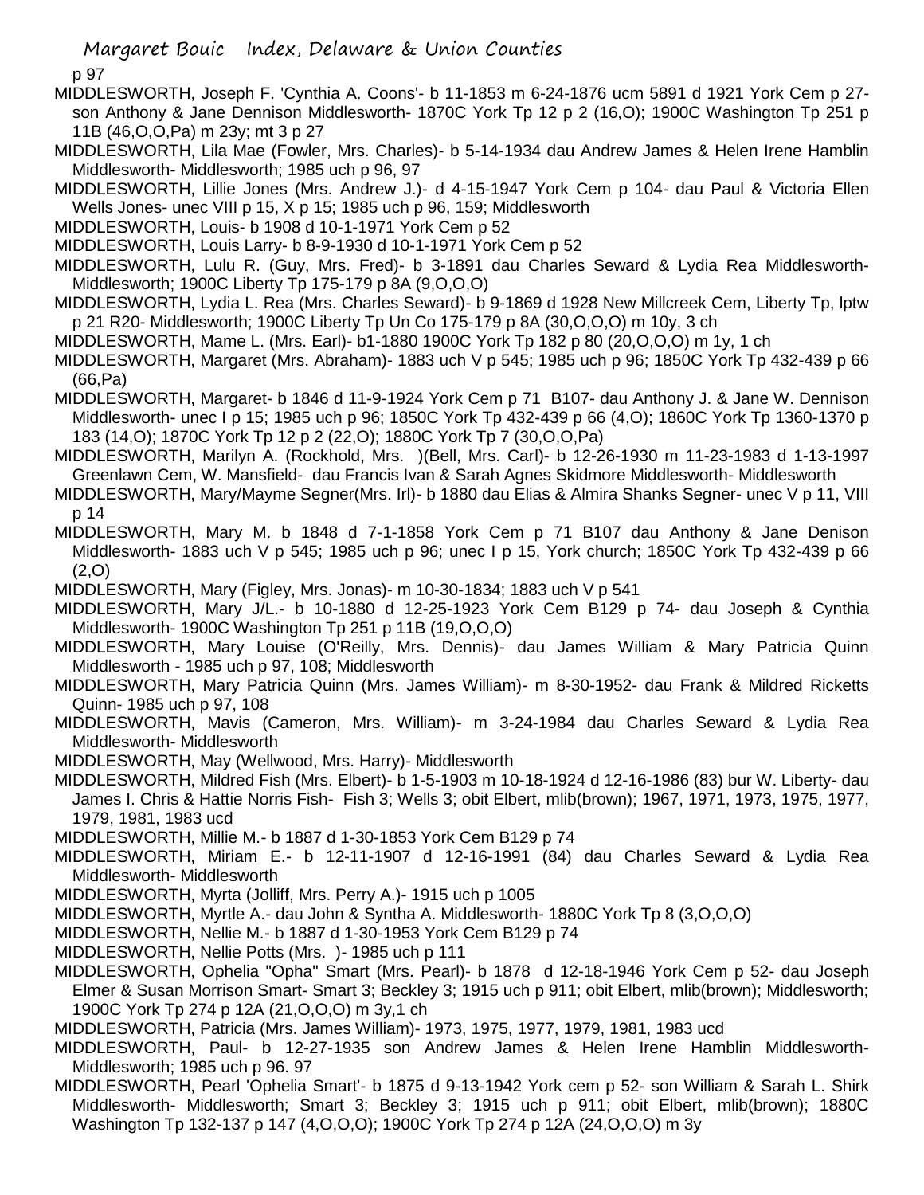p 97

MIDDLESWORTH, Joseph F. 'Cynthia A. Coons'- b 11-1853 m 6-24-1876 ucm 5891 d 1921 York Cem p 27- son Anthony & Jane Dennison Middlesworth- 1870C York Tp 12 p 2 (16,O); 1900C Washington Tp 251 p 11B (46,O,O,Pa) m 23y; mt 3 p 27

MIDDLESWORTH, Lila Mae (Fowler, Mrs. Charles)- b 5-14-1934 dau Andrew James & Helen Irene Hamblin Middlesworth- Middlesworth; 1985 uch p 96, 97

MIDDLESWORTH, Lillie Jones (Mrs. Andrew J.)- d 4-15-1947 York Cem p 104- dau Paul & Victoria Ellen Wells Jones- unec VIII p 15, X p 15; 1985 uch p 96, 159; Middlesworth

MIDDLESWORTH, Louis- b 1908 d 10-1-1971 York Cem p 52

MIDDLESWORTH, Louis Larry- b 8-9-1930 d 10-1-1971 York Cem p 52

MIDDLESWORTH, Lulu R. (Guy, Mrs. Fred)- b 3-1891 dau Charles Seward & Lydia Rea Middlesworth- Middlesworth; 1900C Liberty Tp 175-179 p 8A (9,O,O,O)

MIDDLESWORTH, Lydia L. Rea (Mrs. Charles Seward)- b 9-1869 d 1928 New Millcreek Cem, Liberty Tp, lptw p 21 R20- Middlesworth; 1900C Liberty Tp Un Co 175-179 p 8A (30,O,O,O) m 10y, 3 ch

MIDDLESWORTH, Mame L. (Mrs. Earl)- b1-1880 1900C York Tp 182 p 80 (20,O,O,O) m 1y, 1 ch

MIDDLESWORTH, Margaret (Mrs. Abraham)- 1883 uch V p 545; 1985 uch p 96; 1850C York Tp 432-439 p 66 (66,Pa)

MIDDLESWORTH, Margaret- b 1846 d 11-9-1924 York Cem p 71 B107- dau Anthony J. & Jane W. Dennison Middlesworth- unec I p 15; 1985 uch p 96; 1850C York Tp 432-439 p 66 (4,O); 1860C York Tp 1360-1370 p 183 (14,O); 1870C York Tp 12 p 2 (22,O); 1880C York Tp 7 (30,O,O,Pa)

MIDDLESWORTH, Marilyn A. (Rockhold, Mrs. )(Bell, Mrs. Carl)- b 12-26-1930 m 11-23-1983 d 1-13-1997 Greenlawn Cem, W. Mansfield- dau Francis Ivan & Sarah Agnes Skidmore Middlesworth- Middlesworth

MIDDLESWORTH, Mary/Mayme Segner(Mrs. Irl)- b 1880 dau Elias & Almira Shanks Segner- unec V p 11, VIII p 14

MIDDLESWORTH, Mary M. b 1848 d 7-1-1858 York Cem p 71 B107 dau Anthony & Jane Denison Middlesworth- 1883 uch V p 545; 1985 uch p 96; unec I p 15, York church; 1850C York Tp 432-439 p 66 (2,O)

MIDDLESWORTH, Mary (Figley, Mrs. Jonas)- m 10-30-1834; 1883 uch V p 541

MIDDLESWORTH, Mary J/L.- b 10-1880 d 12-25-1923 York Cem B129 p 74- dau Joseph & Cynthia Middlesworth- 1900C Washington Tp 251 p 11B (19,O,O,O)

MIDDLESWORTH, Mary Louise (O'Reilly, Mrs. Dennis)- dau James William & Mary Patricia Quinn Middlesworth - 1985 uch p 97, 108; Middlesworth

MIDDLESWORTH, Mary Patricia Quinn (Mrs. James William)- m 8-30-1952- dau Frank & Mildred Ricketts Quinn- 1985 uch p 97, 108

MIDDLESWORTH, Mavis (Cameron, Mrs. William)- m 3-24-1984 dau Charles Seward & Lydia Rea Middlesworth- Middlesworth

MIDDLESWORTH, May (Wellwood, Mrs. Harry)- Middlesworth

MIDDLESWORTH, Mildred Fish (Mrs. Elbert)- b 1-5-1903 m 10-18-1924 d 12-16-1986 (83) bur W. Liberty- dau James I. Chris & Hattie Norris Fish- Fish 3; Wells 3; obit Elbert, mlib(brown); 1967, 1971, 1973, 1975, 1977, 1979, 1981, 1983 ucd

MIDDLESWORTH, Millie M.- b 1887 d 1-30-1853 York Cem B129 p 74

MIDDLESWORTH, Miriam E.- b 12-11-1907 d 12-16-1991 (84) dau Charles Seward & Lydia Rea Middlesworth- Middlesworth

MIDDLESWORTH, Myrta (Jolliff, Mrs. Perry A.)- 1915 uch p 1005

MIDDLESWORTH, Myrtle A.- dau John & Syntha A. Middlesworth- 1880C York Tp 8 (3,O,O,O)

MIDDLESWORTH, Nellie M.- b 1887 d 1-30-1953 York Cem B129 p 74

MIDDLESWORTH, Nellie Potts (Mrs. )- 1985 uch p 111

MIDDLESWORTH, Ophelia "Opha" Smart (Mrs. Pearl)- b 1878 d 12-18-1946 York Cem p 52- dau Joseph Elmer & Susan Morrison Smart- Smart 3; Beckley 3; 1915 uch p 911; obit Elbert, mlib(brown); Middlesworth; 1900C York Tp 274 p 12A (21,O,O,O) m 3y,1 ch

MIDDLESWORTH, Patricia (Mrs. James William)- 1973, 1975, 1977, 1979, 1981, 1983 ucd

MIDDLESWORTH, Paul- b 12-27-1935 son Andrew James & Helen Irene Hamblin Middlesworth- Middlesworth; 1985 uch p 96. 97

MIDDLESWORTH, Pearl 'Ophelia Smart'- b 1875 d 9-13-1942 York cem p 52- son William & Sarah L. Shirk Middlesworth- Middlesworth; Smart 3; Beckley 3; 1915 uch p 911; obit Elbert, mlib(brown); 1880C Washington Tp 132-137 p 147 (4,O,O,O); 1900C York Tp 274 p 12A (24,O,O,O) m 3y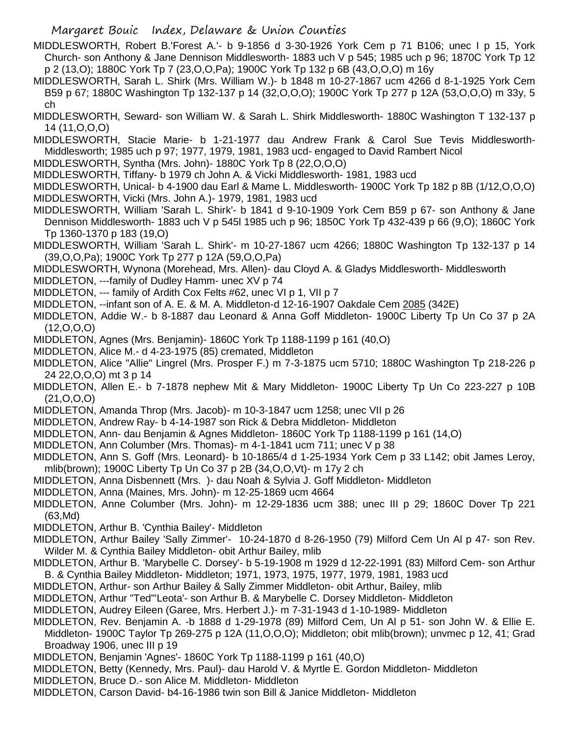MIDDLESWORTH, Robert B.'Forest A.'- b 9-1856 d 3-30-1926 York Cem p 71 B106; unec I p 15, York Church- son Anthony & Jane Dennison Middlesworth- 1883 uch V p 545; 1985 uch p 96; 1870C York Tp 12 p 2 (13,O); 1880C York Tp 7 (23,O,O,Pa); 1900C York Tp 132 p 6B (43,O,O,O) m 16y

MIDDLESWORTH, Sarah L. Shirk (Mrs. William W.)- b 1848 m 10-27-1867 ucm 4266 d 8-1-1925 York Cem B59 p 67; 1880C Washington Tp 132-137 p 14 (32,O,O,O); 1900C York Tp 277 p 12A (53,O,O,O) m 33y, 5 ch

MIDDLESWORTH, Seward- son William W. & Sarah L. Shirk Middlesworth- 1880C Washington T 132-137 p 14 (11,O,O,O)

MIDDLESWORTH, Stacie Marie- b 1-21-1977 dau Andrew Frank & Carol Sue Tevis Middlesworth- Middlesworth; 1985 uch p 97; 1977, 1979, 1981, 1983 ucd- engaged to David Rambert Nicol

MIDDLESWORTH, Syntha (Mrs. John)- 1880C York Tp 8 (22,O,O,O)

MIDDLESWORTH, Tiffany- b 1979 ch John A. & Vicki Middlesworth- 1981, 1983 ucd

MIDDLESWORTH, Unical- b 4-1900 dau Earl & Mame L. Middlesworth- 1900C York Tp 182 p 8B (1/12,O,O,O)

MIDDLESWORTH, Vicki (Mrs. John A.)- 1979, 1981, 1983 ucd

MIDDLESWORTH, William 'Sarah L. Shirk'- b 1841 d 9-10-1909 York Cem B59 p 67- son Anthony & Jane Dennison Middlesworth- 1883 uch V p 545l 1985 uch p 96; 1850C York Tp 432-439 p 66 (9,O); 1860C York Tp 1360-1370 p 183 (19,O)

MIDDLESWORTH, William 'Sarah L. Shirk'- m 10-27-1867 ucm 4266; 1880C Washington Tp 132-137 p 14 (39,O,O,Pa); 1900C York Tp 277 p 12A (59,O,O,Pa)

MIDDLESWORTH, Wynona (Morehead, Mrs. Allen)- dau Cloyd A. & Gladys Middlesworth- Middlesworth

MIDDLETON, ---family of Dudley Hamm- unec XV p 74

MIDDLETON, --- family of Ardith Cox Felts #62, unec VI p 1, VII p 7

MIDDLETON, --infant son of A. E. & M. A. Middleton-d 12-16-1907 Oakdale Cem 2085 (342E)

MIDDLETON, Addie W.- b 8-1887 dau Leonard & Anna Goff Middleton- 1900C Liberty Tp Un Co 37 p 2A (12,O,O,O)

MIDDLETON, Agnes (Mrs. Benjamin)- 1860C York Tp 1188-1199 p 161 (40,O)

MIDDLETON, Alice M.- d 4-23-1975 (85) cremated, Middleton

MIDDLETON, Alice "Allie" Lingrel (Mrs. Prosper F.) m 7-3-1875 ucm 5710; 1880C Washington Tp 218-226 p 24 22,O,O,O) mt 3 p 14

MIDDLETON, Allen E.- b 7-1878 nephew Mit & Mary Middleton- 1900C Liberty Tp Un Co 223-227 p 10B (21,O,O,O)

MIDDLETON, Amanda Throp (Mrs. Jacob)- m 10-3-1847 ucm 1258; unec VII p 26

MIDDLETON, Andrew Ray- b 4-14-1987 son Rick & Debra Middleton- Middleton

MIDDLETON, Ann- dau Benjamin & Agnes Middleton- 1860C York Tp 1188-1199 p 161 (14,O)

MIDDLETON, Ann Columber (Mrs. Thomas)- m 4-1-1841 ucm 711; unec V p 38

MIDDLETON, Ann S. Goff (Mrs. Leonard)- b 10-1865/4 d 1-25-1934 York Cem p 33 L142; obit James Leroy, mlib(brown); 1900C Liberty Tp Un Co 37 p 2B (34,O,O,Vt)- m 17y 2 ch

MIDDLETON, Anna Disbennett (Mrs. )- dau Noah & Sylvia J. Goff Middleton- Middleton

MIDDLETON, Anna (Maines, Mrs. John)- m 12-25-1869 ucm 4664

MIDDLETON, Anne Columber (Mrs. John)- m 12-29-1836 ucm 388; unec III p 29; 1860C Dover Tp 221 (63,Md)

MIDDLETON, Arthur B. 'Cynthia Bailey'- Middleton

MIDDLETON, Arthur Bailey 'Sally Zimmer'- 10-24-1870 d 8-26-1950 (79) Milford Cem Un Al p 47- son Rev. Wilder M. & Cynthia Bailey Middleton- obit Arthur Bailey, mlib

MIDDLETON, Arthur B. 'Marybelle C. Dorsey'- b 5-19-1908 m 1929 d 12-22-1991 (83) Milford Cem- son Arthur B. & Cynthia Bailey Middleton- Middleton; 1971, 1973, 1975, 1977, 1979, 1981, 1983 ucd

MIDDLETON, Arthur- son Arthur Bailey & Sally Zimmer Middleton- obit Arthur, Bailey, mlib

MIDDLETON, Arthur "Ted"'Leota'- son Arthur B. & Marybelle C. Dorsey Middleton- Middleton

MIDDLETON, Audrey Eileen (Garee, Mrs. Herbert J.)- m 7-31-1943 d 1-10-1989- Middleton

MIDDLETON, Rev. Benjamin A. -b 1888 d 1-29-1978 (89) Milford Cem, Un Al p 51- son John W. & Ellie E. Middleton- 1900C Taylor Tp 269-275 p 12A (11,O,O,O); Middleton; obit mlib(brown); unvmec p 12, 41; Grad Broadway 1906, unec III p 19

MIDDLETON, Benjamin 'Agnes'- 1860C York Tp 1188-1199 p 161 (40,O)

MIDDLETON, Betty (Kennedy, Mrs. Paul)- dau Harold V. & Myrtle E. Gordon Middleton- Middleton

MIDDLETON, Bruce D.- son Alice M. Middleton- Middleton

MIDDLETON, Carson David- b4-16-1986 twin son Bill & Janice Middleton- Middleton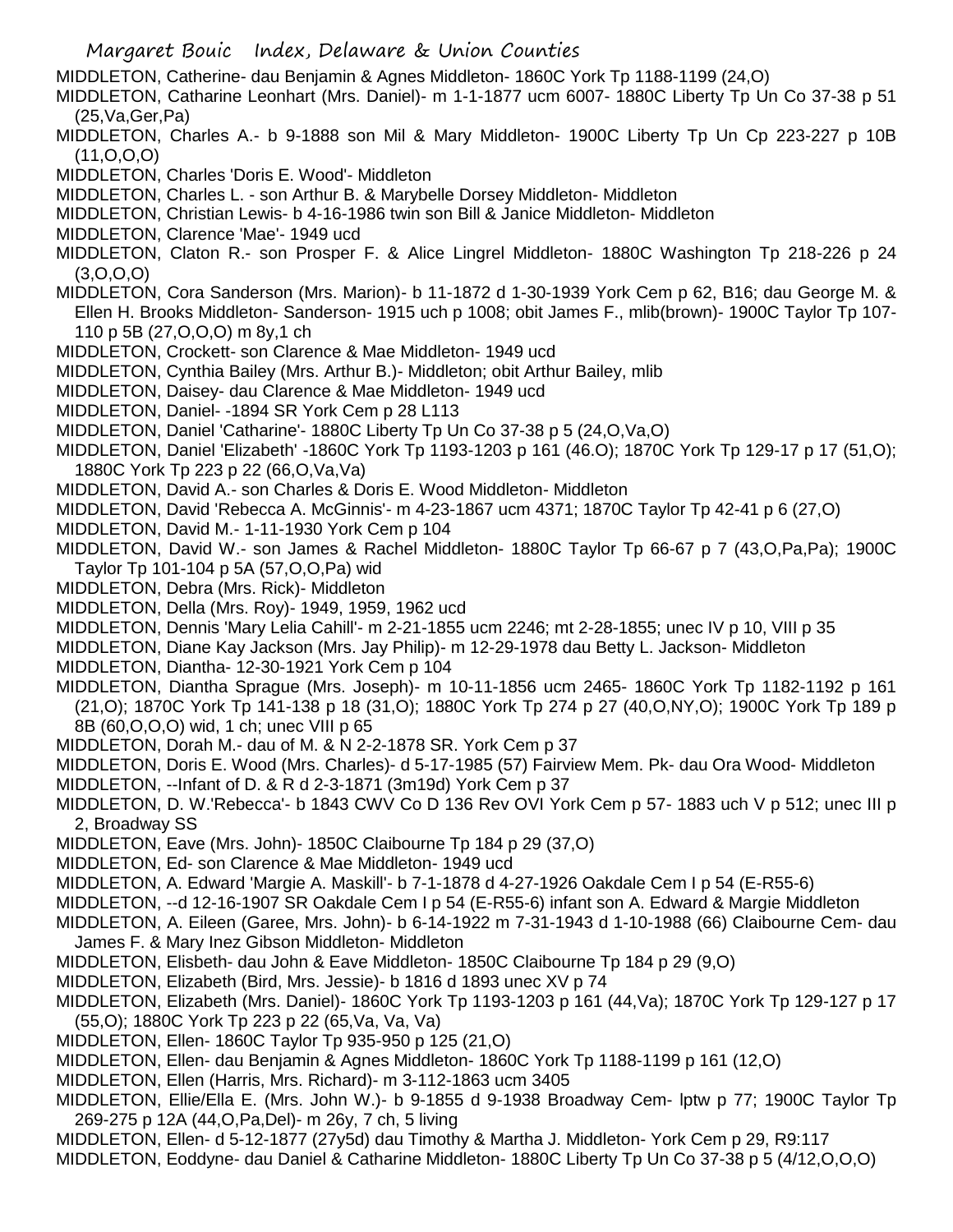MIDDLETON, Catherine- dau Benjamin & Agnes Middleton- 1860C York Tp 1188-1199 (24,O)

MIDDLETON, Catharine Leonhart (Mrs. Daniel)- m 1-1-1877 ucm 6007- 1880C Liberty Tp Un Co 37-38 p 51 (25,Va,Ger,Pa)

MIDDLETON, Charles A.- b 9-1888 son Mil & Mary Middleton- 1900C Liberty Tp Un Cp 223-227 p 10B (11,O,O,O)

MIDDLETON, Charles 'Doris E. Wood'- Middleton

MIDDLETON, Charles L. - son Arthur B. & Marybelle Dorsey Middleton- Middleton

MIDDLETON, Christian Lewis- b 4-16-1986 twin son Bill & Janice Middleton- Middleton

MIDDLETON, Clarence 'Mae'- 1949 ucd

MIDDLETON, Claton R.- son Prosper F. & Alice Lingrel Middleton- 1880C Washington Tp 218-226 p 24 (3,O,O,O)

MIDDLETON, Cora Sanderson (Mrs. Marion)- b 11-1872 d 1-30-1939 York Cem p 62, B16; dau George M. & Ellen H. Brooks Middleton- Sanderson- 1915 uch p 1008; obit James F., mlib(brown)- 1900C Taylor Tp 107-110 p 5B (27,O,O,O) m 8y,1 ch

MIDDLETON, Crockett- son Clarence & Mae Middleton- 1949 ucd

MIDDLETON, Cynthia Bailey (Mrs. Arthur B.)- Middleton; obit Arthur Bailey, mlib

MIDDLETON, Daisey- dau Clarence & Mae Middleton- 1949 ucd

MIDDLETON, Daniel- -1894 SR York Cem p 28 L113

MIDDLETON, Daniel 'Catharine'- 1880C Liberty Tp Un Co 37-38 p 5 (24,O,Va,O)

MIDDLETON, Daniel 'Elizabeth' -1860C York Tp 1193-1203 p 161 (46.O); 1870C York Tp 129-17 p 17 (51,O); 1880C York Tp 223 p 22 (66,O,Va,Va)

MIDDLETON, David A.- son Charles & Doris E. Wood Middleton- Middleton

MIDDLETON, David 'Rebecca A. McGinnis'- m 4-23-1867 ucm 4371; 1870C Taylor Tp 42-41 p 6 (27,O)

MIDDLETON, David M.- 1-11-1930 York Cem p 104

MIDDLETON, David W.- son James & Rachel Middleton- 1880C Taylor Tp 66-67 p 7 (43,O,Pa,Pa); 1900C Taylor Tp 101-104 p 5A (57,O,O,Pa) wid

MIDDLETON, Debra (Mrs. Rick)- Middleton

MIDDLETON, Della (Mrs. Roy)- 1949, 1959, 1962 ucd

MIDDLETON, Dennis 'Mary Lelia Cahill'- m 2-21-1855 ucm 2246; mt 2-28-1855; unec IV p 10, VIII p 35

MIDDLETON, Diane Kay Jackson (Mrs. Jay Philip)- m 12-29-1978 dau Betty L. Jackson- Middleton

MIDDLETON, Diantha- 12-30-1921 York Cem p 104

MIDDLETON, Diantha Sprague (Mrs. Joseph)- m 10-11-1856 ucm 2465- 1860C York Tp 1182-1192 p 161 (21,O); 1870C York Tp 141-138 p 18 (31,O); 1880C York Tp 274 p 27 (40,O,NY,O); 1900C York Tp 189 p 8B (60,O,O,O) wid, 1 ch; unec VIII p 65

MIDDLETON, Dorah M.- dau of M. & N 2-2-1878 SR. York Cem p 37

MIDDLETON, Doris E. Wood (Mrs. Charles)- d 5-17-1985 (57) Fairview Mem. Pk- dau Ora Wood- Middleton

MIDDLETON, --Infant of D. & R d 2-3-1871 (3m19d) York Cem p 37

MIDDLETON, D. W.'Rebecca'- b 1843 CWV Co D 136 Rev OVI York Cem p 57- 1883 uch V p 512; unec III p 2, Broadway SS

MIDDLETON, Eave (Mrs. John)- 1850C Claibourne Tp 184 p 29 (37,O)

MIDDLETON, Ed- son Clarence & Mae Middleton- 1949 ucd

MIDDLETON, A. Edward 'Margie A. Maskill'- b 7-1-1878 d 4-27-1926 Oakdale Cem I p 54 (E-R55-6)

MIDDLETON, --d 12-16-1907 SR Oakdale Cem I p 54 (E-R55-6) infant son A. Edward & Margie Middleton

MIDDLETON, A. Eileen (Garee, Mrs. John)- b 6-14-1922 m 7-31-1943 d 1-10-1988 (66) Claibourne Cem- dau James F. & Mary Inez Gibson Middleton- Middleton

MIDDLETON, Elisbeth- dau John & Eave Middleton- 1850C Claibourne Tp 184 p 29 (9,O)

MIDDLETON, Elizabeth (Bird, Mrs. Jessie)- b 1816 d 1893 unec XV p 74

MIDDLETON, Elizabeth (Mrs. Daniel)- 1860C York Tp 1193-1203 p 161 (44,Va); 1870C York Tp 129-127 p 17 (55,O); 1880C York Tp 223 p 22 (65,Va, Va, Va)

MIDDLETON, Ellen- 1860C Taylor Tp 935-950 p 125 (21,O)

MIDDLETON, Ellen- dau Benjamin & Agnes Middleton- 1860C York Tp 1188-1199 p 161 (12,O)

MIDDLETON, Ellen (Harris, Mrs. Richard)- m 3-112-1863 ucm 3405

MIDDLETON, Ellie/Ella E. (Mrs. John W.)- b 9-1855 d 9-1938 Broadway Cem- lptw p 77; 1900C Taylor Tp 269-275 p 12A (44,O,Pa,Del)- m 26y, 7 ch, 5 living

MIDDLETON, Ellen- d 5-12-1877 (27y5d) dau Timothy & Martha J. Middleton- York Cem p 29, R9:117

MIDDLETON, Eoddyne- dau Daniel & Catharine Middleton- 1880C Liberty Tp Un Co 37-38 p 5 (4/12,O,O,O)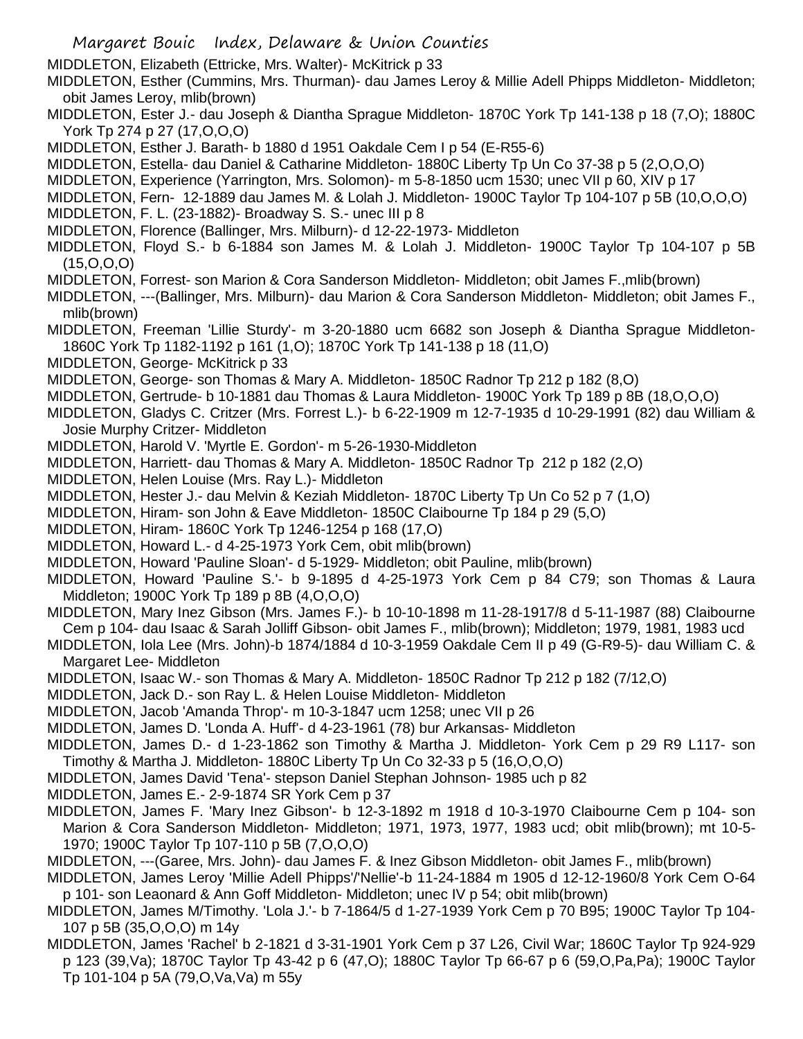MIDDLETON, Elizabeth (Ettricke, Mrs. Walter)- McKitrick p 33

MIDDLETON, Esther (Cummins, Mrs. Thurman)- dau James Leroy & Millie Adell Phipps Middleton- Middleton; obit James Leroy, mlib(brown)

MIDDLETON, Ester J.- dau Joseph & Diantha Sprague Middleton- 1870C York Tp 141-138 p 18 (7,O); 1880C York Tp 274 p 27 (17,O,O,O)

MIDDLETON, Esther J. Barath- b 1880 d 1951 Oakdale Cem I p 54 (E-R55-6)

MIDDLETON, Estella- dau Daniel & Catharine Middleton- 1880C Liberty Tp Un Co 37-38 p 5 (2,O,O,O)

MIDDLETON, Experience (Yarrington, Mrs. Solomon)- m 5-8-1850 ucm 1530; unec VII p 60, XIV p 17

MIDDLETON, Fern- 12-1889 dau James M. & Lolah J. Middleton- 1900C Taylor Tp 104-107 p 5B (10,O,O,O)

MIDDLETON, F. L. (23-1882)- Broadway S. S.- unec III p 8

MIDDLETON, Florence (Ballinger, Mrs. Milburn)- d 12-22-1973- Middleton

MIDDLETON, Floyd S.- b 6-1884 son James M. & Lolah J. Middleton- 1900C Taylor Tp 104-107 p 5B (15,O,O,O)

MIDDLETON, Forrest- son Marion & Cora Sanderson Middleton- Middleton; obit James F.,mlib(brown)

MIDDLETON, ---(Ballinger, Mrs. Milburn)- dau Marion & Cora Sanderson Middleton- Middleton; obit James F., mlib(brown)

MIDDLETON, Freeman 'Lillie Sturdy'- m 3-20-1880 ucm 6682 son Joseph & Diantha Sprague Middleton- 1860C York Tp 1182-1192 p 161 (1,O); 1870C York Tp 141-138 p 18 (11,O)

MIDDLETON, George- McKitrick p 33

MIDDLETON, George- son Thomas & Mary A. Middleton- 1850C Radnor Tp 212 p 182 (8,O)

MIDDLETON, Gertrude- b 10-1881 dau Thomas & Laura Middleton- 1900C York Tp 189 p 8B (18,O,O,O)

MIDDLETON, Gladys C. Critzer (Mrs. Forrest L.)- b 6-22-1909 m 12-7-1935 d 10-29-1991 (82) dau William & Josie Murphy Critzer- Middleton

MIDDLETON, Harold V. 'Myrtle E. Gordon'- m 5-26-1930-Middleton

MIDDLETON, Harriett- dau Thomas & Mary A. Middleton- 1850C Radnor Tp 212 p 182 (2,O)

MIDDLETON, Helen Louise (Mrs. Ray L.)- Middleton

MIDDLETON, Hester J.- dau Melvin & Keziah Middleton- 1870C Liberty Tp Un Co 52 p 7 (1,O)

MIDDLETON, Hiram- son John & Eave Middleton- 1850C Claibourne Tp 184 p 29 (5,O)

MIDDLETON, Hiram- 1860C York Tp 1246-1254 p 168 (17,O)

MIDDLETON, Howard L.- d 4-25-1973 York Cem, obit mlib(brown)

MIDDLETON, Howard 'Pauline Sloan'- d 5-1929- Middleton; obit Pauline, mlib(brown)

MIDDLETON, Howard 'Pauline S.'- b 9-1895 d 4-25-1973 York Cem p 84 C79; son Thomas & Laura Middleton; 1900C York Tp 189 p 8B (4,O,O,O)

MIDDLETON, Mary Inez Gibson (Mrs. James F.)- b 10-10-1898 m 11-28-1917/8 d 5-11-1987 (88) Claibourne Cem p 104- dau Isaac & Sarah Jolliff Gibson- obit James F., mlib(brown); Middleton; 1979, 1981, 1983 ucd

MIDDLETON, Iola Lee (Mrs. John)-b 1874/1884 d 10-3-1959 Oakdale Cem II p 49 (G-R9-5)- dau William C. & Margaret Lee- Middleton

MIDDLETON, Isaac W.- son Thomas & Mary A. Middleton- 1850C Radnor Tp 212 p 182 (7/12,O)

MIDDLETON, Jack D.- son Ray L. & Helen Louise Middleton- Middleton

MIDDLETON, Jacob 'Amanda Throp'- m 10-3-1847 ucm 1258; unec VII p 26

MIDDLETON, James D. 'Londa A. Huff'- d 4-23-1961 (78) bur Arkansas- Middleton

MIDDLETON, James D.- d 1-23-1862 son Timothy & Martha J. Middleton- York Cem p 29 R9 L117- son Timothy & Martha J. Middleton- 1880C Liberty Tp Un Co 32-33 p 5 (16,O,O,O)

MIDDLETON, James David 'Tena'- stepson Daniel Stephan Johnson- 1985 uch p 82

MIDDLETON, James E.- 2-9-1874 SR York Cem p 37

MIDDLETON, James F. 'Mary Inez Gibson'- b 12-3-1892 m 1918 d 10-3-1970 Claibourne Cem p 104- son Marion & Cora Sanderson Middleton- Middleton; 1971, 1973, 1977, 1983 ucd; obit mlib(brown); mt 10-5-1970; 1900C Taylor Tp 107-110 p 5B (7,O,O,O)

MIDDLETON, ---(Garee, Mrs. John)- dau James F. & Inez Gibson Middleton- obit James F., mlib(brown)

MIDDLETON, James Leroy 'Millie Adell Phipps'/'Nellie'-b 11-24-1884 m 1905 d 12-12-1960/8 York Cem O-64 p 101- son Leaonard & Ann Goff Middleton- Middleton; unec IV p 54; obit mlib(brown)

MIDDLETON, James M/Timothy. 'Lola J.'- b 7-1864/5 d 1-27-1939 York Cem p 70 B95; 1900C Taylor Tp 104-107 p 5B (35,O,O,O) m 14y

MIDDLETON, James 'Rachel' b 2-1821 d 3-31-1901 York Cem p 37 L26, Civil War; 1860C Taylor Tp 924-929 p 123 (39,Va); 1870C Taylor Tp 43-42 p 6 (47,O); 1880C Taylor Tp 66-67 p 6 (59,O,Pa,Pa); 1900C Taylor Tp 101-104 p 5A (79,O,Va,Va) m 55y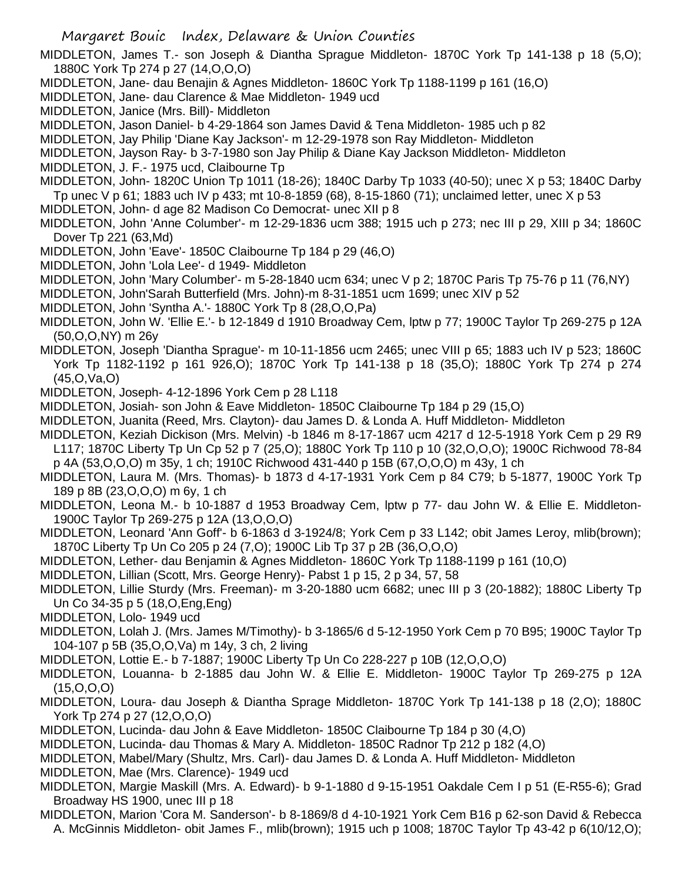MIDDLETON, James T.- son Joseph & Diantha Sprague Middleton- 1870C York Tp 141-138 p 18 (5,O); 1880C York Tp 274 p 27 (14,O,O,O)

MIDDLETON, Jane- dau Benajin & Agnes Middleton- 1860C York Tp 1188-1199 p 161 (16,O)

MIDDLETON, Jane- dau Clarence & Mae Middleton- 1949 ucd

MIDDLETON, Janice (Mrs. Bill)- Middleton

MIDDLETON, Jason Daniel- b 4-29-1864 son James David & Tena Middleton- 1985 uch p 82

MIDDLETON, Jay Philip 'Diane Kay Jackson'- m 12-29-1978 son Ray Middleton- Middleton

MIDDLETON, Jayson Ray- b 3-7-1980 son Jay Philip & Diane Kay Jackson Middleton- Middleton

MIDDLETON, J. F.- 1975 ucd, Claibourne Tp

MIDDLETON, John- 1820C Union Tp 1011 (18-26); 1840C Darby Tp 1033 (40-50); unec X p 53; 1840C Darby Tp unec V p 61; 1883 uch IV p 433; mt 10-8-1859 (68), 8-15-1860 (71); unclaimed letter, unec X p 53

MIDDLETON, John- d age 82 Madison Co Democrat- unec XII p 8

MIDDLETON, John 'Anne Columber'- m 12-29-1836 ucm 388; 1915 uch p 273; nec III p 29, XIII p 34; 1860C Dover Tp 221 (63,Md)

MIDDLETON, John 'Eave'- 1850C Claibourne Tp 184 p 29 (46,O)

MIDDLETON, John 'Lola Lee'- d 1949- Middleton

MIDDLETON, John 'Mary Columber'- m 5-28-1840 ucm 634; unec V p 2; 1870C Paris Tp 75-76 p 11 (76,NY)

MIDDLETON, John'Sarah Butterfield (Mrs. John)-m 8-31-1851 ucm 1699; unec XIV p 52

MIDDLETON, John 'Syntha A.'- 1880C York Tp 8 (28,O,O,Pa)

MIDDLETON, John W. 'Ellie E.'- b 12-1849 d 1910 Broadway Cem, lptw p 77; 1900C Taylor Tp 269-275 p 12A (50,O,O,NY) m 26y

MIDDLETON, Joseph 'Diantha Sprague'- m 10-11-1856 ucm 2465; unec VIII p 65; 1883 uch IV p 523; 1860C York Tp 1182-1192 p 161 926,O); 1870C York Tp 141-138 p 18 (35,O); 1880C York Tp 274 p 274 (45,O,Va,O)

MIDDLETON, Joseph- 4-12-1896 York Cem p 28 L118

MIDDLETON, Josiah- son John & Eave Middleton- 1850C Claibourne Tp 184 p 29 (15,O)

MIDDLETON, Juanita (Reed, Mrs. Clayton)- dau James D. & Londa A. Huff Middleton- Middleton

MIDDLETON, Keziah Dickison (Mrs. Melvin) -b 1846 m 8-17-1867 ucm 4217 d 12-5-1918 York Cem p 29 R9 L117; 1870C Liberty Tp Un Cp 52 p 7 (25,O); 1880C York Tp 110 p 10 (32,O,O,O); 1900C Richwood 78-84 p 4A (53,O,O,O) m 35y, 1 ch; 1910C Richwood 431-440 p 15B (67,O,O,O) m 43y, 1 ch

MIDDLETON, Laura M. (Mrs. Thomas)- b 1873 d 4-17-1931 York Cem p 84 C79; b 5-1877, 1900C York Tp 189 p 8B (23,O,O,O) m 6y, 1 ch

MIDDLETON, Leona M.- b 10-1887 d 1953 Broadway Cem, lptw p 77- dau John W. & Ellie E. Middleton- 1900C Taylor Tp 269-275 p 12A (13,O,O,O)

MIDDLETON, Leonard 'Ann Goff'- b 6-1863 d 3-1924/8; York Cem p 33 L142; obit James Leroy, mlib(brown); 1870C Liberty Tp Un Co 205 p 24 (7,O); 1900C Lib Tp 37 p 2B (36,O,O,O)

MIDDLETON, Lether- dau Benjamin & Agnes Middleton- 1860C York Tp 1188-1199 p 161 (10,O)

MIDDLETON, Lillian (Scott, Mrs. George Henry)- Pabst 1 p 15, 2 p 34, 57, 58

MIDDLETON, Lillie Sturdy (Mrs. Freeman)- m 3-20-1880 ucm 6682; unec III p 3 (20-1882); 1880C Liberty Tp Un Co 34-35 p 5 (18,O,Eng,Eng)

MIDDLETON, Lolo- 1949 ucd

MIDDLETON, Lolah J. (Mrs. James M/Timothy)- b 3-1865/6 d 5-12-1950 York Cem p 70 B95; 1900C Taylor Tp 104-107 p 5B (35,O,O,Va) m 14y, 3 ch, 2 living

MIDDLETON, Lottie E.- b 7-1887; 1900C Liberty Tp Un Co 228-227 p 10B (12,O,O,O)

MIDDLETON, Louanna- b 2-1885 dau John W. & Ellie E. Middleton- 1900C Taylor Tp 269-275 p 12A (15,O,O,O)

MIDDLETON, Loura- dau Joseph & Diantha Sprage Middleton- 1870C York Tp 141-138 p 18 (2,O); 1880C York Tp 274 p 27 (12,O,O,O)

MIDDLETON, Lucinda- dau John & Eave Middleton- 1850C Claibourne Tp 184 p 30 (4,O)

MIDDLETON, Lucinda- dau Thomas & Mary A. Middleton- 1850C Radnor Tp 212 p 182 (4,O)

MIDDLETON, Mabel/Mary (Shultz, Mrs. Carl)- dau James D. & Londa A. Huff Middleton- Middleton

MIDDLETON, Mae (Mrs. Clarence)- 1949 ucd

MIDDLETON, Margie Maskill (Mrs. A. Edward)- b 9-1-1880 d 9-15-1951 Oakdale Cem I p 51 (E-R55-6); Grad Broadway HS 1900, unec III p 18

MIDDLETON, Marion 'Cora M. Sanderson'- b 8-1869/8 d 4-10-1921 York Cem B16 p 62-son David & Rebecca A. McGinnis Middleton- obit James F., mlib(brown); 1915 uch p 1008; 1870C Taylor Tp 43-42 p 6(10/12,O);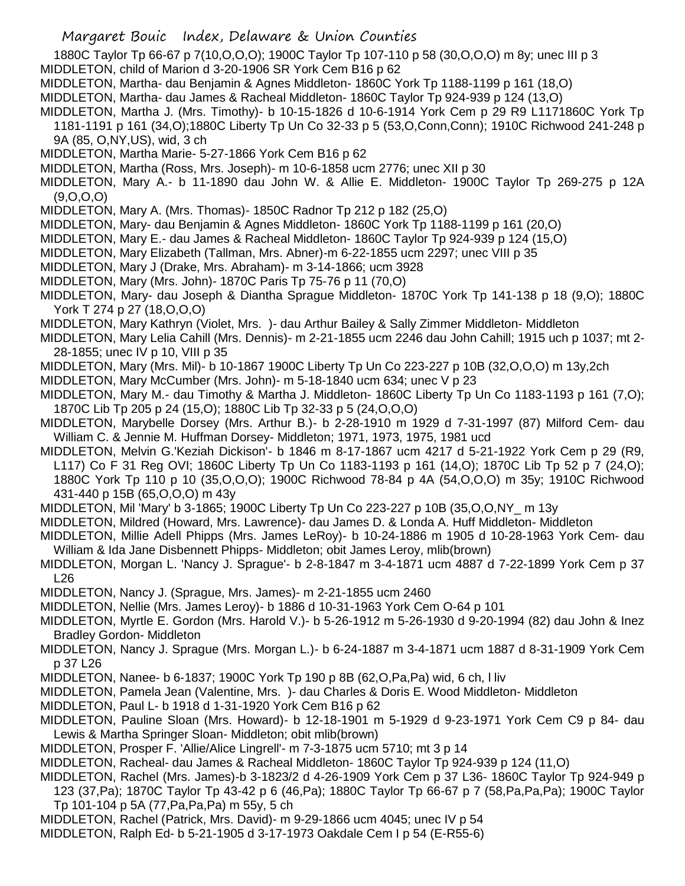1880C Taylor Tp 66-67 p 7(10,O,O,O); 1900C Taylor Tp 107-110 p 58 (30,O,O,O) m 8y; unec III p 3

MIDDLETON, child of Marion d 3-20-1906 SR York Cem B16 p 62

MIDDLETON, Martha- dau Benjamin & Agnes Middleton- 1860C York Tp 1188-1199 p 161 (18,O)

MIDDLETON, Martha- dau James & Racheal Middleton- 1860C Taylor Tp 924-939 p 124 (13,O)

MIDDLETON, Martha J. (Mrs. Timothy)- b 10-15-1826 d 10-6-1914 York Cem p 29 R9 L1171860C York Tp 1181-1191 p 161 (34,O);1880C Liberty Tp Un Co 32-33 p 5 (53,O,Conn,Conn); 1910C Richwood 241-248 p 9A (85, O,NY,US), wid, 3 ch

MIDDLETON, Martha Marie- 5-27-1866 York Cem B16 p 62

MIDDLETON, Martha (Ross, Mrs. Joseph)- m 10-6-1858 ucm 2776; unec XII p 30

MIDDLETON, Mary A.- b 11-1890 dau John W. & Allie E. Middleton- 1900C Taylor Tp 269-275 p 12A (9,O,O,O)

MIDDLETON, Mary A. (Mrs. Thomas)- 1850C Radnor Tp 212 p 182 (25,O)

MIDDLETON, Mary- dau Benjamin & Agnes Middleton- 1860C York Tp 1188-1199 p 161 (20,O)

MIDDLETON, Mary E.- dau James & Racheal Middleton- 1860C Taylor Tp 924-939 p 124 (15,O)

MIDDLETON, Mary Elizabeth (Tallman, Mrs. Abner)-m 6-22-1855 ucm 2297; unec VIII p 35

MIDDLETON, Mary J (Drake, Mrs. Abraham)- m 3-14-1866; ucm 3928

MIDDLETON, Mary (Mrs. John)- 1870C Paris Tp 75-76 p 11 (70,O)

MIDDLETON, Mary- dau Joseph & Diantha Sprague Middleton- 1870C York Tp 141-138 p 18 (9,O); 1880C York T 274 p 27 (18,O,O,O)

MIDDLETON, Mary Kathryn (Violet, Mrs. )- dau Arthur Bailey & Sally Zimmer Middleton- Middleton

MIDDLETON, Mary Lelia Cahill (Mrs. Dennis)- m 2-21-1855 ucm 2246 dau John Cahill; 1915 uch p 1037; mt 2-28-1855; unec IV p 10, VIII p 35

MIDDLETON, Mary (Mrs. Mil)- b 10-1867 1900C Liberty Tp Un Co 223-227 p 10B (32,O,O,O) m 13y,2ch

MIDDLETON, Mary McCumber (Mrs. John)- m 5-18-1840 ucm 634; unec V p 23

MIDDLETON, Mary M.- dau Timothy & Martha J. Middleton- 1860C Liberty Tp Un Co 1183-1193 p 161 (7,O); 1870C Lib Tp 205 p 24 (15,O); 1880C Lib Tp 32-33 p 5 (24,O,O,O)

MIDDLETON, Marybelle Dorsey (Mrs. Arthur B.)- b 2-28-1910 m 1929 d 7-31-1997 (87) Milford Cem- dau William C. & Jennie M. Huffman Dorsey- Middleton; 1971, 1973, 1975, 1981 ucd

MIDDLETON, Melvin G.'Keziah Dickison'- b 1846 m 8-17-1867 ucm 4217 d 5-21-1922 York Cem p 29 (R9, L117) Co F 31 Reg OVI; 1860C Liberty Tp Un Co 1183-1193 p 161 (14,O); 1870C Lib Tp 52 p 7 (24,O); 1880C York Tp 110 p 10 (35,O,O,O); 1900C Richwood 78-84 p 4A (54,O,O,O) m 35y; 1910C Richwood 431-440 p 15B (65,O,O,O) m 43y

MIDDLETON, Mil 'Mary' b 3-1865; 1900C Liberty Tp Un Co 223-227 p 10B (35,O,O,NY_ m 13y

MIDDLETON, Mildred (Howard, Mrs. Lawrence)- dau James D. & Londa A. Huff Middleton- Middleton

MIDDLETON, Millie Adell Phipps (Mrs. James LeRoy)- b 10-24-1886 m 1905 d 10-28-1963 York Cem- dau William & Ida Jane Disbennett Phipps- Middleton; obit James Leroy, mlib(brown)

MIDDLETON, Morgan L. 'Nancy J. Sprague'- b 2-8-1847 m 3-4-1871 ucm 4887 d 7-22-1899 York Cem p 37 L26

MIDDLETON, Nancy J. (Sprague, Mrs. James)- m 2-21-1855 ucm 2460

MIDDLETON, Nellie (Mrs. James Leroy)- b 1886 d 10-31-1963 York Cem O-64 p 101

MIDDLETON, Myrtle E. Gordon (Mrs. Harold V.)- b 5-26-1912 m 5-26-1930 d 9-20-1994 (82) dau John & Inez Bradley Gordon- Middleton

MIDDLETON, Nancy J. Sprague (Mrs. Morgan L.)- b 6-24-1887 m 3-4-1871 ucm 1887 d 8-31-1909 York Cem p 37 L26

MIDDLETON, Nanee- b 6-1837; 1900C York Tp 190 p 8B (62,O,Pa,Pa) wid, 6 ch, l liv

MIDDLETON, Pamela Jean (Valentine, Mrs. )- dau Charles & Doris E. Wood Middleton- Middleton

MIDDLETON, Paul L- b 1918 d 1-31-1920 York Cem B16 p 62

MIDDLETON, Pauline Sloan (Mrs. Howard)- b 12-18-1901 m 5-1929 d 9-23-1971 York Cem C9 p 84- dau Lewis & Martha Springer Sloan- Middleton; obit mlib(brown)

MIDDLETON, Prosper F. 'Allie/Alice Lingrell'- m 7-3-1875 ucm 5710; mt 3 p 14

MIDDLETON, Racheal- dau James & Racheal Middleton- 1860C Taylor Tp 924-939 p 124 (11,O)

MIDDLETON, Rachel (Mrs. James)-b 3-1823/2 d 4-26-1909 York Cem p 37 L36- 1860C Taylor Tp 924-949 p 123 (37,Pa); 1870C Taylor Tp 43-42 p 6 (46,Pa); 1880C Taylor Tp 66-67 p 7 (58,Pa,Pa,Pa); 1900C Taylor Tp 101-104 p 5A (77,Pa,Pa,Pa) m 55y, 5 ch

MIDDLETON, Rachel (Patrick, Mrs. David)- m 9-29-1866 ucm 4045; unec IV p 54

MIDDLETON, Ralph Ed- b 5-21-1905 d 3-17-1973 Oakdale Cem I p 54 (E-R55-6)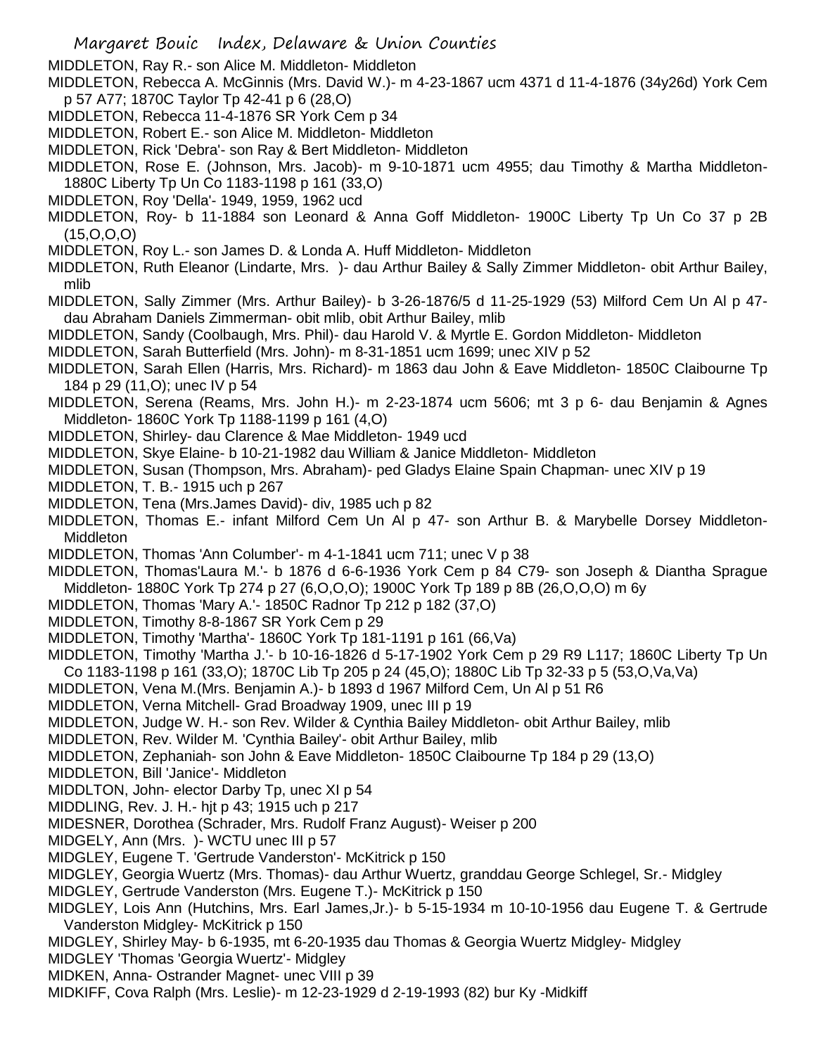MIDDLETON, Ray R.- son Alice M. Middleton- Middleton

MIDDLETON, Rebecca A. McGinnis (Mrs. David W.)- m 4-23-1867 ucm 4371 d 11-4-1876 (34y26d) York Cem p 57 A77; 1870C Taylor Tp 42-41 p 6 (28,O)

MIDDLETON, Rebecca 11-4-1876 SR York Cem p 34

MIDDLETON, Robert E.- son Alice M. Middleton- Middleton

MIDDLETON, Rick 'Debra'- son Ray & Bert Middleton- Middleton

MIDDLETON, Rose E. (Johnson, Mrs. Jacob)- m 9-10-1871 ucm 4955; dau Timothy & Martha Middleton- 1880C Liberty Tp Un Co 1183-1198 p 161 (33,O)

MIDDLETON, Roy 'Della'- 1949, 1959, 1962 ucd

MIDDLETON, Roy- b 11-1884 son Leonard & Anna Goff Middleton- 1900C Liberty Tp Un Co 37 p 2B (15,O,O,O)

MIDDLETON, Roy L.- son James D. & Londa A. Huff Middleton- Middleton

MIDDLETON, Ruth Eleanor (Lindarte, Mrs. )- dau Arthur Bailey & Sally Zimmer Middleton- obit Arthur Bailey, mlib

MIDDLETON, Sally Zimmer (Mrs. Arthur Bailey)- b 3-26-1876/5 d 11-25-1929 (53) Milford Cem Un Al p 47- dau Abraham Daniels Zimmerman- obit mlib, obit Arthur Bailey, mlib

MIDDLETON, Sandy (Coolbaugh, Mrs. Phil)- dau Harold V. & Myrtle E. Gordon Middleton- Middleton

MIDDLETON, Sarah Butterfield (Mrs. John)- m 8-31-1851 ucm 1699; unec XIV p 52

MIDDLETON, Sarah Ellen (Harris, Mrs. Richard)- m 1863 dau John & Eave Middleton- 1850C Claibourne Tp 184 p 29 (11,O); unec IV p 54

MIDDLETON, Serena (Reams, Mrs. John H.)- m 2-23-1874 ucm 5606; mt 3 p 6- dau Benjamin & Agnes Middleton- 1860C York Tp 1188-1199 p 161 (4,O)

MIDDLETON, Shirley- dau Clarence & Mae Middleton- 1949 ucd

MIDDLETON, Skye Elaine- b 10-21-1982 dau William & Janice Middleton- Middleton

MIDDLETON, Susan (Thompson, Mrs. Abraham)- ped Gladys Elaine Spain Chapman- unec XIV p 19

MIDDLETON, T. B.- 1915 uch p 267

MIDDLETON, Tena (Mrs.James David)- div, 1985 uch p 82

MIDDLETON, Thomas E.- infant Milford Cem Un Al p 47- son Arthur B. & Marybelle Dorsey Middleton- Middleton

MIDDLETON, Thomas 'Ann Columber'- m 4-1-1841 ucm 711; unec V p 38

MIDDLETON, Thomas'Laura M.'- b 1876 d 6-6-1936 York Cem p 84 C79- son Joseph & Diantha Sprague Middleton- 1880C York Tp 274 p 27 (6,O,O,O); 1900C York Tp 189 p 8B (26,O,O,O) m 6y

MIDDLETON, Thomas 'Mary A.'- 1850C Radnor Tp 212 p 182 (37,O)

MIDDLETON, Timothy 8-8-1867 SR York Cem p 29

MIDDLETON, Timothy 'Martha'- 1860C York Tp 181-1191 p 161 (66,Va)

MIDDLETON, Timothy 'Martha J.'- b 10-16-1826 d 5-17-1902 York Cem p 29 R9 L117; 1860C Liberty Tp Un Co 1183-1198 p 161 (33,O); 1870C Lib Tp 205 p 24 (45,O); 1880C Lib Tp 32-33 p 5 (53,O,Va,Va)

MIDDLETON, Vena M.(Mrs. Benjamin A.)- b 1893 d 1967 Milford Cem, Un Al p 51 R6

MIDDLETON, Verna Mitchell- Grad Broadway 1909, unec III p 19

MIDDLETON, Judge W. H.- son Rev. Wilder & Cynthia Bailey Middleton- obit Arthur Bailey, mlib

MIDDLETON, Rev. Wilder M. 'Cynthia Bailey'- obit Arthur Bailey, mlib

MIDDLETON, Zephaniah- son John & Eave Middleton- 1850C Claibourne Tp 184 p 29 (13,O)

MIDDLETON, Bill 'Janice'- Middleton

MIDDLTON, John- elector Darby Tp, unec XI p 54

MIDDLING, Rev. J. H.- hjt p 43; 1915 uch p 217

MIDESNER, Dorothea (Schrader, Mrs. Rudolf Franz August)- Weiser p 200

MIDGELY, Ann (Mrs. )- WCTU unec III p 57

MIDGLEY, Eugene T. 'Gertrude Vanderston'- McKitrick p 150

MIDGLEY, Georgia Wuertz (Mrs. Thomas)- dau Arthur Wuertz, granddau George Schlegel, Sr.- Midgley

MIDGLEY, Gertrude Vanderston (Mrs. Eugene T.)- McKitrick p 150

MIDGLEY, Lois Ann (Hutchins, Mrs. Earl James,Jr.)- b 5-15-1934 m 10-10-1956 dau Eugene T. & Gertrude Vanderston Midgley- McKitrick p 150

MIDGLEY, Shirley May- b 6-1935, mt 6-20-1935 dau Thomas & Georgia Wuertz Midgley- Midgley

MIDGLEY 'Thomas 'Georgia Wuertz'- Midgley

MIDKEN, Anna- Ostrander Magnet- unec VIII p 39

MIDKIFF, Cova Ralph (Mrs. Leslie)- m 12-23-1929 d 2-19-1993 (82) bur Ky -Midkiff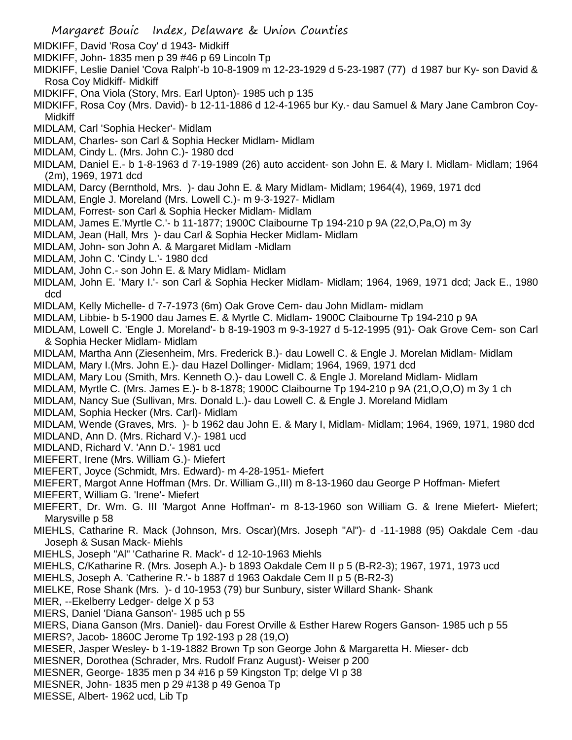MIDKIFF, David 'Rosa Coy' d 1943- Midkiff

MIDKIFF, John- 1835 men p 39 #46 p 69 Lincoln Tp

MIDKIFF, Leslie Daniel 'Cova Ralph'-b 10-8-1909 m 12-23-1929 d 5-23-1987 (77) d 1987 bur Ky- son David & Rosa Coy Midkiff- Midkiff

MIDKIFF, Ona Viola (Story, Mrs. Earl Upton)- 1985 uch p 135

MIDKIFF, Rosa Coy (Mrs. David)- b 12-11-1886 d 12-4-1965 bur Ky.- dau Samuel & Mary Jane Cambron Coy-Midkiff

MIDLAM, Carl 'Sophia Hecker'- Midlam

MIDLAM, Charles- son Carl & Sophia Hecker Midlam- Midlam

MIDLAM, Cindy L. (Mrs. John C.)- 1980 dcd

MIDLAM, Daniel E.- b 1-8-1963 d 7-19-1989 (26) auto accident- son John E. & Mary I. Midlam- Midlam; 1964 (2m), 1969, 1971 dcd

MIDLAM, Darcy (Bernthold, Mrs. )- dau John E. & Mary Midlam- Midlam; 1964(4), 1969, 1971 dcd

MIDLAM, Engle J. Moreland (Mrs. Lowell C.)- m 9-3-1927- Midlam

MIDLAM, Forrest- son Carl & Sophia Hecker Midlam- Midlam

MIDLAM, James E.'Myrtle C.'- b 11-1877; 1900C Claibourne Tp 194-210 p 9A (22,O,Pa,O) m 3y

MIDLAM, Jean (Hall, Mrs )- dau Carl & Sophia Hecker Midlam- Midlam

MIDLAM, John- son John A. & Margaret Midlam -Midlam

MIDLAM, John C. 'Cindy L.'- 1980 dcd

MIDLAM, John C.- son John E. & Mary Midlam- Midlam

MIDLAM, John E. 'Mary I.'- son Carl & Sophia Hecker Midlam- Midlam; 1964, 1969, 1971 dcd; Jack E., 1980 dcd

MIDLAM, Kelly Michelle- d 7-7-1973 (6m) Oak Grove Cem- dau John Midlam- midlam

MIDLAM, Libbie- b 5-1900 dau James E. & Myrtle C. Midlam- 1900C Claibourne Tp 194-210 p 9A

MIDLAM, Lowell C. 'Engle J. Moreland'- b 8-19-1903 m 9-3-1927 d 5-12-1995 (91)- Oak Grove Cem- son Carl & Sophia Hecker Midlam- Midlam

MIDLAM, Martha Ann (Ziesenheim, Mrs. Frederick B.)- dau Lowell C. & Engle J. Morelan Midlam- Midlam

MIDLAM, Mary I.(Mrs. John E.)- dau Hazel Dollinger- Midlam; 1964, 1969, 1971 dcd

MIDLAM, Mary Lou (Smith, Mrs. Kenneth O.)- dau Lowell C. & Engle J. Moreland Midlam- Midlam

MIDLAM, Myrtle C. (Mrs. James E.)- b 8-1878; 1900C Claibourne Tp 194-210 p 9A (21,O,O,O) m 3y 1 ch

MIDLAM, Nancy Sue (Sullivan, Mrs. Donald L.)- dau Lowell C. & Engle J. Moreland Midlam

MIDLAM, Sophia Hecker (Mrs. Carl)- Midlam

MIDLAM, Wende (Graves, Mrs. )- b 1962 dau John E. & Mary I, Midlam- Midlam; 1964, 1969, 1971, 1980 dcd

MIDLAND, Ann D. (Mrs. Richard V.)- 1981 ucd

MIDLAND, Richard V. 'Ann D.'- 1981 ucd

MIEFERT, Irene (Mrs. William G.)- Miefert

MIEFERT, Joyce (Schmidt, Mrs. Edward)- m 4-28-1951- Miefert

MIEFERT, Margot Anne Hoffman (Mrs. Dr. William G.,III) m 8-13-1960 dau George P Hoffman- Miefert

MIEFERT, William G. 'Irene'- Miefert

MIEFERT, Dr. Wm. G. III 'Margot Anne Hoffman'- m 8-13-1960 son William G. & Irene Miefert- Miefert; Marysville p 58

MIEHLS, Catharine R. Mack (Johnson, Mrs. Oscar)(Mrs. Joseph "Al")- d -11-1988 (95) Oakdale Cem -dau Joseph & Susan Mack- Miehls

MIEHLS, Joseph "Al" 'Catharine R. Mack'- d 12-10-1963 Miehls

MIEHLS, C/Katharine R. (Mrs. Joseph A.)- b 1893 Oakdale Cem II p 5 (B-R2-3); 1967, 1971, 1973 ucd

MIEHLS, Joseph A. 'Catherine R.'- b 1887 d 1963 Oakdale Cem II p 5 (B-R2-3)

MIELKE, Rose Shank (Mrs. )- d 10-1953 (79) bur Sunbury, sister Willard Shank- Shank

MIER, --Ekelberry Ledger- delge X p 53

MIERS, Daniel 'Diana Ganson'- 1985 uch p 55

MIERS, Diana Ganson (Mrs. Daniel)- dau Forest Orville & Esther Harew Rogers Ganson- 1985 uch p 55

MIERS?, Jacob- 1860C Jerome Tp 192-193 p 28 (19,O)

MIESER, Jasper Wesley- b 1-19-1882 Brown Tp son George John & Margaretta H. Mieser- dcb

MIESNER, Dorothea (Schrader, Mrs. Rudolf Franz August)- Weiser p 200

MIESNER, George- 1835 men p 34 #16 p 59 Kingston Tp; delge VI p 38

MIESNER, John- 1835 men p 29 #138 p 49 Genoa Tp

MIESSE, Albert- 1962 ucd, Lib Tp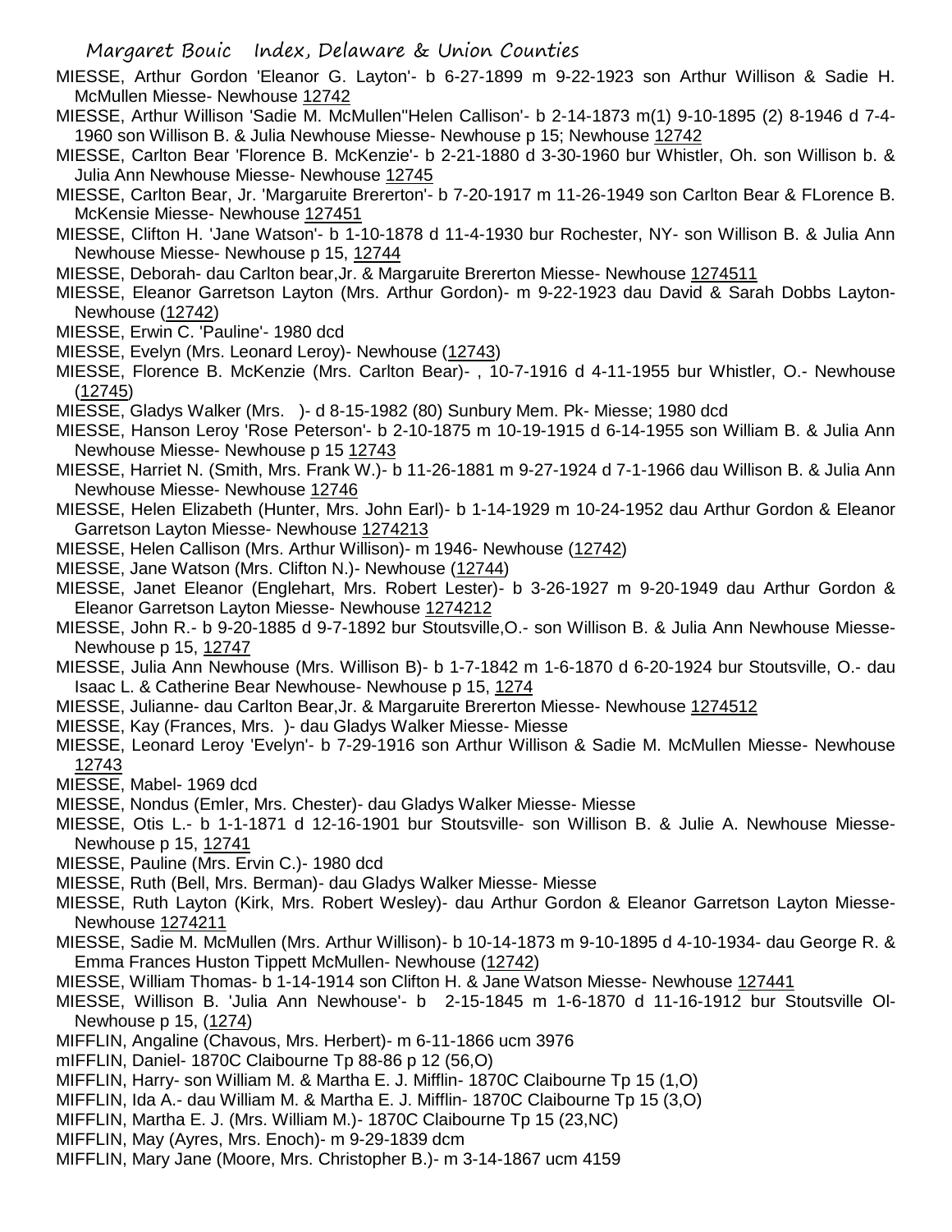MIESSE, Arthur Gordon 'Eleanor G. Layton'- b 6-27-1899 m 9-22-1923 son Arthur Willison & Sadie H. McMullen Miesse- Newhouse 12742

MIESSE, Arthur Willison 'Sadie M. McMullen''Helen Callison'- b 2-14-1873 m(1) 9-10-1895 (2) 8-1946 d 7-4-1960 son Willison B. & Julia Newhouse Miesse- Newhouse p 15; Newhouse 12742

MIESSE, Carlton Bear 'Florence B. McKenzie'- b 2-21-1880 d 3-30-1960 bur Whistler, Oh. son Willison b. & Julia Ann Newhouse Miesse- Newhouse 12745

MIESSE, Carlton Bear, Jr. 'Margaruite Brererton'- b 7-20-1917 m 11-26-1949 son Carlton Bear & FLorence B. McKensie Miesse- Newhouse 127451

MIESSE, Clifton H. 'Jane Watson'- b 1-10-1878 d 11-4-1930 bur Rochester, NY- son Willison B. & Julia Ann Newhouse Miesse- Newhouse p 15, 12744

MIESSE, Deborah- dau Carlton bear,Jr. & Margaruite Brererton Miesse- Newhouse 1274511

MIESSE, Eleanor Garretson Layton (Mrs. Arthur Gordon)- m 9-22-1923 dau David & Sarah Dobbs Layton- Newhouse (12742)

MIESSE, Erwin C. 'Pauline'- 1980 dcd

MIESSE, Evelyn (Mrs. Leonard Leroy)- Newhouse (12743)

MIESSE, Florence B. McKenzie (Mrs. Carlton Bear)- , 10-7-1916 d 4-11-1955 bur Whistler, O.- Newhouse (12745)

MIESSE, Gladys Walker (Mrs. )- d 8-15-1982 (80) Sunbury Mem. Pk- Miesse; 1980 dcd

MIESSE, Hanson Leroy 'Rose Peterson'- b 2-10-1875 m 10-19-1915 d 6-14-1955 son William B. & Julia Ann Newhouse Miesse- Newhouse p 15 12743

MIESSE, Harriet N. (Smith, Mrs. Frank W.)- b 11-26-1881 m 9-27-1924 d 7-1-1966 dau Willison B. & Julia Ann Newhouse Miesse- Newhouse 12746

MIESSE, Helen Elizabeth (Hunter, Mrs. John Earl)- b 1-14-1929 m 10-24-1952 dau Arthur Gordon & Eleanor Garretson Layton Miesse- Newhouse 1274213

MIESSE, Helen Callison (Mrs. Arthur Willison)- m 1946- Newhouse (12742)

MIESSE, Jane Watson (Mrs. Clifton N.)- Newhouse (12744)

MIESSE, Janet Eleanor (Englehart, Mrs. Robert Lester)- b 3-26-1927 m 9-20-1949 dau Arthur Gordon & Eleanor Garretson Layton Miesse- Newhouse 1274212

MIESSE, John R.- b 9-20-1885 d 9-7-1892 bur Stoutsville,O.- son Willison B. & Julia Ann Newhouse Miesse- Newhouse p 15, 12747

MIESSE, Julia Ann Newhouse (Mrs. Willison B)- b 1-7-1842 m 1-6-1870 d 6-20-1924 bur Stoutsville, O.- dau Isaac L. & Catherine Bear Newhouse- Newhouse p 15, 1274

MIESSE, Julianne- dau Carlton Bear,Jr. & Margaruite Brererton Miesse- Newhouse 1274512

MIESSE, Kay (Frances, Mrs. )- dau Gladys Walker Miesse- Miesse

MIESSE, Leonard Leroy 'Evelyn'- b 7-29-1916 son Arthur Willison & Sadie M. McMullen Miesse- Newhouse 12743

MIESSE, Mabel- 1969 dcd

MIESSE, Nondus (Emler, Mrs. Chester)- dau Gladys Walker Miesse- Miesse

MIESSE, Otis L.- b 1-1-1871 d 12-16-1901 bur Stoutsville- son Willison B. & Julie A. Newhouse Miesse- Newhouse p 15, 12741

MIESSE, Pauline (Mrs. Ervin C.)- 1980 dcd

MIESSE, Ruth (Bell, Mrs. Berman)- dau Gladys Walker Miesse- Miesse

MIESSE, Ruth Layton (Kirk, Mrs. Robert Wesley)- dau Arthur Gordon & Eleanor Garretson Layton Miesse- Newhouse 1274211

MIESSE, Sadie M. McMullen (Mrs. Arthur Willison)- b 10-14-1873 m 9-10-1895 d 4-10-1934- dau George R. & Emma Frances Huston Tippett McMullen- Newhouse (12742)

MIESSE, William Thomas- b 1-14-1914 son Clifton H. & Jane Watson Miesse- Newhouse 127441

MIESSE, Willison B. 'Julia Ann Newhouse'- b 2-15-1845 m 1-6-1870 d 11-16-1912 bur Stoutsville Ol- Newhouse p 15, (1274)

MIFFLIN, Angaline (Chavous, Mrs. Herbert)- m 6-11-1866 ucm 3976

mIFFLIN, Daniel- 1870C Claibourne Tp 88-86 p 12 (56,O)

MIFFLIN, Harry- son William M. & Martha E. J. Mifflin- 1870C Claibourne Tp 15 (1,O)

MIFFLIN, Ida A.- dau William M. & Martha E. J. Mifflin- 1870C Claibourne Tp 15 (3,O)

MIFFLIN, Martha E. J. (Mrs. William M.)- 1870C Claibourne Tp 15 (23,NC)

MIFFLIN, May (Ayres, Mrs. Enoch)- m 9-29-1839 dcm

MIFFLIN, Mary Jane (Moore, Mrs. Christopher B.)- m 3-14-1867 ucm 4159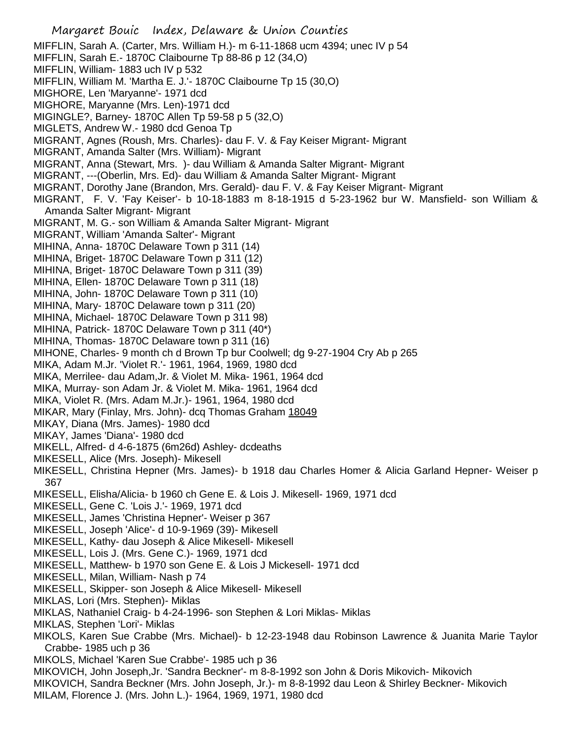MIFFLIN, Sarah A. (Carter, Mrs. William H.)- m 6-11-1868 ucm 4394; unec IV p 54
MIFFLIN, Sarah E.- 1870C Claibourne Tp 88-86 p 12 (34,O)
MIFFLIN, William- 1883 uch IV p 532
MIFFLIN, William M. 'Martha E. J.'- 1870C Claibourne Tp 15 (30,O)
MIGHORE, Len 'Maryanne'- 1971 dcd
MIGHORE, Maryanne (Mrs. Len)-1971 dcd
MIGINGLE?, Barney- 1870C Allen Tp 59-58 p 5 (32,O)
MIGLETS, Andrew W.- 1980 dcd Genoa Tp
MIGRANT, Agnes (Roush, Mrs. Charles)- dau F. V. & Fay Keiser Migrant- Migrant
MIGRANT, Amanda Salter (Mrs. William)- Migrant
MIGRANT, Anna (Stewart, Mrs. )- dau William & Amanda Salter Migrant- Migrant
MIGRANT, ---(Oberlin, Mrs. Ed)- dau William & Amanda Salter Migrant- Migrant
MIGRANT, Dorothy Jane (Brandon, Mrs. Gerald)- dau F. V. & Fay Keiser Migrant- Migrant
MIGRANT, F. V. 'Fay Keiser'- b 10-18-1883 m 8-18-1915 d 5-23-1962 bur W. Mansfield- son William & Amanda Salter Migrant- Migrant
MIGRANT, M. G.- son William & Amanda Salter Migrant- Migrant
MIGRANT, William 'Amanda Salter'- Migrant
MIHINA, Anna- 1870C Delaware Town p 311 (14)
MIHINA, Briget- 1870C Delaware Town p 311 (12)
MIHINA, Briget- 1870C Delaware Town p 311 (39)
MIHINA, Ellen- 1870C Delaware Town p 311 (18)
MIHINA, John- 1870C Delaware Town p 311 (10)
MIHINA, Mary- 1870C Delaware town p 311 (20)
MIHINA, Michael- 1870C Delaware Town p 311 98)
MIHINA, Patrick- 1870C Delaware Town p 311 (40*)
MIHINA, Thomas- 1870C Delaware town p 311 (16)
MIHONE, Charles- 9 month ch d Brown Tp bur Coolwell; dg 9-27-1904 Cry Ab p 265
MIKA, Adam M.Jr. 'Violet R.'- 1961, 1964, 1969, 1980 dcd
MIKA, Merrilee- dau Adam,Jr. & Violet M. Mika- 1961, 1964 dcd
MIKA, Murray- son Adam Jr. & Violet M. Mika- 1961, 1964 dcd
MIKA, Violet R. (Mrs. Adam M.Jr.)- 1961, 1964, 1980 dcd
MIKAR, Mary (Finlay, Mrs. John)- dcq Thomas Graham 18049
MIKAY, Diana (Mrs. James)- 1980 dcd
MIKAY, James 'Diana'- 1980 dcd
MIKELL, Alfred- d 4-6-1875 (6m26d) Ashley- dcdeaths
MIKESELL, Alice (Mrs. Joseph)- Mikesell
MIKESELL, Christina Hepner (Mrs. James)- b 1918 dau Charles Homer & Alicia Garland Hepner- Weiser p 367
MIKESELL, Elisha/Alicia- b 1960 ch Gene E. & Lois J. Mikesell- 1969, 1971 dcd
MIKESELL, Gene C. 'Lois J.'- 1969, 1971 dcd
MIKESELL, James 'Christina Hepner'- Weiser p 367
MIKESELL, Joseph 'Alice'- d 10-9-1969 (39)- Mikesell
MIKESELL, Kathy- dau Joseph & Alice Mikesell- Mikesell
MIKESELL, Lois J. (Mrs. Gene C.)- 1969, 1971 dcd
MIKESELL, Matthew- b 1970 son Gene E. & Lois J Mickesell- 1971 dcd
MIKESELL, Milan, William- Nash p 74
MIKESELL, Skipper- son Joseph & Alice Mikesell- Mikesell
MIKLAS, Lori (Mrs. Stephen)- Miklas
MIKLAS, Nathaniel Craig- b 4-24-1996- son Stephen & Lori Miklas- Miklas
MIKLAS, Stephen 'Lori'- Miklas
MIKOLS, Karen Sue Crabbe (Mrs. Michael)- b 12-23-1948 dau Robinson Lawrence & Juanita Marie Taylor Crabbe- 1985 uch p 36
MIKOLS, Michael 'Karen Sue Crabbe'- 1985 uch p 36
MIKOVICH, John Joseph,Jr. 'Sandra Beckner'- m 8-8-1992 son John & Doris Mikovich- Mikovich
MIKOVICH, Sandra Beckner (Mrs. John Joseph, Jr.)- m 8-8-1992 dau Leon & Shirley Beckner- Mikovich
MILAM, Florence J. (Mrs. John L.)- 1964, 1969, 1971, 1980 dcd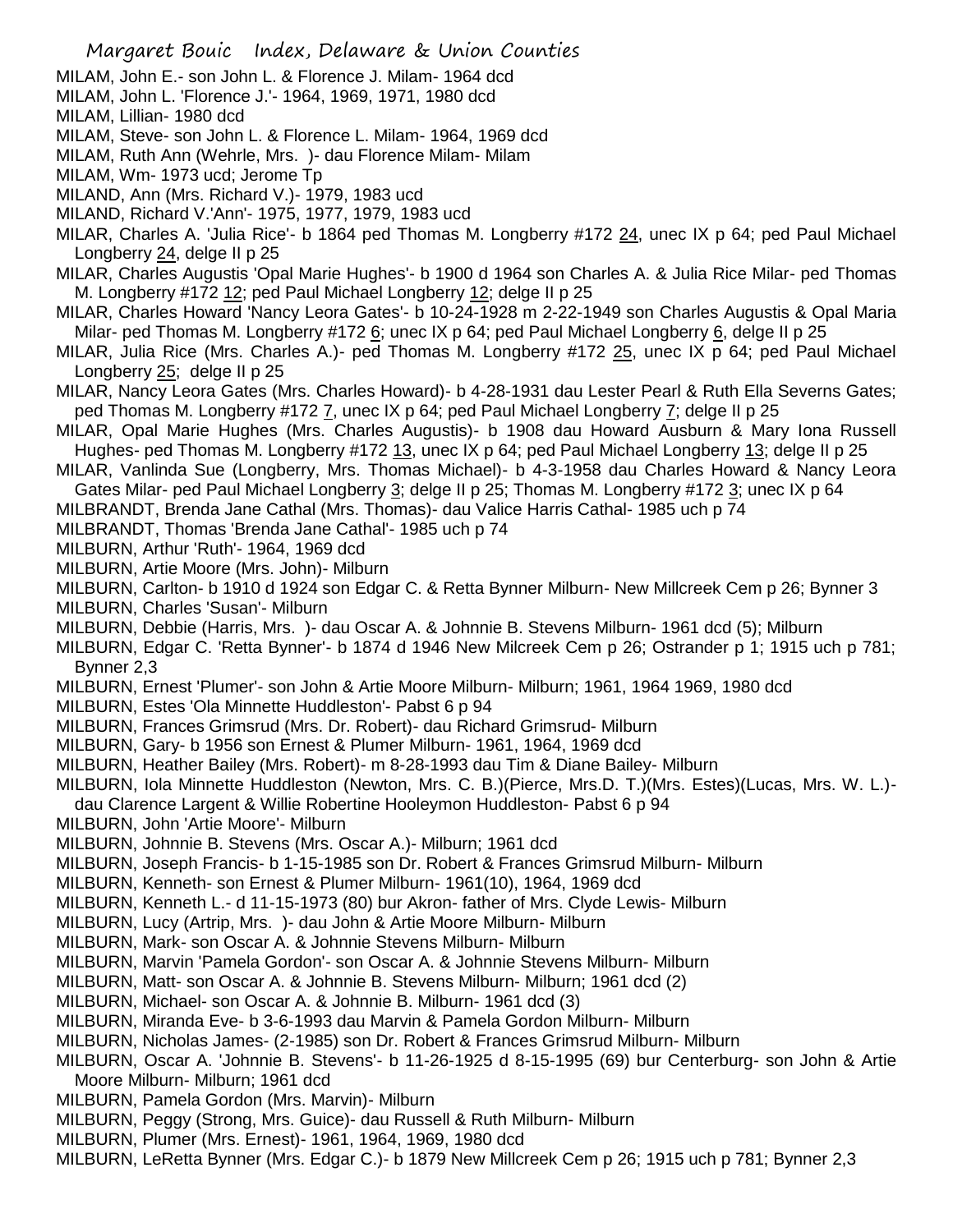MILAM, John E.- son John L. & Florence J. Milam- 1964 dcd

MILAM, John L. 'Florence J.'- 1964, 1969, 1971, 1980 dcd

MILAM, Lillian- 1980 dcd

MILAM, Steve- son John L. & Florence L. Milam- 1964, 1969 dcd

MILAM, Ruth Ann (Wehrle, Mrs. )- dau Florence Milam- Milam

MILAM, Wm- 1973 ucd; Jerome Tp

MILAND, Ann (Mrs. Richard V.)- 1979, 1983 ucd

MILAND, Richard V.'Ann'- 1975, 1977, 1979, 1983 ucd

MILAR, Charles A. 'Julia Rice'- b 1864 ped Thomas M. Longberry #172 24, unec IX p 64; ped Paul Michael Longberry 24, delge II p 25

MILAR, Charles Augustis 'Opal Marie Hughes'- b 1900 d 1964 son Charles A. & Julia Rice Milar- ped Thomas M. Longberry #172 12; ped Paul Michael Longberry 12; delge II p 25

MILAR, Charles Howard 'Nancy Leora Gates'- b 10-24-1928 m 2-22-1949 son Charles Augustis & Opal Maria Milar- ped Thomas M. Longberry #172 6; unec IX p 64; ped Paul Michael Longberry 6, delge II p 25

MILAR, Julia Rice (Mrs. Charles A.)- ped Thomas M. Longberry #172 25, unec IX p 64; ped Paul Michael Longberry 25; delge II p 25

MILAR, Nancy Leora Gates (Mrs. Charles Howard)- b 4-28-1931 dau Lester Pearl & Ruth Ella Severns Gates; ped Thomas M. Longberry #172 7, unec IX p 64; ped Paul Michael Longberry 7; delge II p 25

MILAR, Opal Marie Hughes (Mrs. Charles Augustis)- b 1908 dau Howard Ausburn & Mary Iona Russell Hughes- ped Thomas M. Longberry #172 13, unec IX p 64; ped Paul Michael Longberry 13; delge II p 25

MILAR, Vanlinda Sue (Longberry, Mrs. Thomas Michael)- b 4-3-1958 dau Charles Howard & Nancy Leora Gates Milar- ped Paul Michael Longberry 3; delge II p 25; Thomas M. Longberry #172 3; unec IX p 64

MILBRANDT, Brenda Jane Cathal (Mrs. Thomas)- dau Valice Harris Cathal- 1985 uch p 74

MILBRANDT, Thomas 'Brenda Jane Cathal'- 1985 uch p 74

MILBURN, Arthur 'Ruth'- 1964, 1969 dcd

MILBURN, Artie Moore (Mrs. John)- Milburn

MILBURN, Carlton- b 1910 d 1924 son Edgar C. & Retta Bynner Milburn- New Millcreek Cem p 26; Bynner 3

MILBURN, Charles 'Susan'- Milburn

MILBURN, Debbie (Harris, Mrs. )- dau Oscar A. & Johnnie B. Stevens Milburn- 1961 dcd (5); Milburn

MILBURN, Edgar C. 'Retta Bynner'- b 1874 d 1946 New Milcreek Cem p 26; Ostrander p 1; 1915 uch p 781; Bynner 2,3

MILBURN, Ernest 'Plumer'- son John & Artie Moore Milburn- Milburn; 1961, 1964 1969, 1980 dcd

MILBURN, Estes 'Ola Minnette Huddleston'- Pabst 6 p 94

MILBURN, Frances Grimsrud (Mrs. Dr. Robert)- dau Richard Grimsrud- Milburn

MILBURN, Gary- b 1956 son Ernest & Plumer Milburn- 1961, 1964, 1969 dcd

MILBURN, Heather Bailey (Mrs. Robert)- m 8-28-1993 dau Tim & Diane Bailey- Milburn

MILBURN, Iola Minnette Huddleston (Newton, Mrs. C. B.)(Pierce, Mrs.D. T.)(Mrs. Estes)(Lucas, Mrs. W. L.)- dau Clarence Largent & Willie Robertine Hooleymon Huddleston- Pabst 6 p 94

MILBURN, John 'Artie Moore'- Milburn

MILBURN, Johnnie B. Stevens (Mrs. Oscar A.)- Milburn; 1961 dcd

MILBURN, Joseph Francis- b 1-15-1985 son Dr. Robert & Frances Grimsrud Milburn- Milburn

MILBURN, Kenneth- son Ernest & Plumer Milburn- 1961(10), 1964, 1969 dcd

MILBURN, Kenneth L.- d 11-15-1973 (80) bur Akron- father of Mrs. Clyde Lewis- Milburn

MILBURN, Lucy (Artrip, Mrs. )- dau John & Artie Moore Milburn- Milburn

MILBURN, Mark- son Oscar A. & Johnnie Stevens Milburn- Milburn

MILBURN, Marvin 'Pamela Gordon'- son Oscar A. & Johnnie Stevens Milburn- Milburn

MILBURN, Matt- son Oscar A. & Johnnie B. Stevens Milburn- Milburn; 1961 dcd (2)

MILBURN, Michael- son Oscar A. & Johnnie B. Milburn- 1961 dcd (3)

MILBURN, Miranda Eve- b 3-6-1993 dau Marvin & Pamela Gordon Milburn- Milburn

MILBURN, Nicholas James- (2-1985) son Dr. Robert & Frances Grimsrud Milburn- Milburn

MILBURN, Oscar A. 'Johnnie B. Stevens'- b 11-26-1925 d 8-15-1995 (69) bur Centerburg- son John & Artie Moore Milburn- Milburn; 1961 dcd

MILBURN, Pamela Gordon (Mrs. Marvin)- Milburn

MILBURN, Peggy (Strong, Mrs. Guice)- dau Russell & Ruth Milburn- Milburn

MILBURN, Plumer (Mrs. Ernest)- 1961, 1964, 1969, 1980 dcd

MILBURN, LeRetta Bynner (Mrs. Edgar C.)- b 1879 New Millcreek Cem p 26; 1915 uch p 781; Bynner 2,3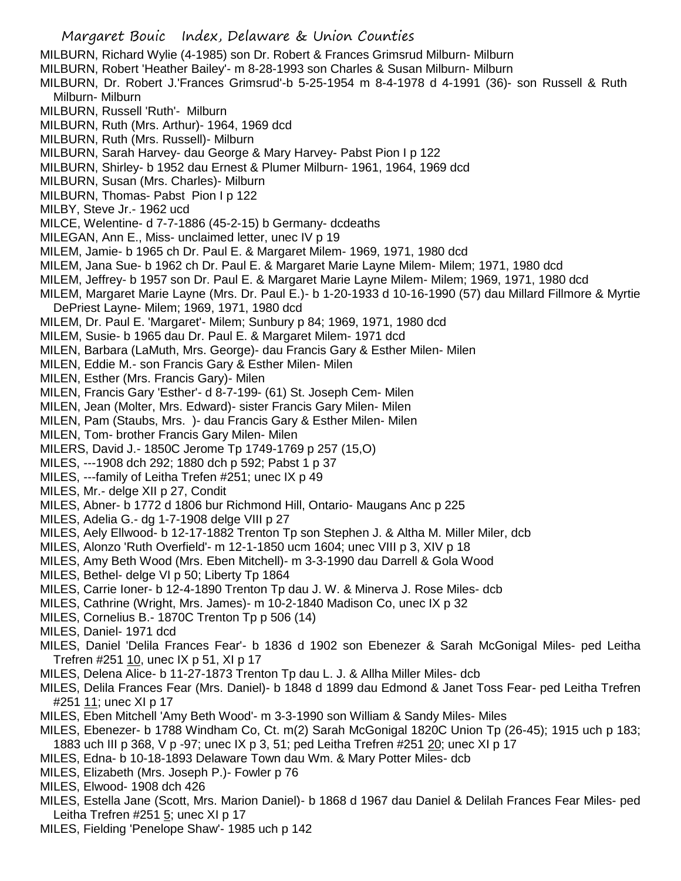MILBURN, Richard Wylie (4-1985) son Dr. Robert & Frances Grimsrud Milburn- Milburn

MILBURN, Robert 'Heather Bailey'- m 8-28-1993 son Charles & Susan Milburn- Milburn

MILBURN, Dr. Robert J.'Frances Grimsrud'-b 5-25-1954 m 8-4-1978 d 4-1991 (36)- son Russell & Ruth Milburn- Milburn

MILBURN, Russell 'Ruth'- Milburn

MILBURN, Ruth (Mrs. Arthur)- 1964, 1969 dcd

MILBURN, Ruth (Mrs. Russell)- Milburn

MILBURN, Sarah Harvey- dau George & Mary Harvey- Pabst Pion I p 122

MILBURN, Shirley- b 1952 dau Ernest & Plumer Milburn- 1961, 1964, 1969 dcd

MILBURN, Susan (Mrs. Charles)- Milburn

MILBURN, Thomas- Pabst Pion I p 122

MILBY, Steve Jr.- 1962 ucd

MILCE, Welentine- d 7-7-1886 (45-2-15) b Germany- dcdeaths

MILEGAN, Ann E., Miss- unclaimed letter, unec IV p 19

MILEM, Jamie- b 1965 ch Dr. Paul E. & Margaret Milem- 1969, 1971, 1980 dcd

MILEM, Jana Sue- b 1962 ch Dr. Paul E. & Margaret Marie Layne Milem- Milem; 1971, 1980 dcd

MILEM, Jeffrey- b 1957 son Dr. Paul E. & Margaret Marie Layne Milem- Milem; 1969, 1971, 1980 dcd

MILEM, Margaret Marie Layne (Mrs. Dr. Paul E.)- b 1-20-1933 d 10-16-1990 (57) dau Millard Fillmore & Myrtie DePriest Layne- Milem; 1969, 1971, 1980 dcd

MILEM, Dr. Paul E. 'Margaret'- Milem; Sunbury p 84; 1969, 1971, 1980 dcd

MILEM, Susie- b 1965 dau Dr. Paul E. & Margaret Milem- 1971 dcd

MILEN, Barbara (LaMuth, Mrs. George)- dau Francis Gary & Esther Milen- Milen

MILEN, Eddie M.- son Francis Gary & Esther Milen- Milen

MILEN, Esther (Mrs. Francis Gary)- Milen

MILEN, Francis Gary 'Esther'- d 8-7-199- (61) St. Joseph Cem- Milen

MILEN, Jean (Molter, Mrs. Edward)- sister Francis Gary Milen- Milen

MILEN, Pam (Staubs, Mrs. )- dau Francis Gary & Esther Milen- Milen

MILEN, Tom- brother Francis Gary Milen- Milen

MILERS, David J.- 1850C Jerome Tp 1749-1769 p 257 (15,O)

MILES, ---1908 dch 292; 1880 dch p 592; Pabst 1 p 37

MILES, ---family of Leitha Trefen #251; unec IX p 49

MILES, Mr.- delge XII p 27, Condit

MILES, Abner- b 1772 d 1806 bur Richmond Hill, Ontario- Maugans Anc p 225

MILES, Adelia G.- dg 1-7-1908 delge VIII p 27

MILES, Aely Ellwood- b 12-17-1882 Trenton Tp son Stephen J. & Altha M. Miller Miler, dcb

MILES, Alonzo 'Ruth Overfield'- m 12-1-1850 ucm 1604; unec VIII p 3, XIV p 18

MILES, Amy Beth Wood (Mrs. Eben Mitchell)- m 3-3-1990 dau Darrell & Gola Wood

MILES, Bethel- delge VI p 50; Liberty Tp 1864

MILES, Carrie Ioner- b 12-4-1890 Trenton Tp dau J. W. & Minerva J. Rose Miles- dcb

MILES, Cathrine (Wright, Mrs. James)- m 10-2-1840 Madison Co, unec IX p 32

MILES, Cornelius B.- 1870C Trenton Tp p 506 (14)

MILES, Daniel- 1971 dcd

MILES, Daniel 'Delila Frances Fear'- b 1836 d 1902 son Ebenezer & Sarah McGonigal Miles- ped Leitha Trefren #251 10, unec IX p 51, XI p 17

MILES, Delena Alice- b 11-27-1873 Trenton Tp dau L. J. & Allha Miller Miles- dcb

MILES, Delila Frances Fear (Mrs. Daniel)- b 1848 d 1899 dau Edmond & Janet Toss Fear- ped Leitha Trefren #251 11; unec XI p 17

MILES, Eben Mitchell 'Amy Beth Wood'- m 3-3-1990 son William & Sandy Miles- Miles

MILES, Ebenezer- b 1788 Windham Co, Ct. m(2) Sarah McGonigal 1820C Union Tp (26-45); 1915 uch p 183; 1883 uch III p 368, V p -97; unec IX p 3, 51; ped Leitha Trefren #251 20; unec XI p 17

MILES, Edna- b 10-18-1893 Delaware Town dau Wm. & Mary Potter Miles- dcb

MILES, Elizabeth (Mrs. Joseph P.)- Fowler p 76

MILES, Elwood- 1908 dch 426

MILES, Estella Jane (Scott, Mrs. Marion Daniel)- b 1868 d 1967 dau Daniel & Delilah Frances Fear Miles- ped Leitha Trefren #251 5; unec XI p 17

MILES, Fielding 'Penelope Shaw'- 1985 uch p 142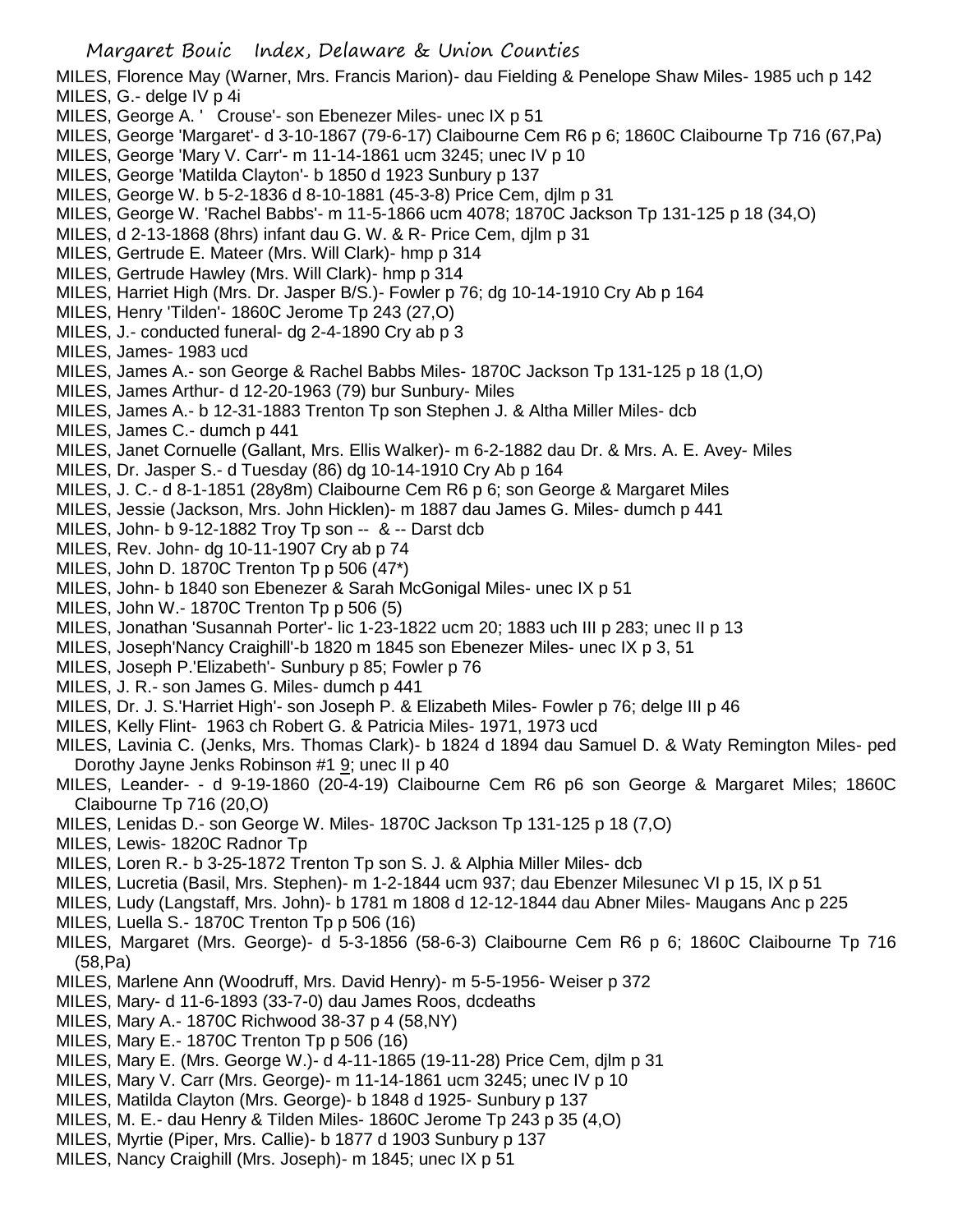MILES, Florence May (Warner, Mrs. Francis Marion)- dau Fielding & Penelope Shaw Miles- 1985 uch p 142
MILES, G.- delge IV p 4i
MILES, George A. ' Crouse'- son Ebenezer Miles- unec IX p 51
MILES, George 'Margaret'- d 3-10-1867 (79-6-17) Claibourne Cem R6 p 6; 1860C Claibourne Tp 716 (67,Pa)
MILES, George 'Mary V. Carr'- m 11-14-1861 ucm 3245; unec IV p 10
MILES, George 'Matilda Clayton'- b 1850 d 1923 Sunbury p 137
MILES, George W. b 5-2-1836 d 8-10-1881 (45-3-8) Price Cem, djlm p 31
MILES, George W. 'Rachel Babbs'- m 11-5-1866 ucm 4078; 1870C Jackson Tp 131-125 p 18 (34,O)
MILES, d 2-13-1868 (8hrs) infant dau G. W. & R- Price Cem, djlm p 31
MILES, Gertrude E. Mateer (Mrs. Will Clark)- hmp p 314
MILES, Gertrude Hawley (Mrs. Will Clark)- hmp p 314
MILES, Harriet High (Mrs. Dr. Jasper B/S.)- Fowler p 76; dg 10-14-1910 Cry Ab p 164
MILES, Henry 'Tilden'- 1860C Jerome Tp 243 (27,O)
MILES, J.- conducted funeral- dg 2-4-1890 Cry ab p 3
MILES, James- 1983 ucd
MILES, James A.- son George & Rachel Babbs Miles- 1870C Jackson Tp 131-125 p 18 (1,O)
MILES, James Arthur- d 12-20-1963 (79) bur Sunbury- Miles
MILES, James A.- b 12-31-1883 Trenton Tp son Stephen J. & Altha Miller Miles- dcb
MILES, James C.- dumch p 441
MILES, Janet Cornuelle (Gallant, Mrs. Ellis Walker)- m 6-2-1882 dau Dr. & Mrs. A. E. Avey- Miles
MILES, Dr. Jasper S.- d Tuesday (86) dg 10-14-1910 Cry Ab p 164
MILES, J. C.- d 8-1-1851 (28y8m) Claibourne Cem R6 p 6; son George & Margaret Miles
MILES, Jessie (Jackson, Mrs. John Hicklen)- m 1887 dau James G. Miles- dumch p 441
MILES, John- b 9-12-1882 Troy Tp son -- & -- Darst dcb
MILES, Rev. John- dg 10-11-1907 Cry ab p 74
MILES, John D. 1870C Trenton Tp p 506 (47*)
MILES, John- b 1840 son Ebenezer & Sarah McGonigal Miles- unec IX p 51
MILES, John W.- 1870C Trenton Tp p 506 (5)
MILES, Jonathan 'Susannah Porter'- lic 1-23-1822 ucm 20; 1883 uch III p 283; unec II p 13
MILES, Joseph'Nancy Craighill'-b 1820 m 1845 son Ebenezer Miles- unec IX p 3, 51
MILES, Joseph P.'Elizabeth'- Sunbury p 85; Fowler p 76
MILES, J. R.- son James G. Miles- dumch p 441
MILES, Dr. J. S.'Harriet High'- son Joseph P. & Elizabeth Miles- Fowler p 76; delge III p 46
MILES, Kelly Flint- 1963 ch Robert G. & Patricia Miles- 1971, 1973 ucd
MILES, Lavinia C. (Jenks, Mrs. Thomas Clark)- b 1824 d 1894 dau Samuel D. & Waty Remington Miles- ped Dorothy Jayne Jenks Robinson #1 9; unec II p 40
MILES, Leander- - d 9-19-1860 (20-4-19) Claibourne Cem R6 p6 son George & Margaret Miles; 1860C Claibourne Tp 716 (20,O)
MILES, Lenidas D.- son George W. Miles- 1870C Jackson Tp 131-125 p 18 (7,O)
MILES, Lewis- 1820C Radnor Tp
MILES, Loren R.- b 3-25-1872 Trenton Tp son S. J. & Alphia Miller Miles- dcb
MILES, Lucretia (Basil, Mrs. Stephen)- m 1-2-1844 ucm 937; dau Ebenzer Milesunec VI p 15, IX p 51
MILES, Ludy (Langstaff, Mrs. John)- b 1781 m 1808 d 12-12-1844 dau Abner Miles- Maugans Anc p 225
MILES, Luella S.- 1870C Trenton Tp p 506 (16)
MILES, Margaret (Mrs. George)- d 5-3-1856 (58-6-3) Claibourne Cem R6 p 6; 1860C Claibourne Tp 716 (58,Pa)
MILES, Marlene Ann (Woodruff, Mrs. David Henry)- m 5-5-1956- Weiser p 372
MILES, Mary- d 11-6-1893 (33-7-0) dau James Roos, dcdeaths
MILES, Mary A.- 1870C Richwood 38-37 p 4 (58,NY)
MILES, Mary E.- 1870C Trenton Tp p 506 (16)
MILES, Mary E. (Mrs. George W.)- d 4-11-1865 (19-11-28) Price Cem, djlm p 31
MILES, Mary V. Carr (Mrs. George)- m 11-14-1861 ucm 3245; unec IV p 10
MILES, Matilda Clayton (Mrs. George)- b 1848 d 1925- Sunbury p 137
MILES, M. E.- dau Henry & Tilden Miles- 1860C Jerome Tp 243 p 35 (4,O)
MILES, Myrtie (Piper, Mrs. Callie)- b 1877 d 1903 Sunbury p 137
MILES, Nancy Craighill (Mrs. Joseph)- m 1845; unec IX p 51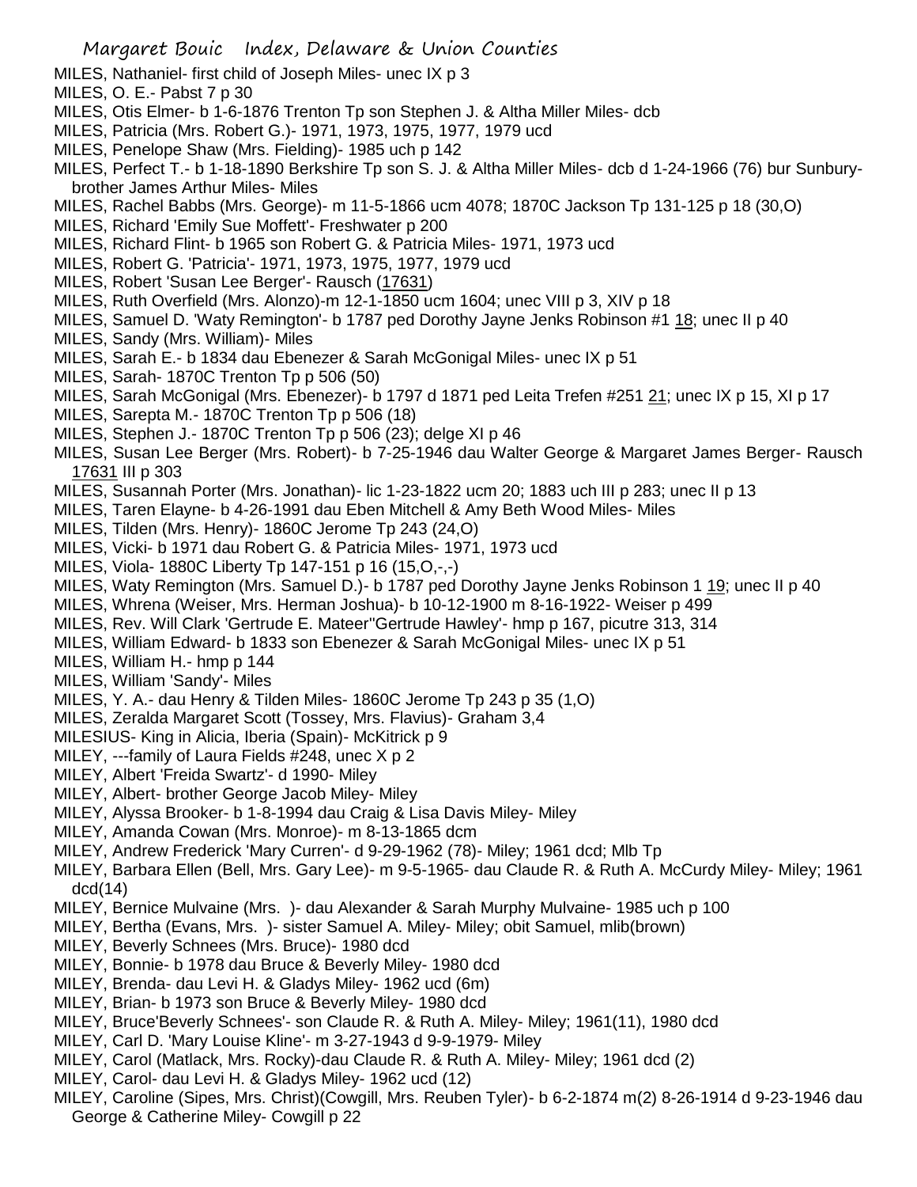MILES, Nathaniel- first child of Joseph Miles- unec IX p 3

MILES, O. E.- Pabst 7 p 30

MILES, Otis Elmer- b 1-6-1876 Trenton Tp son Stephen J. & Altha Miller Miles- dcb

MILES, Patricia (Mrs. Robert G.)- 1971, 1973, 1975, 1977, 1979 ucd

MILES, Penelope Shaw (Mrs. Fielding)- 1985 uch p 142

MILES, Perfect T.- b 1-18-1890 Berkshire Tp son S. J. & Altha Miller Miles- dcb d 1-24-1966 (76) bur Sunbury- brother James Arthur Miles- Miles

MILES, Rachel Babbs (Mrs. George)- m 11-5-1866 ucm 4078; 1870C Jackson Tp 131-125 p 18 (30,O)

MILES, Richard 'Emily Sue Moffett'- Freshwater p 200

MILES, Richard Flint- b 1965 son Robert G. & Patricia Miles- 1971, 1973 ucd

MILES, Robert G. 'Patricia'- 1971, 1973, 1975, 1977, 1979 ucd

MILES, Robert 'Susan Lee Berger'- Rausch (17631)

MILES, Ruth Overfield (Mrs. Alonzo)-m 12-1-1850 ucm 1604; unec VIII p 3, XIV p 18

MILES, Samuel D. 'Waty Remington'- b 1787 ped Dorothy Jayne Jenks Robinson #1 18; unec II p 40

MILES, Sandy (Mrs. William)- Miles

MILES, Sarah E.- b 1834 dau Ebenezer & Sarah McGonigal Miles- unec IX p 51

MILES, Sarah- 1870C Trenton Tp p 506 (50)

MILES, Sarah McGonigal (Mrs. Ebenezer)- b 1797 d 1871 ped Leita Trefen #251 21; unec IX p 15, XI p 17

MILES, Sarepta M.- 1870C Trenton Tp p 506 (18)

MILES, Stephen J.- 1870C Trenton Tp p 506 (23); delge XI p 46

MILES, Susan Lee Berger (Mrs. Robert)- b 7-25-1946 dau Walter George & Margaret James Berger- Rausch 17631 III p 303

MILES, Susannah Porter (Mrs. Jonathan)- lic 1-23-1822 ucm 20; 1883 uch III p 283; unec II p 13

MILES, Taren Elayne- b 4-26-1991 dau Eben Mitchell & Amy Beth Wood Miles- Miles

MILES, Tilden (Mrs. Henry)- 1860C Jerome Tp 243 (24,O)

MILES, Vicki- b 1971 dau Robert G. & Patricia Miles- 1971, 1973 ucd

MILES, Viola- 1880C Liberty Tp 147-151 p 16 (15,O,-,-)

MILES, Waty Remington (Mrs. Samuel D.)- b 1787 ped Dorothy Jayne Jenks Robinson 1 19; unec II p 40

MILES, Whrena (Weiser, Mrs. Herman Joshua)- b 10-12-1900 m 8-16-1922- Weiser p 499

MILES, Rev. Will Clark 'Gertrude E. Mateer''Gertrude Hawley'- hmp p 167, picutre 313, 314

MILES, William Edward- b 1833 son Ebenezer & Sarah McGonigal Miles- unec IX p 51

MILES, William H.- hmp p 144

MILES, William 'Sandy'- Miles

MILES, Y. A.- dau Henry & Tilden Miles- 1860C Jerome Tp 243 p 35 (1,O)

MILES, Zeralda Margaret Scott (Tossey, Mrs. Flavius)- Graham 3,4

MILESIUS- King in Alicia, Iberia (Spain)- McKitrick p 9

MILEY, ---family of Laura Fields #248, unec X p 2

MILEY, Albert 'Freida Swartz'- d 1990- Miley

MILEY, Albert- brother George Jacob Miley- Miley

MILEY, Alyssa Brooker- b 1-8-1994 dau Craig & Lisa Davis Miley- Miley

MILEY, Amanda Cowan (Mrs. Monroe)- m 8-13-1865 dcm

MILEY, Andrew Frederick 'Mary Curren'- d 9-29-1962 (78)- Miley; 1961 dcd; Mlb Tp

MILEY, Barbara Ellen (Bell, Mrs. Gary Lee)- m 9-5-1965- dau Claude R. & Ruth A. McCurdy Miley- Miley; 1961 dcd(14)

MILEY, Bernice Mulvaine (Mrs. )- dau Alexander & Sarah Murphy Mulvaine- 1985 uch p 100

MILEY, Bertha (Evans, Mrs. )- sister Samuel A. Miley- Miley; obit Samuel, mlib(brown)

MILEY, Beverly Schnees (Mrs. Bruce)- 1980 dcd

MILEY, Bonnie- b 1978 dau Bruce & Beverly Miley- 1980 dcd

MILEY, Brenda- dau Levi H. & Gladys Miley- 1962 ucd (6m)

MILEY, Brian- b 1973 son Bruce & Beverly Miley- 1980 dcd

MILEY, Bruce'Beverly Schnees'- son Claude R. & Ruth A. Miley- Miley; 1961(11), 1980 dcd

MILEY, Carl D. 'Mary Louise Kline'- m 3-27-1943 d 9-9-1979- Miley

MILEY, Carol (Matlack, Mrs. Rocky)-dau Claude R. & Ruth A. Miley- Miley; 1961 dcd (2)

MILEY, Carol- dau Levi H. & Gladys Miley- 1962 ucd (12)

MILEY, Caroline (Sipes, Mrs. Christ)(Cowgill, Mrs. Reuben Tyler)- b 6-2-1874 m(2) 8-26-1914 d 9-23-1946 dau George & Catherine Miley- Cowgill p 22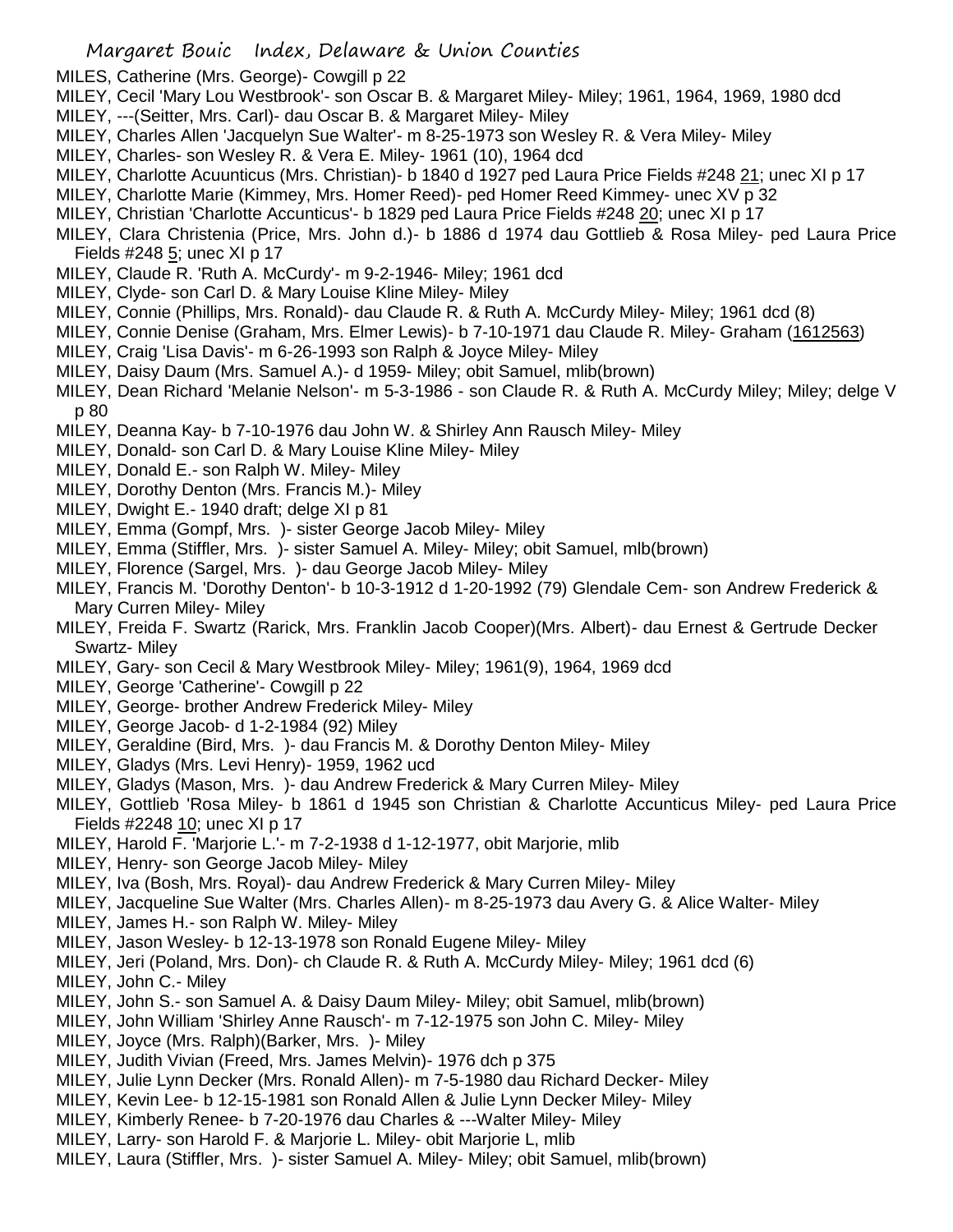MILES, Catherine (Mrs. George)- Cowgill p 22

MILEY, Cecil 'Mary Lou Westbrook'- son Oscar B. & Margaret Miley- Miley; 1961, 1964, 1969, 1980 dcd

MILEY, ---(Seitter, Mrs. Carl)- dau Oscar B. & Margaret Miley- Miley

MILEY, Charles Allen 'Jacquelyn Sue Walter'- m 8-25-1973 son Wesley R. & Vera Miley- Miley

MILEY, Charles- son Wesley R. & Vera E. Miley- 1961 (10), 1964 dcd

MILEY, Charlotte Acuunticus (Mrs. Christian)- b 1840 d 1927 ped Laura Price Fields #248 21; unec XI p 17

MILEY, Charlotte Marie (Kimmey, Mrs. Homer Reed)- ped Homer Reed Kimmey- unec XV p 32

MILEY, Christian 'Charlotte Accunticus'- b 1829 ped Laura Price Fields #248 20; unec XI p 17

MILEY, Clara Christenia (Price, Mrs. John d.)- b 1886 d 1974 dau Gottlieb & Rosa Miley- ped Laura Price Fields #248 5; unec XI p 17

MILEY, Claude R. 'Ruth A. McCurdy'- m 9-2-1946- Miley; 1961 dcd

MILEY, Clyde- son Carl D. & Mary Louise Kline Miley- Miley

MILEY, Connie (Phillips, Mrs. Ronald)- dau Claude R. & Ruth A. McCurdy Miley- Miley; 1961 dcd (8)

MILEY, Connie Denise (Graham, Mrs. Elmer Lewis)- b 7-10-1971 dau Claude R. Miley- Graham (1612563)

MILEY, Craig 'Lisa Davis'- m 6-26-1993 son Ralph & Joyce Miley- Miley

MILEY, Daisy Daum (Mrs. Samuel A.)- d 1959- Miley; obit Samuel, mlib(brown)

MILEY, Dean Richard 'Melanie Nelson'- m 5-3-1986 - son Claude R. & Ruth A. McCurdy Miley; Miley; delge V p 80

MILEY, Deanna Kay- b 7-10-1976 dau John W. & Shirley Ann Rausch Miley- Miley

MILEY, Donald- son Carl D. & Mary Louise Kline Miley- Miley

MILEY, Donald E.- son Ralph W. Miley- Miley

MILEY, Dorothy Denton (Mrs. Francis M.)- Miley

MILEY, Dwight E.- 1940 draft; delge XI p 81

MILEY, Emma (Gompf, Mrs. )- sister George Jacob Miley- Miley

MILEY, Emma (Stiffler, Mrs. )- sister Samuel A. Miley- Miley; obit Samuel, mlb(brown)

MILEY, Florence (Sargel, Mrs. )- dau George Jacob Miley- Miley

MILEY, Francis M. 'Dorothy Denton'- b 10-3-1912 d 1-20-1992 (79) Glendale Cem- son Andrew Frederick & Mary Curren Miley- Miley

MILEY, Freida F. Swartz (Rarick, Mrs. Franklin Jacob Cooper)(Mrs. Albert)- dau Ernest & Gertrude Decker Swartz- Miley

MILEY, Gary- son Cecil & Mary Westbrook Miley- Miley; 1961(9), 1964, 1969 dcd

MILEY, George 'Catherine'- Cowgill p 22

MILEY, George- brother Andrew Frederick Miley- Miley

MILEY, George Jacob- d 1-2-1984 (92) Miley

MILEY, Geraldine (Bird, Mrs. )- dau Francis M. & Dorothy Denton Miley- Miley

MILEY, Gladys (Mrs. Levi Henry)- 1959, 1962 ucd

MILEY, Gladys (Mason, Mrs. )- dau Andrew Frederick & Mary Curren Miley- Miley

MILEY, Gottlieb 'Rosa Miley- b 1861 d 1945 son Christian & Charlotte Accunticus Miley- ped Laura Price Fields #2248 10; unec XI p 17

MILEY, Harold F. 'Marjorie L.'- m 7-2-1938 d 1-12-1977, obit Marjorie, mlib

MILEY, Henry- son George Jacob Miley- Miley

MILEY, Iva (Bosh, Mrs. Royal)- dau Andrew Frederick & Mary Curren Miley- Miley

MILEY, Jacqueline Sue Walter (Mrs. Charles Allen)- m 8-25-1973 dau Avery G. & Alice Walter- Miley

MILEY, James H.- son Ralph W. Miley- Miley

MILEY, Jason Wesley- b 12-13-1978 son Ronald Eugene Miley- Miley

MILEY, Jeri (Poland, Mrs. Don)- ch Claude R. & Ruth A. McCurdy Miley- Miley; 1961 dcd (6)

MILEY, John C.- Miley

MILEY, John S.- son Samuel A. & Daisy Daum Miley- Miley; obit Samuel, mlib(brown)

MILEY, John William 'Shirley Anne Rausch'- m 7-12-1975 son John C. Miley- Miley

MILEY, Joyce (Mrs. Ralph)(Barker, Mrs. )- Miley

MILEY, Judith Vivian (Freed, Mrs. James Melvin)- 1976 dch p 375

MILEY, Julie Lynn Decker (Mrs. Ronald Allen)- m 7-5-1980 dau Richard Decker- Miley

MILEY, Kevin Lee- b 12-15-1981 son Ronald Allen & Julie Lynn Decker Miley- Miley

MILEY, Kimberly Renee- b 7-20-1976 dau Charles & ---Walter Miley- Miley

MILEY, Larry- son Harold F. & Marjorie L. Miley- obit Marjorie L, mlib

MILEY, Laura (Stiffler, Mrs. )- sister Samuel A. Miley- Miley; obit Samuel, mlib(brown)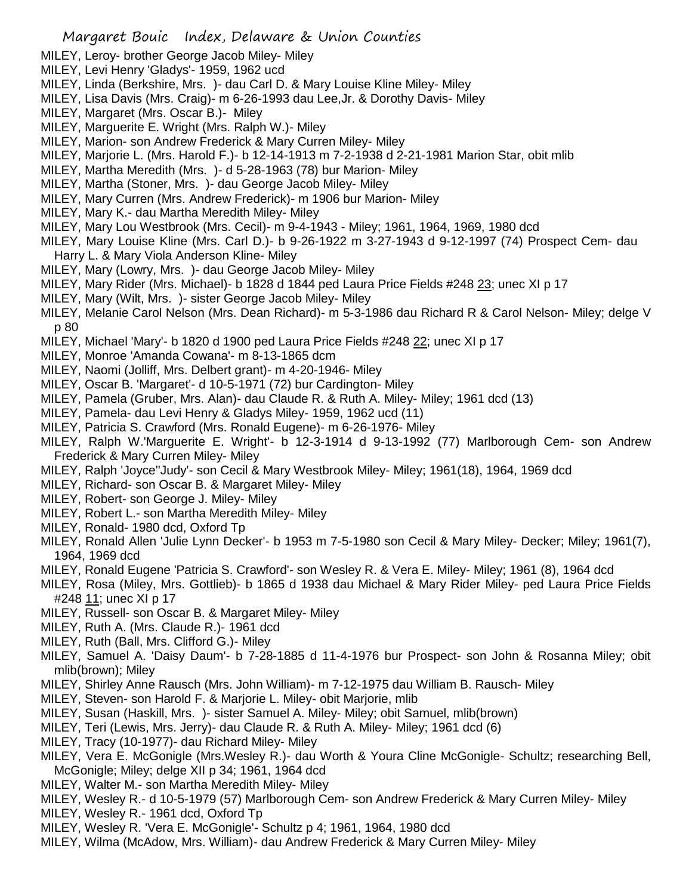MILEY, Leroy- brother George Jacob Miley- Miley
MILEY, Levi Henry 'Gladys'- 1959, 1962 ucd
MILEY, Linda (Berkshire, Mrs. )- dau Carl D. & Mary Louise Kline Miley- Miley
MILEY, Lisa Davis (Mrs. Craig)- m 6-26-1993 dau Lee,Jr. & Dorothy Davis- Miley
MILEY, Margaret (Mrs. Oscar B.)- Miley
MILEY, Marguerite E. Wright (Mrs. Ralph W.)- Miley
MILEY, Marion- son Andrew Frederick & Mary Curren Miley- Miley
MILEY, Marjorie L. (Mrs. Harold F.)- b 12-14-1913 m 7-2-1938 d 2-21-1981 Marion Star, obit mlib
MILEY, Martha Meredith (Mrs. )- d 5-28-1963 (78) bur Marion- Miley
MILEY, Martha (Stoner, Mrs. )- dau George Jacob Miley- Miley
MILEY, Mary Curren (Mrs. Andrew Frederick)- m 1906 bur Marion- Miley
MILEY, Mary K.- dau Martha Meredith Miley- Miley
MILEY, Mary Lou Westbrook (Mrs. Cecil)- m 9-4-1943 - Miley; 1961, 1964, 1969, 1980 dcd
MILEY, Mary Louise Kline (Mrs. Carl D.)- b 9-26-1922 m 3-27-1943 d 9-12-1997 (74) Prospect Cem- dau Harry L. & Mary Viola Anderson Kline- Miley
MILEY, Mary (Lowry, Mrs. )- dau George Jacob Miley- Miley
MILEY, Mary Rider (Mrs. Michael)- b 1828 d 1844 ped Laura Price Fields #248 23; unec XI p 17
MILEY, Mary (Wilt, Mrs. )- sister George Jacob Miley- Miley
MILEY, Melanie Carol Nelson (Mrs. Dean Richard)- m 5-3-1986 dau Richard R & Carol Nelson- Miley; delge V p 80
MILEY, Michael 'Mary'- b 1820 d 1900 ped Laura Price Fields #248 22; unec XI p 17
MILEY, Monroe 'Amanda Cowana'- m 8-13-1865 dcm
MILEY, Naomi (Jolliff, Mrs. Delbert grant)- m 4-20-1946- Miley
MILEY, Oscar B. 'Margaret'- d 10-5-1971 (72) bur Cardington- Miley
MILEY, Pamela (Gruber, Mrs. Alan)- dau Claude R. & Ruth A. Miley- Miley; 1961 dcd (13)
MILEY, Pamela- dau Levi Henry & Gladys Miley- 1959, 1962 ucd (11)
MILEY, Patricia S. Crawford (Mrs. Ronald Eugene)- m 6-26-1976- Miley
MILEY, Ralph W.'Marguerite E. Wright'- b 12-3-1914 d 9-13-1992 (77) Marlborough Cem- son Andrew Frederick & Mary Curren Miley- Miley
MILEY, Ralph 'Joyce''Judy'- son Cecil & Mary Westbrook Miley- Miley; 1961(18), 1964, 1969 dcd
MILEY, Richard- son Oscar B. & Margaret Miley- Miley
MILEY, Robert- son George J. Miley- Miley
MILEY, Robert L.- son Martha Meredith Miley- Miley
MILEY, Ronald- 1980 dcd, Oxford Tp
MILEY, Ronald Allen 'Julie Lynn Decker'- b 1953 m 7-5-1980 son Cecil & Mary Miley- Decker; Miley; 1961(7), 1964, 1969 dcd
MILEY, Ronald Eugene 'Patricia S. Crawford'- son Wesley R. & Vera E. Miley- Miley; 1961 (8), 1964 dcd
MILEY, Rosa (Miley, Mrs. Gottlieb)- b 1865 d 1938 dau Michael & Mary Rider Miley- ped Laura Price Fields #248 11; unec XI p 17
MILEY, Russell- son Oscar B. & Margaret Miley- Miley
MILEY, Ruth A. (Mrs. Claude R.)- 1961 dcd
MILEY, Ruth (Ball, Mrs. Clifford G.)- Miley
MILEY, Samuel A. 'Daisy Daum'- b 7-28-1885 d 11-4-1976 bur Prospect- son John & Rosanna Miley; obit mlib(brown); Miley
MILEY, Shirley Anne Rausch (Mrs. John William)- m 7-12-1975 dau William B. Rausch- Miley
MILEY, Steven- son Harold F. & Marjorie L. Miley- obit Marjorie, mlib
MILEY, Susan (Haskill, Mrs. )- sister Samuel A. Miley- Miley; obit Samuel, mlib(brown)
MILEY, Teri (Lewis, Mrs. Jerry)- dau Claude R. & Ruth A. Miley- Miley; 1961 dcd (6)
MILEY, Tracy (10-1977)- dau Richard Miley- Miley
MILEY, Vera E. McGonigle (Mrs.Wesley R.)- dau Worth & Youra Cline McGonigle- Schultz; researching Bell, McGonigle; Miley; delge XII p 34; 1961, 1964 dcd
MILEY, Walter M.- son Martha Meredith Miley- Miley
MILEY, Wesley R.- d 10-5-1979 (57) Marlborough Cem- son Andrew Frederick & Mary Curren Miley- Miley
MILEY, Wesley R.- 1961 dcd, Oxford Tp
MILEY, Wesley R. 'Vera E. McGonigle'- Schultz p 4; 1961, 1964, 1980 dcd
MILEY, Wilma (McAdow, Mrs. William)- dau Andrew Frederick & Mary Curren Miley- Miley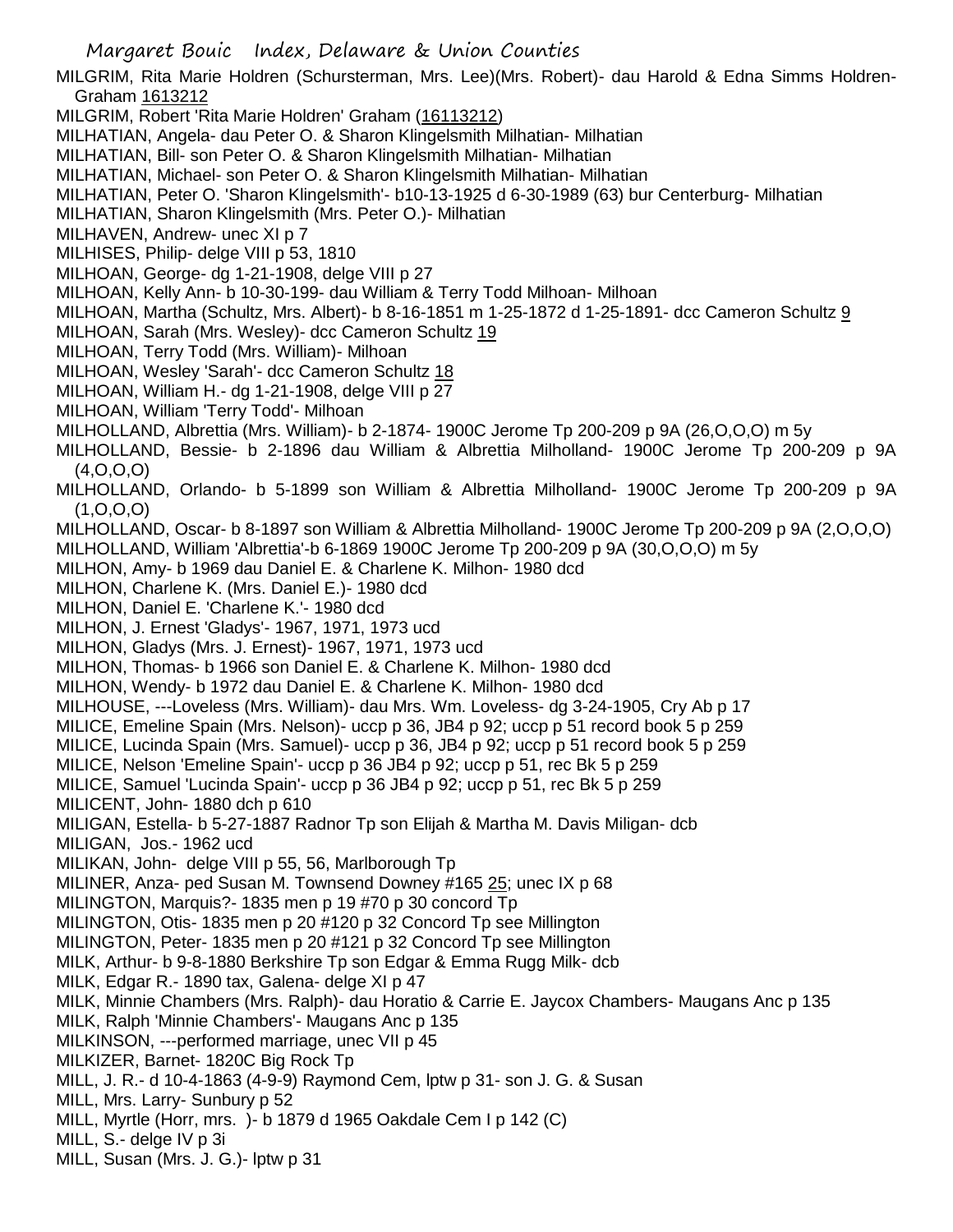MILGRIM, Rita Marie Holdren (Schursterman, Mrs. Lee)(Mrs. Robert)- dau Harold & Edna Simms Holdren-Graham 1613212

MILGRIM, Robert 'Rita Marie Holdren' Graham (16113212)

MILHATIAN, Angela- dau Peter O. & Sharon Klingelsmith Milhatian- Milhatian

MILHATIAN, Bill- son Peter O. & Sharon Klingelsmith Milhatian- Milhatian

MILHATIAN, Michael- son Peter O. & Sharon Klingelsmith Milhatian- Milhatian

MILHATIAN, Peter O. 'Sharon Klingelsmith'- b10-13-1925 d 6-30-1989 (63) bur Centerburg- Milhatian

MILHATIAN, Sharon Klingelsmith (Mrs. Peter O.)- Milhatian

MILHAVEN, Andrew- unec XI p 7

MILHISES, Philip- delge VIII p 53, 1810

MILHOAN, George- dg 1-21-1908, delge VIII p 27

MILHOAN, Kelly Ann- b 10-30-199- dau William & Terry Todd Milhoan- Milhoan

MILHOAN, Martha (Schultz, Mrs. Albert)- b 8-16-1851 m 1-25-1872 d 1-25-1891- dcc Cameron Schultz 9

MILHOAN, Sarah (Mrs. Wesley)- dcc Cameron Schultz 19

MILHOAN, Terry Todd (Mrs. William)- Milhoan

MILHOAN, Wesley 'Sarah'- dcc Cameron Schultz 18

MILHOAN, William H.- dg 1-21-1908, delge VIII p 27

MILHOAN, William 'Terry Todd'- Milhoan

MILHOLLAND, Albrettia (Mrs. William)- b 2-1874- 1900C Jerome Tp 200-209 p 9A (26,O,O,O) m 5y

MILHOLLAND, Bessie- b 2-1896 dau William & Albrettia Milholland- 1900C Jerome Tp 200-209 p 9A (4,O,O,O)

MILHOLLAND, Orlando- b 5-1899 son William & Albrettia Milholland- 1900C Jerome Tp 200-209 p 9A (1,O,O,O)

MILHOLLAND, Oscar- b 8-1897 son William & Albrettia Milholland- 1900C Jerome Tp 200-209 p 9A (2,O,O,O)

MILHOLLAND, William 'Albrettia'-b 6-1869 1900C Jerome Tp 200-209 p 9A (30,O,O,O) m 5y

MILHON, Amy- b 1969 dau Daniel E. & Charlene K. Milhon- 1980 dcd

MILHON, Charlene K. (Mrs. Daniel E.)- 1980 dcd

MILHON, Daniel E. 'Charlene K.'- 1980 dcd

MILHON, J. Ernest 'Gladys'- 1967, 1971, 1973 ucd

MILHON, Gladys (Mrs. J. Ernest)- 1967, 1971, 1973 ucd

MILHON, Thomas- b 1966 son Daniel E. & Charlene K. Milhon- 1980 dcd

MILHON, Wendy- b 1972 dau Daniel E. & Charlene K. Milhon- 1980 dcd

MILHOUSE, ---Loveless (Mrs. William)- dau Mrs. Wm. Loveless- dg 3-24-1905, Cry Ab p 17

MILICE, Emeline Spain (Mrs. Nelson)- uccp p 36, JB4 p 92; uccp p 51 record book 5 p 259

MILICE, Lucinda Spain (Mrs. Samuel)- uccp p 36, JB4 p 92; uccp p 51 record book 5 p 259

MILICE, Nelson 'Emeline Spain'- uccp p 36 JB4 p 92; uccp p 51, rec Bk 5 p 259

MILICE, Samuel 'Lucinda Spain'- uccp p 36 JB4 p 92; uccp p 51, rec Bk 5 p 259

MILICENT, John- 1880 dch p 610

MILIGAN, Estella- b 5-27-1887 Radnor Tp son Elijah & Martha M. Davis Miligan- dcb

MILIGAN, Jos.- 1962 ucd

MILIKAN, John- delge VIII p 55, 56, Marlborough Tp

MILINER, Anza- ped Susan M. Townsend Downey #165 25; unec IX p 68

MILINGTON, Marquis?- 1835 men p 19 #70 p 30 concord Tp

MILINGTON, Otis- 1835 men p 20 #120 p 32 Concord Tp see Millington

MILINGTON, Peter- 1835 men p 20 #121 p 32 Concord Tp see Millington

MILK, Arthur- b 9-8-1880 Berkshire Tp son Edgar & Emma Rugg Milk- dcb

MILK, Edgar R.- 1890 tax, Galena- delge XI p 47

MILK, Minnie Chambers (Mrs. Ralph)- dau Horatio & Carrie E. Jaycox Chambers- Maugans Anc p 135

MILK, Ralph 'Minnie Chambers'- Maugans Anc p 135

MILKINSON, ---performed marriage, unec VII p 45

MILKIZER, Barnet- 1820C Big Rock Tp

MILL, J. R.- d 10-4-1863 (4-9-9) Raymond Cem, lptw p 31- son J. G. & Susan

MILL, Mrs. Larry- Sunbury p 52

MILL, Myrtle (Horr, mrs. )- b 1879 d 1965 Oakdale Cem I p 142 (C)

MILL, S.- delge IV p 3i

MILL, Susan (Mrs. J. G.)- lptw p 31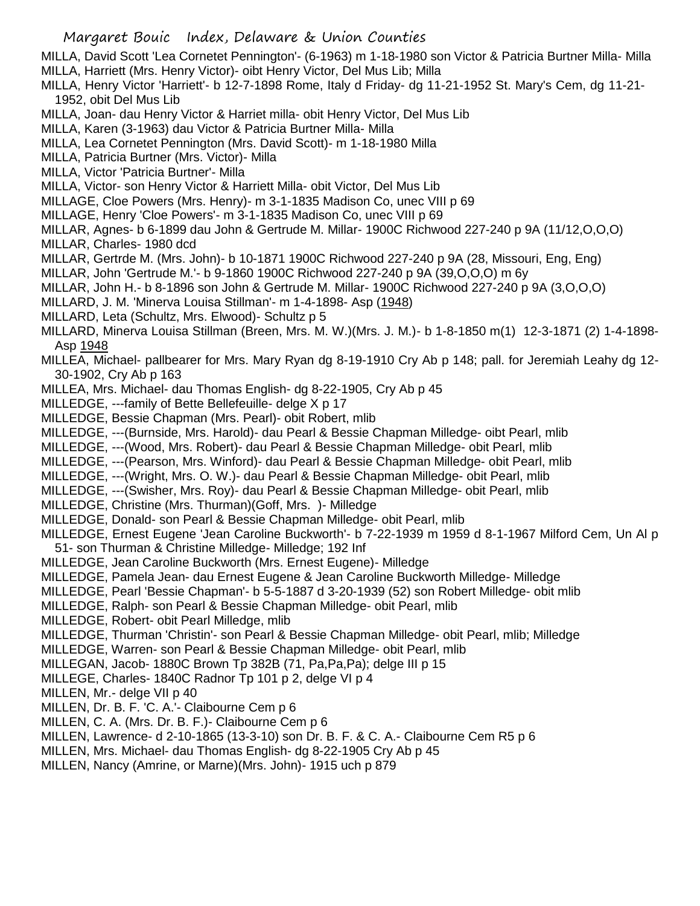MILLA, David Scott 'Lea Cornetet Pennington'- (6-1963) m 1-18-1980 son Victor & Patricia Burtner Milla- Milla
MILLA, Harriett (Mrs. Henry Victor)- oibt Henry Victor, Del Mus Lib; Milla
MILLA, Henry Victor 'Harriett'- b 12-7-1898 Rome, Italy d Friday- dg 11-21-1952 St. Mary's Cem, dg 11-21-1952, obit Del Mus Lib
MILLA, Joan- dau Henry Victor & Harriet milla- obit Henry Victor, Del Mus Lib
MILLA, Karen (3-1963) dau Victor & Patricia Burtner Milla- Milla
MILLA, Lea Cornetet Pennington (Mrs. David Scott)- m 1-18-1980 Milla
MILLA, Patricia Burtner (Mrs. Victor)- Milla
MILLA, Victor 'Patricia Burtner'- Milla
MILLA, Victor- son Henry Victor & Harriett Milla- obit Victor, Del Mus Lib
MILLAGE, Cloe Powers (Mrs. Henry)- m 3-1-1835 Madison Co, unec VIII p 69
MILLAGE, Henry 'Cloe Powers'- m 3-1-1835 Madison Co, unec VIII p 69
MILLAR, Agnes- b 6-1899 dau John & Gertrude M. Millar- 1900C Richwood 227-240 p 9A (11/12,O,O,O)
MILLAR, Charles- 1980 dcd
MILLAR, Gertrde M. (Mrs. John)- b 10-1871 1900C Richwood 227-240 p 9A (28, Missouri, Eng, Eng)
MILLAR, John 'Gertrude M.'- b 9-1860 1900C Richwood 227-240 p 9A (39,O,O,O) m 6y
MILLAR, John H.- b 8-1896 son John & Gertrude M. Millar- 1900C Richwood 227-240 p 9A (3,O,O,O)
MILLARD, J. M. 'Minerva Louisa Stillman'- m 1-4-1898- Asp (1948)
MILLARD, Leta (Schultz, Mrs. Elwood)- Schultz p 5
MILLARD, Minerva Louisa Stillman (Breen, Mrs. M. W.)(Mrs. J. M.)- b 1-8-1850 m(1) 12-3-1871 (2) 1-4-1898- Asp 1948
MILLEA, Michael- pallbearer for Mrs. Mary Ryan dg 8-19-1910 Cry Ab p 148; pall. for Jeremiah Leahy dg 12-30-1902, Cry Ab p 163
MILLEA, Mrs. Michael- dau Thomas English- dg 8-22-1905, Cry Ab p 45
MILLEDGE, ---family of Bette Bellefeuille- delge X p 17
MILLEDGE, Bessie Chapman (Mrs. Pearl)- obit Robert, mlib
MILLEDGE, ---(Burnside, Mrs. Harold)- dau Pearl & Bessie Chapman Milledge- oibt Pearl, mlib
MILLEDGE, ---(Wood, Mrs. Robert)- dau Pearl & Bessie Chapman Milledge- obit Pearl, mlib
MILLEDGE, ---(Pearson, Mrs. Winford)- dau Pearl & Bessie Chapman Milledge- obit Pearl, mlib
MILLEDGE, ---(Wright, Mrs. O. W.)- dau Pearl & Bessie Chapman Milledge- obit Pearl, mlib
MILLEDGE, ---(Swisher, Mrs. Roy)- dau Pearl & Bessie Chapman Milledge- obit Pearl, mlib
MILLEDGE, Christine (Mrs. Thurman)(Goff, Mrs. )- Milledge
MILLEDGE, Donald- son Pearl & Bessie Chapman Milledge- obit Pearl, mlib
MILLEDGE, Ernest Eugene 'Jean Caroline Buckworth'- b 7-22-1939 m 1959 d 8-1-1967 Milford Cem, Un Al p 51- son Thurman & Christine Milledge- Milledge; 192 Inf
MILLEDGE, Jean Caroline Buckworth (Mrs. Ernest Eugene)- Milledge
MILLEDGE, Pamela Jean- dau Ernest Eugene & Jean Caroline Buckworth Milledge- Milledge
MILLEDGE, Pearl 'Bessie Chapman'- b 5-5-1887 d 3-20-1939 (52) son Robert Milledge- obit mlib
MILLEDGE, Ralph- son Pearl & Bessie Chapman Milledge- obit Pearl, mlib
MILLEDGE, Robert- obit Pearl Milledge, mlib
MILLEDGE, Thurman 'Christin'- son Pearl & Bessie Chapman Milledge- obit Pearl, mlib; Milledge
MILLEDGE, Warren- son Pearl & Bessie Chapman Milledge- obit Pearl, mlib
MILLEGAN, Jacob- 1880C Brown Tp 382B (71, Pa,Pa,Pa); delge III p 15
MILLEGE, Charles- 1840C Radnor Tp 101 p 2, delge VI p 4
MILLEN, Mr.- delge VII p 40
MILLEN, Dr. B. F. 'C. A.'- Claibourne Cem p 6
MILLEN, C. A. (Mrs. Dr. B. F.)- Claibourne Cem p 6
MILLEN, Lawrence- d 2-10-1865 (13-3-10) son Dr. B. F. & C. A.- Claibourne Cem R5 p 6
MILLEN, Mrs. Michael- dau Thomas English- dg 8-22-1905 Cry Ab p 45
MILLEN, Nancy (Amrine, or Marne)(Mrs. John)- 1915 uch p 879